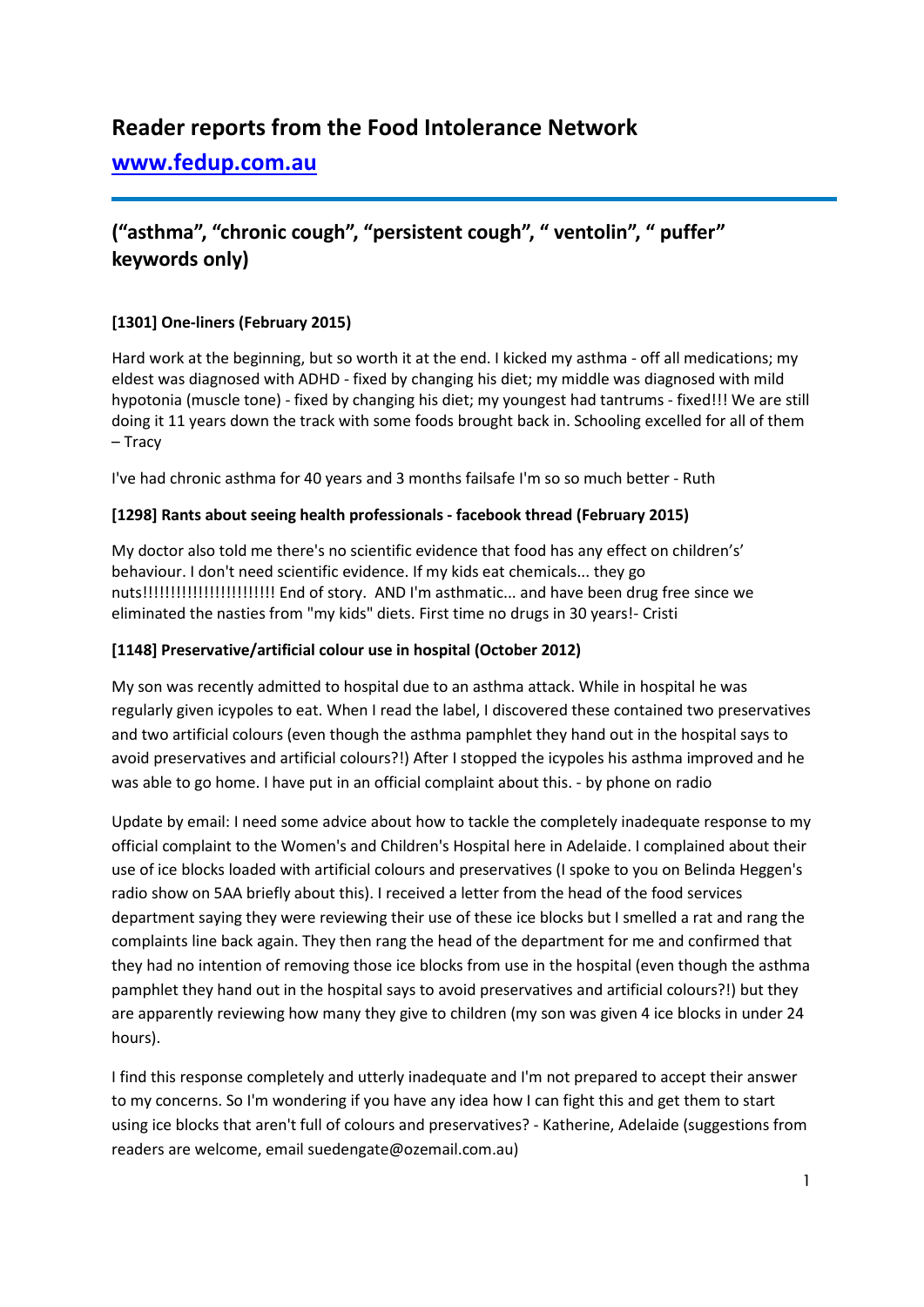# Reader reports from the Food Intolerance Network

## [www.fedup.com.au](http://www.fedup.com.au)

## ("asthma", "chronic cough", "persistent cough", " ventolin", " puffer" keywords only)

#### [1301] One-liners (February 2015)

Hard work at the beginning, but so worth it at the end. I kicked my asthma - off all medications; my eldest was diagnosed with ADHD - fixed by changing his diet; my middle was diagnosed with mild hypotonia (muscle tone) - fixed by changing his diet; my youngest had tantrums - fixed!!! We are still doing it 11 years down the track with some foods brought back in. Schooling excelled for all of them – Tracy

I've had chronic asthma for 40 years and 3 months failsafe I'm so so much better - Ruth

#### [1298] Rants about seeing health professionals - facebook thread (February 2015)

My doctor also told me there's no scientific evidence that food has any effect on children's' behaviour. I don't need scientific evidence. If my kids eat chemicals... they go nuts!!!!!!!!!!!!!!!!!!!!!!!!! End of story. AND I'm asthmatic... and have been drug free since we eliminated the nasties from "my kids" diets. First time no drugs in 30 years!- Cristi

#### [1148] Preservative/artificial colour use in hospital (October 2012)

My son was recently admitted to hospital due to an asthma attack. While in hospital he was regularly given icypoles to eat. When I read the label, I discovered these contained two preservatives and two artificial colours (even though the asthma pamphlet they hand out in the hospital says to avoid preservatives and artificial colours?!) After I stopped the icypoles his asthma improved and he was able to go home. I have put in an official complaint about this. - by phone on radio

Update by email: I need some advice about how to tackle the completely inadequate response to my official complaint to the Women's and Children's Hospital here in Adelaide. I complained about their use of ice blocks loaded with artificial colours and preservatives (I spoke to you on Belinda Heggen's radio show on 5AA briefly about this). I received a letter from the head of the food services department saying they were reviewing their use of these ice blocks but I smelled a rat and rang the complaints line back again. They then rang the head of the department for me and confirmed that they had no intention of removing those ice blocks from use in the hospital (even though the asthma pamphlet they hand out in the hospital says to avoid preservatives and artificial colours?!) but they are apparently reviewing how many they give to children (my son was given 4 ice blocks in under 24 hours).

I find this response completely and utterly inadequate and I'm not prepared to accept their answer to my concerns. So I'm wondering if you have any idea how I can fight this and get them to start using ice blocks that aren't full of colours and preservatives? - Katherine, Adelaide (suggestions from readers are welcome, email suedengate@ozemail.com.au)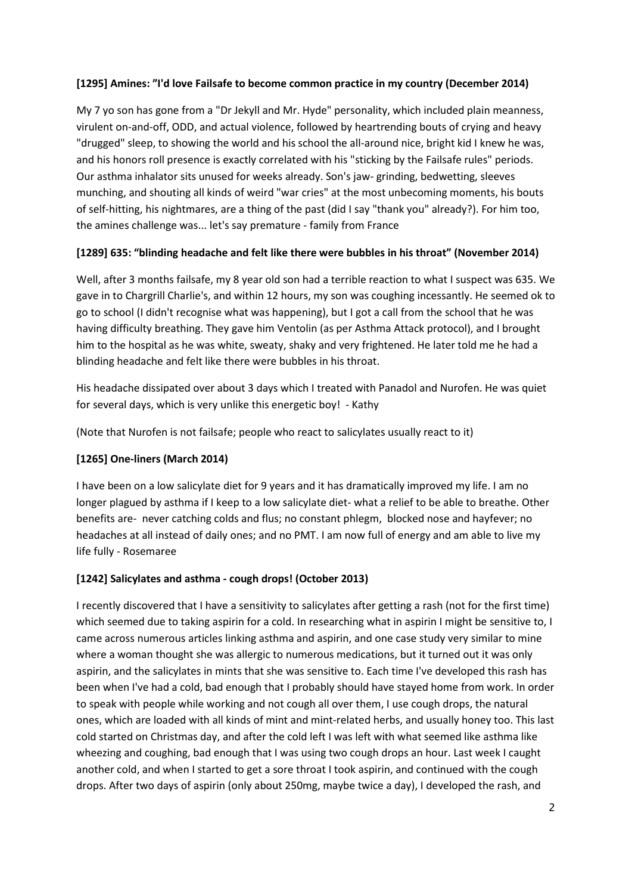**[1295] Amines: "I'd love Failsafe to become common practice in my country (December 2014)**

My 7 yo son has gone from a "Dr Jekyll and Mr. Hyde" personality, which included plain meanness, virulent on-and-off, ODD, and actual violence, followed by heartrending bouts of crying and heavy "drugged" sleep, to showing the world and his school the all-around nice, bright kid I knew he was, and his honors roll presence is exactly correlated with his "sticking by the Failsafe rules" periods. Our asthma inhalator sits unused for weeks already. Son's jaw- grinding, bedwetting, sleeves munching, and shouting all kinds of weird "war cries" at the most unbecoming moments, his bouts of self-hitting, his nightmares, are a thing of the past (did I say "thank you" already?). For him too, the amines challenge was... let's say premature - family from France

**[1289] 635: "blinding headache and felt like there were bubbles in his throat" (November 2014)**

Well, after 3 months failsafe, my 8 year old son had a terrible reaction to what I suspect was 635. We gave in to Chargrill Charlie's, and within 12 hours, my son was coughing incessantly. He seemed ok to go to school (I didn't recognise what was happening), but I got a call from the school that he was having difficulty breathing. They gave him Ventolin (as per Asthma Attack protocol), and I brought him to the hospital as he was white, sweaty, shaky and very frightened. He later told me he had a blinding headache and felt like there were bubbles in his throat.

His headache dissipated over about 3 days which I treated with Panadol and Nurofen. He was quiet for several days, which is very unlike this energetic boy! - Kathy

(Note that Nurofen is not failsafe; people who react to salicylates usually react to it)

**[1265] One-liners (March 2014)**

I have been on a low salicylate diet for 9 years and it has dramatically improved my life. I am no longer plagued by asthma if I keep to a low salicylate diet- what a relief to be able to breathe. Other benefits are- never catching colds and flus; no constant phlegm, blocked nose and hayfever; no headaches at all instead of daily ones; and no PMT. I am now full of energy and am able to live my life fully - Rosemaree

**[1242] Salicylates and asthma - cough drops! (October 2013)**

I recently discovered that I have a sensitivity to salicylates after getting a rash (not for the first time) which seemed due to taking aspirin for a cold. In researching what in aspirin I might be sensitive to, I came across numerous articles linking asthma and aspirin, and one case study very similar to mine where a woman thought she was allergic to numerous medications, but it turned out it was only aspirin, and the salicylates in mints that she was sensitive to. Each time I've developed this rash has been when I've had a cold, bad enough that I probably should have stayed home from work. In order to speak with people while working and not cough all over them, I use cough drops, the natural ones, which are loaded with all kinds of mint and mint-related herbs, and usually honey too. This last cold started on Christmas day, and after the cold left I was left with what seemed like asthma like wheezing and coughing, bad enough that I was using two cough drops an hour. Last week I caught another cold, and when I started to get a sore throat I took aspirin, and continued with the cough drops. After two days of aspirin (only about 250mg, maybe twice a day), I developed the rash, and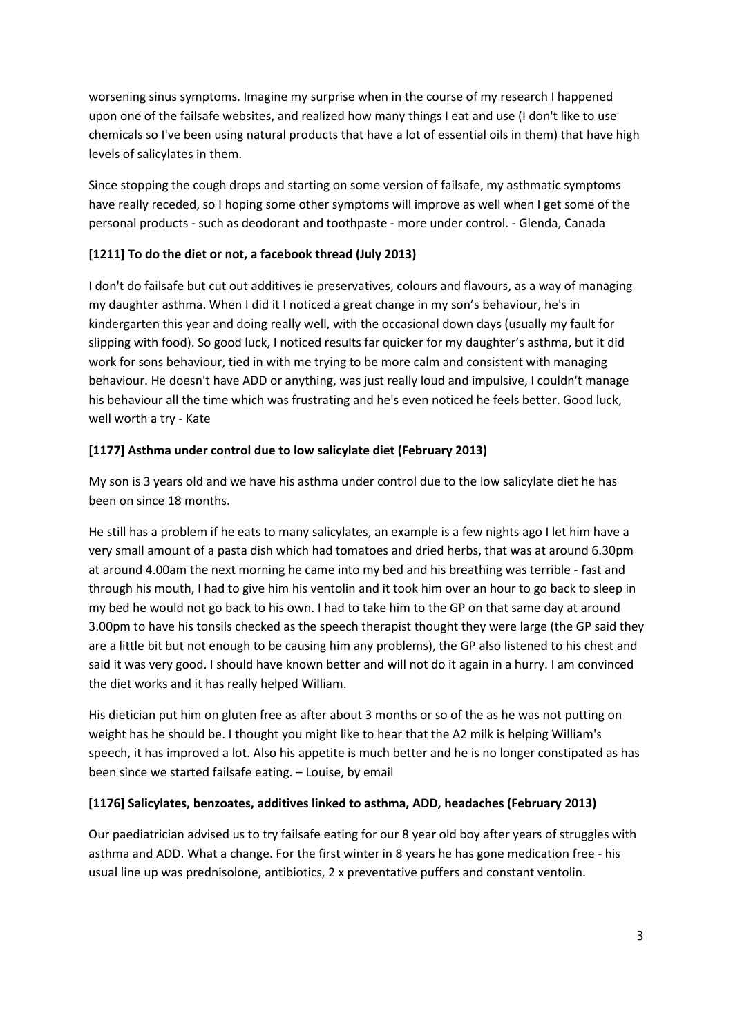worsening sinus symptoms. Imagine my surprise when in the course of my research I happened upon one of the failsafe websites, and realized how many things I eat and use (I don't like to use chemicals so I've been using natural products that have a lot of essential oils in them) that have high levels of salicylates in them.

Since stopping the cough drops and starting on some version of failsafe, my asthmatic symptoms have really receded, so I hoping some other symptoms will improve as well when I get some of the personal products - such as deodorant and toothpaste - more under control. - Glenda, Canada

### [1211] To do the diet or not, a facebook thread (July 2013)

I don't do failsafe but cut out additives ie preservatives, colours and flavours, as a way of managing my daughter asthma. When I did it I noticed a great change in my son's behaviour, he's in kindergarten this year and doing really well, with the occasional down days (usually my fault for slipping with food). So good luck, I noticed results far quicker for my daughter's asthma, but it did work for sons behaviour, tied in with me trying to be more calm and consistent with managing behaviour. He doesn't have ADD or anything, was just really loud and impulsive, I couldn't manage his behaviour all the time which was frustrating and he's even noticed he feels better. Good luck, well worth a try - Kate

### [1177] Asthma under control due to low salicylate diet (February 2013)

My son is 3 years old and we have his asthma under control due to the low salicylate diet he has been on since 18 months.

He still has a problem if he eats to many salicylates, an example is a few nights ago I let him have a very small amount of a pasta dish which had tomatoes and dried herbs, that was at around 6.30pm at around 4.00am the next morning he came into my bed and his breathing was terrible - fast and through his mouth, I had to give him his ventolin and it took him over an hour to go back to sleep in my bed he would not go back to his own. I had to take him to the GP on that same day at around 3.00pm to have his tonsils checked as the speech therapist thought they were large (the GP said they are a little bit but not enough to be causing him any problems), the GP also listened to his chest and said it was very good. I should have known better and will not do it again in a hurry. I am convinced the diet works and it has really helped William.

His dietician put him on gluten free as after about 3 months or so of the as he was not putting on weight has he should be. I thought you might like to hear that the A2 milk is helping William's speech, it has improved a lot. Also his appetite is much better and he is no longer constipated as has been since we started failsafe eating. – Louise, by email

### [1176] Salicylates, benzoates, additives linked to asthma, ADD, headaches (February 2013)

Our paediatrician advised us to try failsafe eating for our 8 year old boy after years of struggles with asthma and ADD. What a change. For the first winter in 8 years he has gone medication free - his usual line up was prednisolone, antibiotics, 2 x preventative puffers and constant ventolin.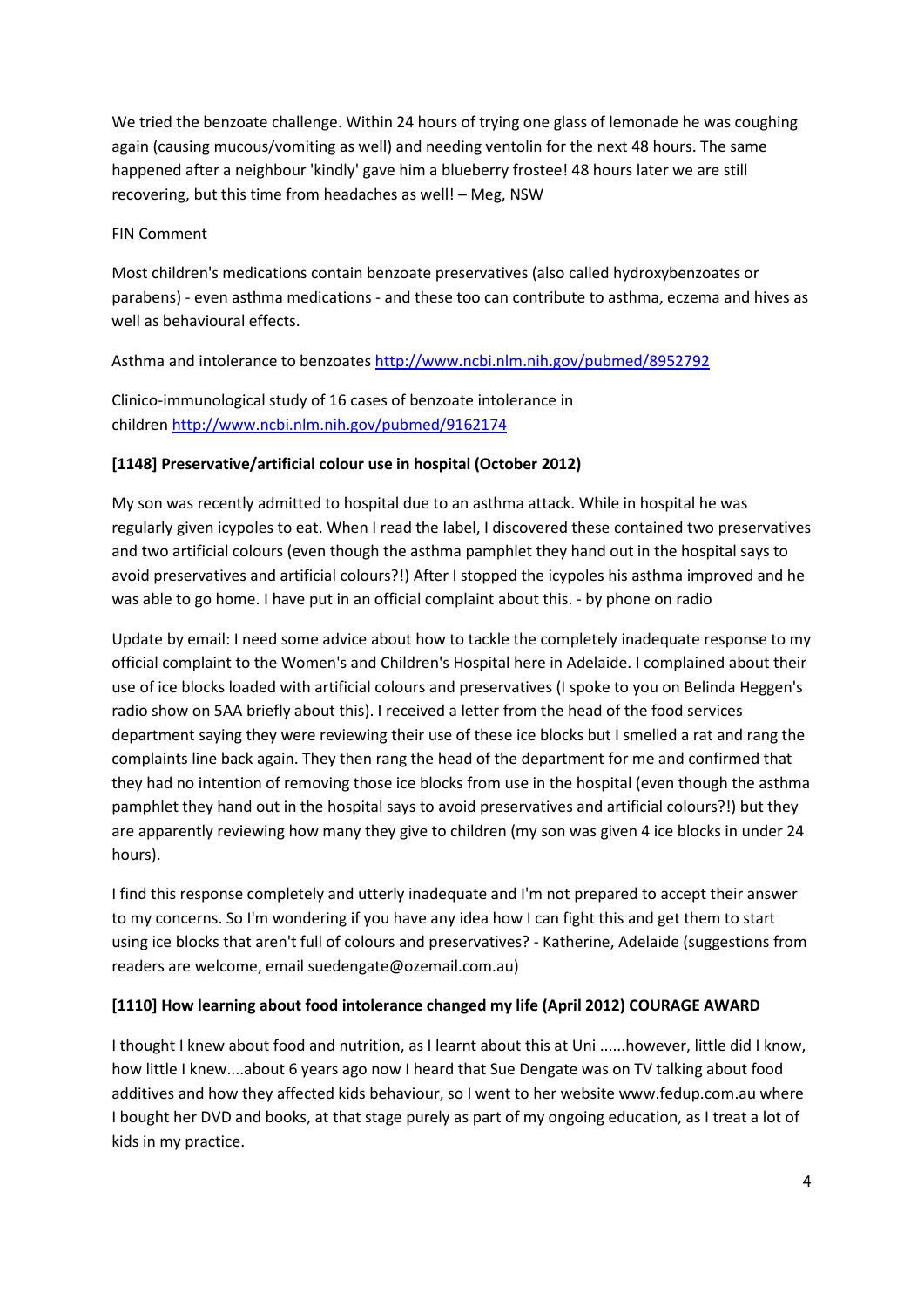We tried the benzoate challenge. Within 24 hours of trying one glass of lemonade he was coughing again (causing mucous/vomiting as well) and needing ventolin for the next 48 hours. The same happened after a neighbour 'kindly' gave him a blueberry frostee! 48 hours later we are still recovering, but this time from headaches as well! – Meg, NSW

FIN Comment

Most children's medications contain benzoate preservatives (also called hydroxybenzoates or parabens) - even asthma medications - and these too can contribute to asthma, eczema and hives as well as behavioural effects.

Asthma and intolerance to benzoates http://www.ncbi.nlm.nih.gov/pubmed/8952792

Clinico-immunological study of 16 cases of benzoate intolerance in children http://www.ncbi.nlm.nih.gov/pubmed/9162174

**[1148] Preservative/artificial colour use in hospital (October 2012)**

My son was recently admitted to hospital due to an asthma attack. While in hospital he was regularly given icypoles to eat. When I read the label, I discovered these contained two preservatives and two artificial colours (even though the asthma pamphlet they hand out in the hospital says to avoid preservatives and artificial colours?!) After I stopped the icypoles his asthma improved and he was able to go home. I have put in an official complaint about this. - by phone on radio

Update by email: I need some advice about how to tackle the completely inadequate response to my official complaint to the Women's and Children's Hospital here in Adelaide. I complained about their use of ice blocks loaded with artificial colours and preservatives (I spoke to you on Belinda Heggen's radio show on 5AA briefly about this). I received a letter from the head of the food services department saying they were reviewing their use of these ice blocks but I smelled a rat and rang the complaints line back again. They then rang the head of the department for me and confirmed that they had no intention of removing those ice blocks from use in the hospital (even though the asthma pamphlet they hand out in the hospital says to avoid preservatives and artificial colours?!) but they are apparently reviewing how many they give to children (my son was given 4 ice blocks in under 24 hours).

I find this response completely and utterly inadequate and I'm not prepared to accept their answer to my concerns. So I'm wondering if you have any idea how I can fight this and get them to start using ice blocks that aren't full of colours and preservatives? - Katherine, Adelaide (suggestions from readers are welcome, email suedengate@ozemail.com.au)

**[1110] How learning about food intolerance changed my life (April 2012) COURAGE AWARD**

I thought I knew about food and nutrition, as I learnt about this at Uni ......however, little did I know, how little I knew....about 6 years ago now I heard that Sue Dengate was on TV talking about food additives and how they affected kids behaviour, so I went to her website www.fedup.com.au where I bought her DVD and books, at that stage purely as part of my ongoing education, as I treat a lot of kids in my practice.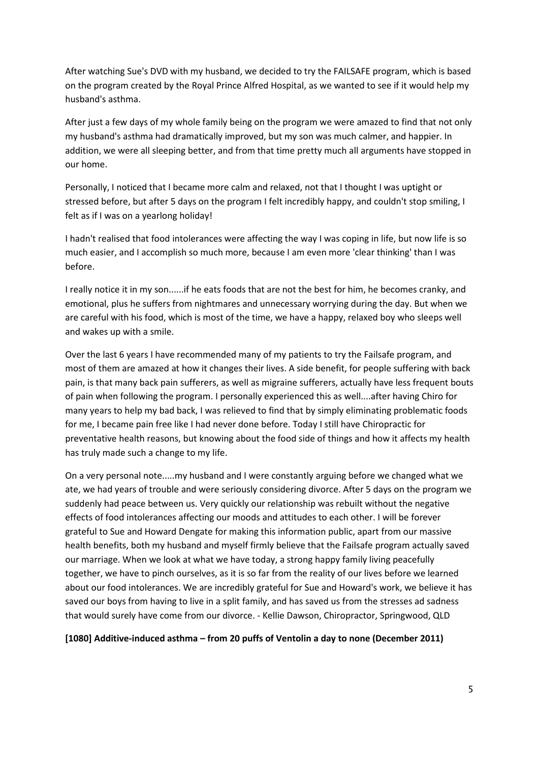After watching Sue's DVD with my husband, we decided to try the FAILSAFE program, which is based on the program created by the Royal Prince Alfred Hospital, as we wanted to see if it would help my husband's asthma.

After just a few days of my whole family being on the program we were amazed to find that not only my husband's asthma had dramatically improved, but my son was much calmer, and happier. In addition, we were all sleeping better, and from that time pretty much all arguments have stopped in our home.

Personally, I noticed that I became more calm and relaxed, not that I thought I was uptight or stressed before, but after 5 days on the program I felt incredibly happy, and couldn't stop smiling, I felt as if I was on a yearlong holiday!

I hadn't realised that food intolerances were affecting the way I was coping in life, but now life is so much easier, and I accomplish so much more, because I am even more 'clear thinking' than I was before.

I really notice it in my son......if he eats foods that are not the best for him, he becomes cranky, and emotional, plus he suffers from nightmares and unnecessary worrying during the day. But when we are careful with his food, which is most of the time, we have a happy, relaxed boy who sleeps well and wakes up with a smile.

Over the last 6 years I have recommended many of my patients to try the Failsafe program, and most of them are amazed at how it changes their lives. A side benefit, for people suffering with back pain, is that many back pain sufferers, as well as migraine sufferers, actually have less frequent bouts of pain when following the program. I personally experienced this as well....after having Chiro for many years to help my bad back, I was relieved to find that by simply eliminating problematic foods for me, I became pain free like I had never done before. Today I still have Chiropractic for preventative health reasons, but knowing about the food side of things and how it affects my health has truly made such a change to my life.

On a very personal note.....my husband and I were constantly arguing before we changed what we ate, we had years of trouble and were seriously considering divorce. After 5 days on the program we suddenly had peace between us. Very quickly our relationship was rebuilt without the negative effects of food intolerances affecting our moods and attitudes to each other. I will be forever grateful to Sue and Howard Dengate for making this information public, apart from our massive health benefits, both my husband and myself firmly believe that the Failsafe program actually saved our marriage. When we look at what we have today, a strong happy family living peacefully together, we have to pinch ourselves, as it is so far from the reality of our lives before we learned about our food intolerances. We are incredibly grateful for Sue and Howard's work, we believe it has saved our boys from having to live in a split family, and has saved us from the stresses ad sadness that would surely have come from our divorce. - Kellie Dawson, Chiropractor, Springwood, QLD

**[1080] Additive-induced asthma – from 20 puffs of Ventolin a day to none (December 2011)**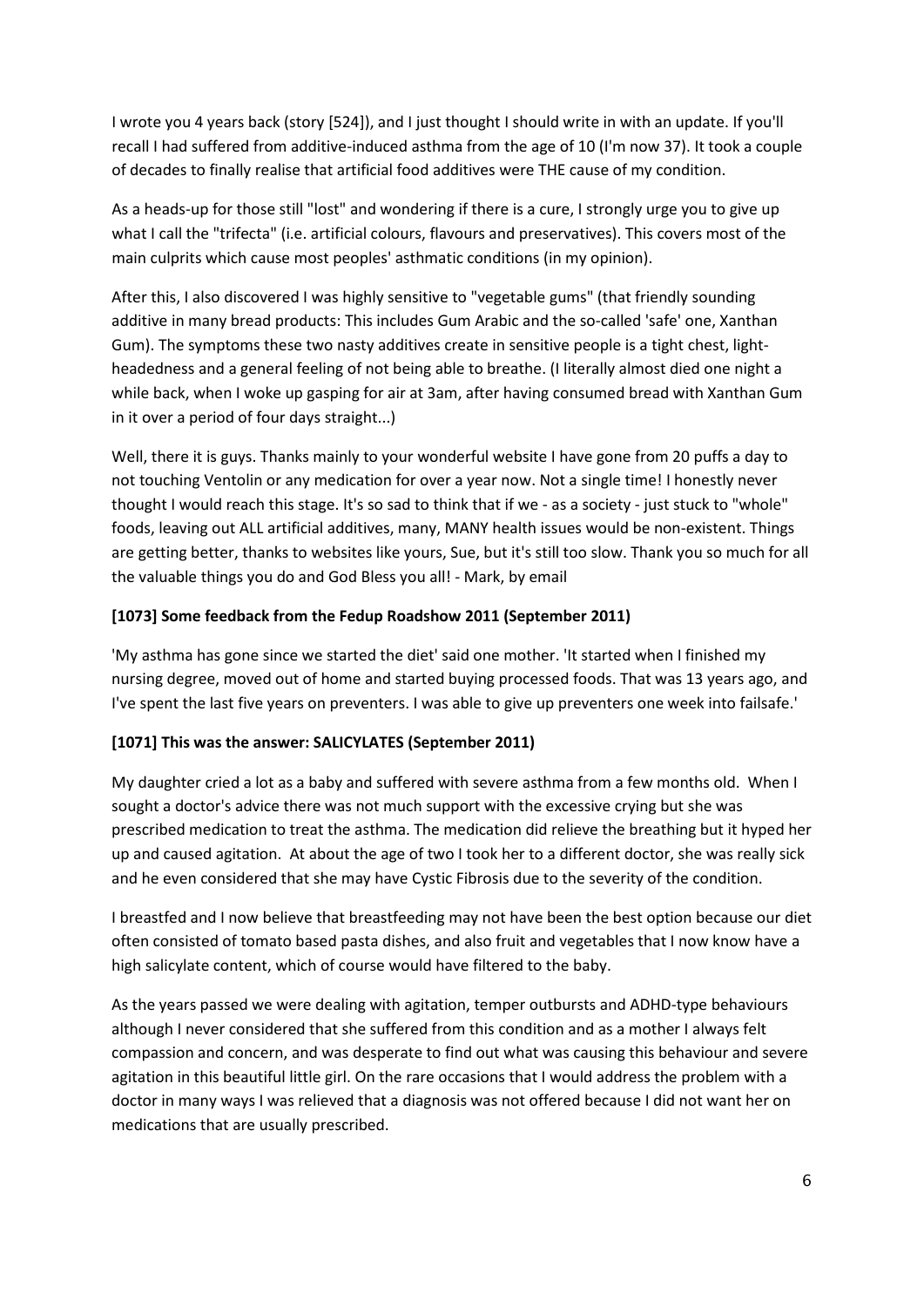I wrote you 4 years back (story [524]), and I just thought I should write in with an update. If you'll recall I had suffered from additive-induced asthma from the age of 10 (I'm now 37). It took a couple of decades to finally realise that artificial food additives were THE cause of my condition.

As a heads-up for those still "lost" and wondering if there is a cure, I strongly urge you to give up what I call the "trifecta" (i.e. artificial colours, flavours and preservatives). This covers most of the main culprits which cause most peoples' asthmatic conditions (in my opinion).

After this, I also discovered I was highly sensitive to "vegetable gums" (that friendly sounding additive in many bread products: This includes Gum Arabic and the so-called 'safe' one, Xanthan Gum). The symptoms these two nasty additives create in sensitive people is a tight chest, light-headedness and a general feeling of not being able to breathe. (I literally almost died one night a while back, when I woke up gasping for air at 3am, after having consumed bread with Xanthan Gum in it over a period of four days straight...)

Well, there it is guys. Thanks mainly to your wonderful website I have gone from 20 puffs a day to not touching Ventolin or any medication for over a year now. Not a single time! I honestly never thought I would reach this stage. It's so sad to think that if we - as a society - just stuck to "whole" foods, leaving out ALL artificial additives, many, MANY health issues would be non-existent. Things are getting better, thanks to websites like yours, Sue, but it's still too slow. Thank you so much for all the valuable things you do and God Bless you all! - Mark, by email

**[1073] Some feedback from the Fedup Roadshow 2011 (September 2011)**

'My asthma has gone since we started the diet' said one mother. 'It started when I finished my nursing degree, moved out of home and started buying processed foods. That was 13 years ago, and I've spent the last five years on preventers. I was able to give up preventers one week into failsafe.'

**[1071] This was the answer: SALICYLATES (September 2011)**

My daughter cried a lot as a baby and suffered with severe asthma from a few months old. When I sought a doctor's advice there was not much support with the excessive crying but she was prescribed medication to treat the asthma. The medication did relieve the breathing but it hyped her up and caused agitation. At about the age of two I took her to a different doctor, she was really sick and he even considered that she may have Cystic Fibrosis due to the severity of the condition.

I breastfed and I now believe that breastfeeding may not have been the best option because our diet often consisted of tomato based pasta dishes, and also fruit and vegetables that I now know have a high salicylate content, which of course would have filtered to the baby.

As the years passed we were dealing with agitation, temper outbursts and ADHD-type behaviours although I never considered that she suffered from this condition and as a mother I always felt compassion and concern, and was desperate to find out what was causing this behaviour and severe agitation in this beautiful little girl. On the rare occasions that I would address the problem with a doctor in many ways I was relieved that a diagnosis was not offered because I did not want her on medications that are usually prescribed.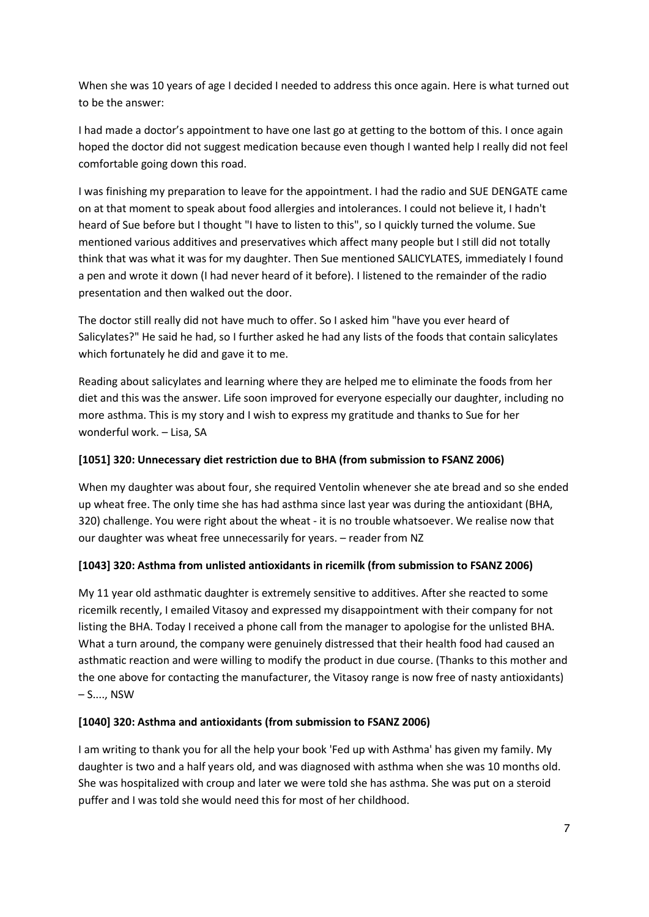When she was 10 years of age I decided I needed to address this once again. Here is what turned out to be the answer:

I had made a doctor's appointment to have one last go at getting to the bottom of this. I once again hoped the doctor did not suggest medication because even though I wanted help I really did not feel comfortable going down this road.

I was finishing my preparation to leave for the appointment. I had the radio and SUE DENGATE came on at that moment to speak about food allergies and intolerances. I could not believe it, I hadn't heard of Sue before but I thought "I have to listen to this", so I quickly turned the volume. Sue mentioned various additives and preservatives which affect many people but I still did not totally think that was what it was for my daughter. Then Sue mentioned SALICYLATES, immediately I found a pen and wrote it down (I had never heard of it before). I listened to the remainder of the radio presentation and then walked out the door.

The doctor still really did not have much to offer. So I asked him "have you ever heard of Salicylates?" He said he had, so I further asked he had any lists of the foods that contain salicylates which fortunately he did and gave it to me.

Reading about salicylates and learning where they are helped me to eliminate the foods from her diet and this was the answer. Life soon improved for everyone especially our daughter, including no more asthma. This is my story and I wish to express my gratitude and thanks to Sue for her wonderful work. – Lisa, SA

**[1051] 320: Unnecessary diet restriction due to BHA (from submission to FSANZ 2006)**

When my daughter was about four, she required Ventolin whenever she ate bread and so she ended up wheat free. The only time she has had asthma since last year was during the antioxidant (BHA, 320) challenge. You were right about the wheat - it is no trouble whatsoever. We realise now that our daughter was wheat free unnecessarily for years. – reader from NZ

**[1043] 320: Asthma from unlisted antioxidants in ricemilk (from submission to FSANZ 2006)**

My 11 year old asthmatic daughter is extremely sensitive to additives. After she reacted to some ricemilk recently, I emailed Vitasoy and expressed my disappointment with their company for not listing the BHA. Today I received a phone call from the manager to apologise for the unlisted BHA. What a turn around, the company were genuinely distressed that their health food had caused an asthmatic reaction and were willing to modify the product in due course. (Thanks to this mother and the one above for contacting the manufacturer, the Vitasoy range is now free of nasty antioxidants) – S...., NSW

**[1040] 320: Asthma and antioxidants (from submission to FSANZ 2006)**

I am writing to thank you for all the help your book 'Fed up with Asthma' has given my family. My daughter is two and a half years old, and was diagnosed with asthma when she was 10 months old. She was hospitalized with croup and later we were told she has asthma. She was put on a steroid puffer and I was told she would need this for most of her childhood.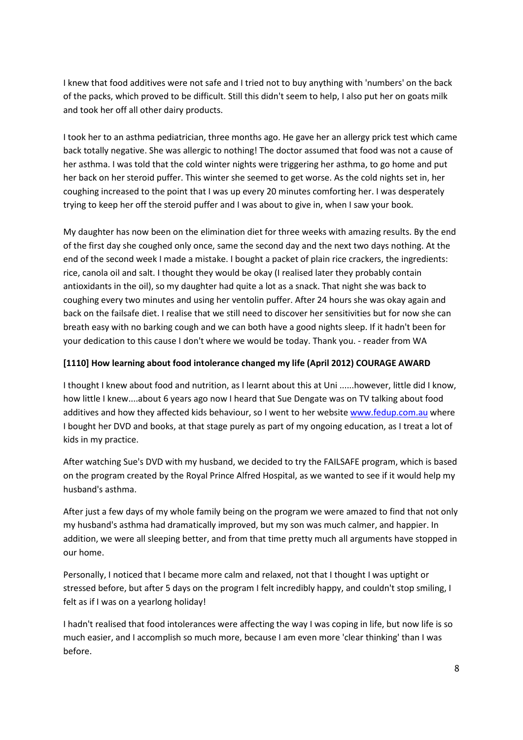I knew that food additives were not safe and I tried not to buy anything with 'numbers' on the back of the packs, which proved to be difficult. Still this didn't seem to help, I also put her on goats milk and took her off all other dairy products.

I took her to an asthma pediatrician, three months ago. He gave her an allergy prick test which came back totally negative. She was allergic to nothing! The doctor assumed that food was not a cause of her asthma. I was told that the cold winter nights were triggering her asthma, to go home and put her back on her steroid puffer. This winter she seemed to get worse. As the cold nights set in, her coughing increased to the point that I was up every 20 minutes comforting her. I was desperately trying to keep her off the steroid puffer and I was about to give in, when I saw your book.

My daughter has now been on the elimination diet for three weeks with amazing results. By the end of the first day she coughed only once, same the second day and the next two days nothing. At the end of the second week I made a mistake. I bought a packet of plain rice crackers, the ingredients: rice, canola oil and salt. I thought they would be okay (I realised later they probably contain antioxidants in the oil), so my daughter had quite a lot as a snack. That night she was back to coughing every two minutes and using her ventolin puffer. After 24 hours she was okay again and back on the failsafe diet. I realise that we still need to discover her sensitivities but for now she can breath easy with no barking cough and we can both have a good nights sleep. If it hadn't been for your dedication to this cause I don't where we would be today. Thank you. - reader from WA

**[1110] How learning about food intolerance changed my life (April 2012) COURAGE AWARD**

I thought I knew about food and nutrition, as I learnt about this at Uni ......however, little did I know, how little I knew....about 6 years ago now I heard that Sue Dengate was on TV talking about food additives and how they affected kids behaviour, so I went to her website www.fedup.com.au where I bought her DVD and books, at that stage purely as part of my ongoing education, as I treat a lot of kids in my practice.

After watching Sue's DVD with my husband, we decided to try the FAILSAFE program, which is based on the program created by the Royal Prince Alfred Hospital, as we wanted to see if it would help my husband's asthma.

After just a few days of my whole family being on the program we were amazed to find that not only my husband's asthma had dramatically improved, but my son was much calmer, and happier. In addition, we were all sleeping better, and from that time pretty much all arguments have stopped in our home.

Personally, I noticed that I became more calm and relaxed, not that I thought I was uptight or stressed before, but after 5 days on the program I felt incredibly happy, and couldn't stop smiling, I felt as if I was on a yearlong holiday!

I hadn't realised that food intolerances were affecting the way I was coping in life, but now life is so much easier, and I accomplish so much more, because I am even more 'clear thinking' than I was before.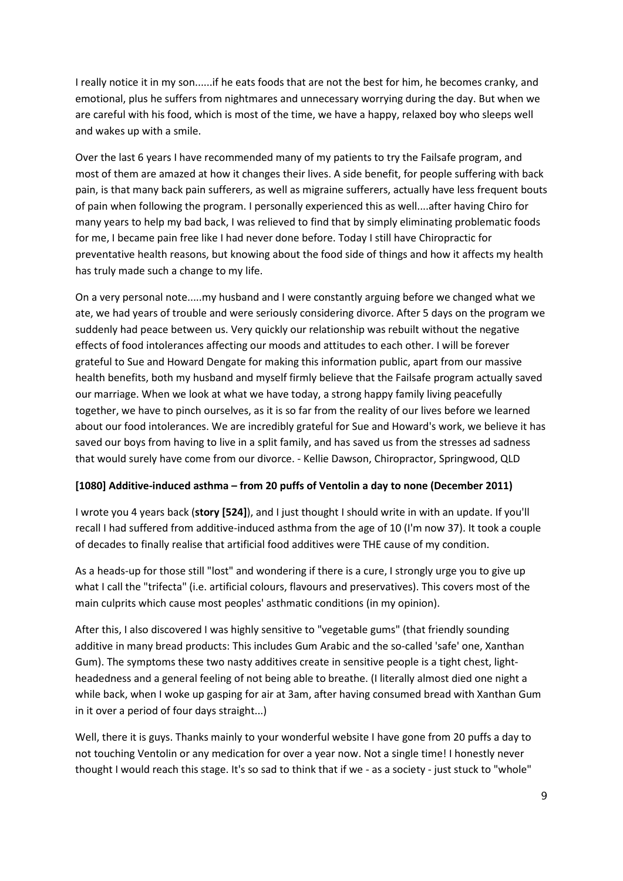I really notice it in my son......if he eats foods that are not the best for him, he becomes cranky, and emotional, plus he suffers from nightmares and unnecessary worrying during the day. But when we are careful with his food, which is most of the time, we have a happy, relaxed boy who sleeps well and wakes up with a smile.

Over the last 6 years I have recommended many of my patients to try the Failsafe program, and most of them are amazed at how it changes their lives. A side benefit, for people suffering with back pain, is that many back pain sufferers, as well as migraine sufferers, actually have less frequent bouts of pain when following the program. I personally experienced this as well....after having Chiro for many years to help my bad back, I was relieved to find that by simply eliminating problematic foods for me, I became pain free like I had never done before. Today I still have Chiropractic for preventative health reasons, but knowing about the food side of things and how it affects my health has truly made such a change to my life.

On a very personal note.....my husband and I were constantly arguing before we changed what we ate, we had years of trouble and were seriously considering divorce. After 5 days on the program we suddenly had peace between us. Very quickly our relationship was rebuilt without the negative effects of food intolerances affecting our moods and attitudes to each other. I will be forever grateful to Sue and Howard Dengate for making this information public, apart from our massive health benefits, both my husband and myself firmly believe that the Failsafe program actually saved our marriage. When we look at what we have today, a strong happy family living peacefully together, we have to pinch ourselves, as it is so far from the reality of our lives before we learned about our food intolerances. We are incredibly grateful for Sue and Howard's work, we believe it has saved our boys from having to live in a split family, and has saved us from the stresses ad sadness that would surely have come from our divorce. - Kellie Dawson, Chiropractor, Springwood, QLD

**[1080] Additive-induced asthma – from 20 puffs of Ventolin a day to none (December 2011)**

I wrote you 4 years back (**story [524]**), and I just thought I should write in with an update. If you'll recall I had suffered from additive-induced asthma from the age of 10 (I'm now 37). It took a couple of decades to finally realise that artificial food additives were THE cause of my condition.

As a heads-up for those still "lost" and wondering if there is a cure, I strongly urge you to give up what I call the "trifecta" (i.e. artificial colours, flavours and preservatives). This covers most of the main culprits which cause most peoples' asthmatic conditions (in my opinion).

After this, I also discovered I was highly sensitive to "vegetable gums" (that friendly sounding additive in many bread products: This includes Gum Arabic and the so-called 'safe' one, Xanthan Gum). The symptoms these two nasty additives create in sensitive people is a tight chest, light-headedness and a general feeling of not being able to breathe. (I literally almost died one night a while back, when I woke up gasping for air at 3am, after having consumed bread with Xanthan Gum in it over a period of four days straight...)

Well, there it is guys. Thanks mainly to your wonderful website I have gone from 20 puffs a day to not touching Ventolin or any medication for over a year now. Not a single time! I honestly never thought I would reach this stage. It's so sad to think that if we - as a society - just stuck to "whole"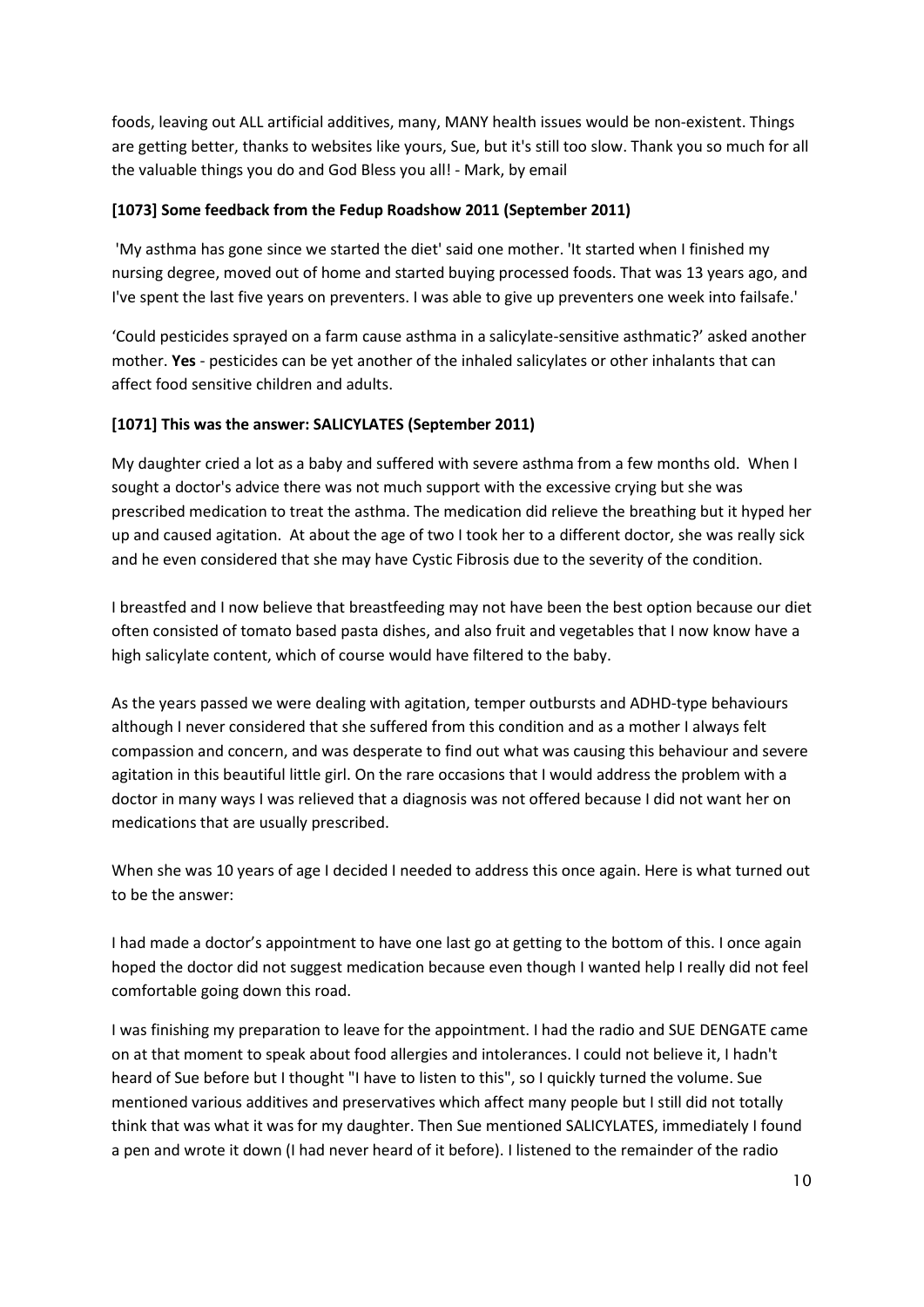foods, leaving out ALL artificial additives, many, MANY health issues would be non-existent. Things are getting better, thanks to websites like yours, Sue, but it's still too slow. Thank you so much for all the valuable things you do and God Bless you all! - Mark, by email

**[1073] Some feedback from the Fedup Roadshow 2011 (September 2011)**

'My asthma has gone since we started the diet' said one mother. 'It started when I finished my nursing degree, moved out of home and started buying processed foods. That was 13 years ago, and I've spent the last five years on preventers. I was able to give up preventers one week into failsafe.'

'Could pesticides sprayed on a farm cause asthma in a salicylate-sensitive asthmatic?' asked another mother. **Yes** - pesticides can be yet another of the inhaled salicylates or other inhalants that can affect food sensitive children and adults.

**[1071] This was the answer: SALICYLATES (September 2011)**

My daughter cried a lot as a baby and suffered with severe asthma from a few months old. When I sought a doctor's advice there was not much support with the excessive crying but she was prescribed medication to treat the asthma. The medication did relieve the breathing but it hyped her up and caused agitation. At about the age of two I took her to a different doctor, she was really sick and he even considered that she may have Cystic Fibrosis due to the severity of the condition.

I breastfed and I now believe that breastfeeding may not have been the best option because our diet often consisted of tomato based pasta dishes, and also fruit and vegetables that I now know have a high salicylate content, which of course would have filtered to the baby.

As the years passed we were dealing with agitation, temper outbursts and ADHD-type behaviours although I never considered that she suffered from this condition and as a mother I always felt compassion and concern, and was desperate to find out what was causing this behaviour and severe agitation in this beautiful little girl. On the rare occasions that I would address the problem with a doctor in many ways I was relieved that a diagnosis was not offered because I did not want her on medications that are usually prescribed.

When she was 10 years of age I decided I needed to address this once again. Here is what turned out to be the answer:

I had made a doctor's appointment to have one last go at getting to the bottom of this. I once again hoped the doctor did not suggest medication because even though I wanted help I really did not feel comfortable going down this road.

I was finishing my preparation to leave for the appointment. I had the radio and SUE DENGATE came on at that moment to speak about food allergies and intolerances. I could not believe it, I hadn't heard of Sue before but I thought "I have to listen to this", so I quickly turned the volume. Sue mentioned various additives and preservatives which affect many people but I still did not totally think that was what it was for my daughter. Then Sue mentioned SALICYLATES, immediately I found a pen and wrote it down (I had never heard of it before). I listened to the remainder of the radio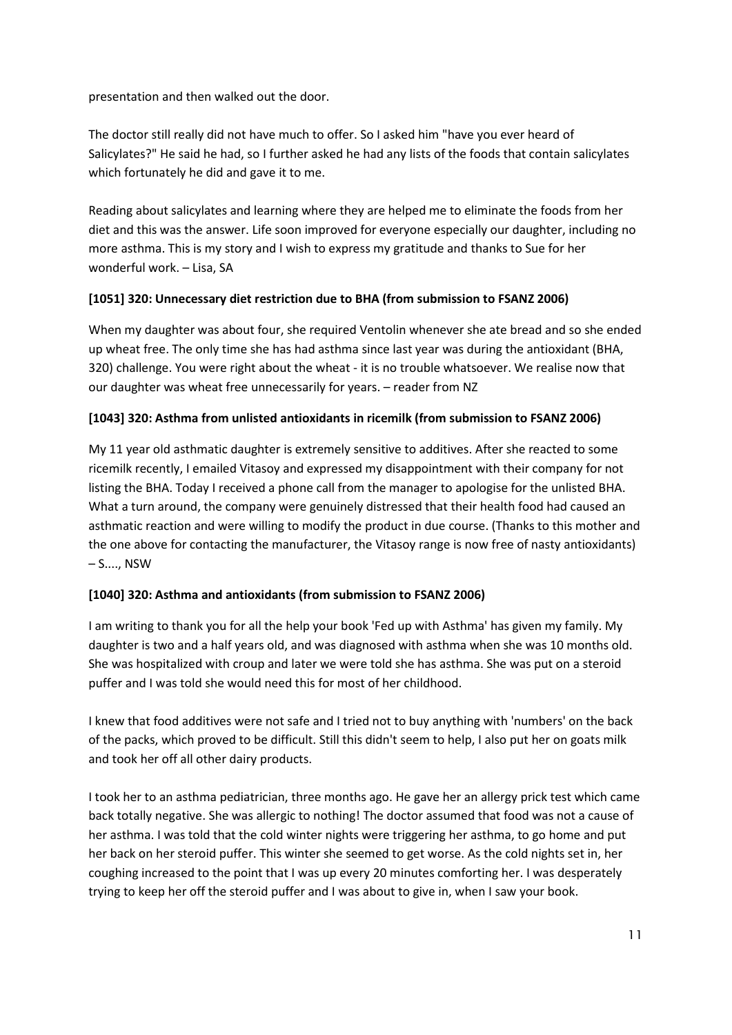presentation and then walked out the door.

The doctor still really did not have much to offer. So I asked him "have you ever heard of Salicylates?" He said he had, so I further asked he had any lists of the foods that contain salicylates which fortunately he did and gave it to me.

Reading about salicylates and learning where they are helped me to eliminate the foods from her diet and this was the answer. Life soon improved for everyone especially our daughter, including no more asthma. This is my story and I wish to express my gratitude and thanks to Sue for her wonderful work. – Lisa, SA

**[1051] 320: Unnecessary diet restriction due to BHA (from submission to FSANZ 2006)**

When my daughter was about four, she required Ventolin whenever she ate bread and so she ended up wheat free. The only time she has had asthma since last year was during the antioxidant (BHA, 320) challenge. You were right about the wheat - it is no trouble whatsoever. We realise now that our daughter was wheat free unnecessarily for years. – reader from NZ

**[1043] 320: Asthma from unlisted antioxidants in ricemilk (from submission to FSANZ 2006)**

My 11 year old asthmatic daughter is extremely sensitive to additives. After she reacted to some ricemilk recently, I emailed Vitasoy and expressed my disappointment with their company for not listing the BHA. Today I received a phone call from the manager to apologise for the unlisted BHA. What a turn around, the company were genuinely distressed that their health food had caused an asthmatic reaction and were willing to modify the product in due course. (Thanks to this mother and the one above for contacting the manufacturer, the Vitasoy range is now free of nasty antioxidants) – S...., NSW

**[1040] 320: Asthma and antioxidants (from submission to FSANZ 2006)**

I am writing to thank you for all the help your book 'Fed up with Asthma' has given my family. My daughter is two and a half years old, and was diagnosed with asthma when she was 10 months old. She was hospitalized with croup and later we were told she has asthma. She was put on a steroid puffer and I was told she would need this for most of her childhood.

I knew that food additives were not safe and I tried not to buy anything with 'numbers' on the back of the packs, which proved to be difficult. Still this didn't seem to help, I also put her on goats milk and took her off all other dairy products.

I took her to an asthma pediatrician, three months ago. He gave her an allergy prick test which came back totally negative. She was allergic to nothing! The doctor assumed that food was not a cause of her asthma. I was told that the cold winter nights were triggering her asthma, to go home and put her back on her steroid puffer. This winter she seemed to get worse. As the cold nights set in, her coughing increased to the point that I was up every 20 minutes comforting her. I was desperately trying to keep her off the steroid puffer and I was about to give in, when I saw your book.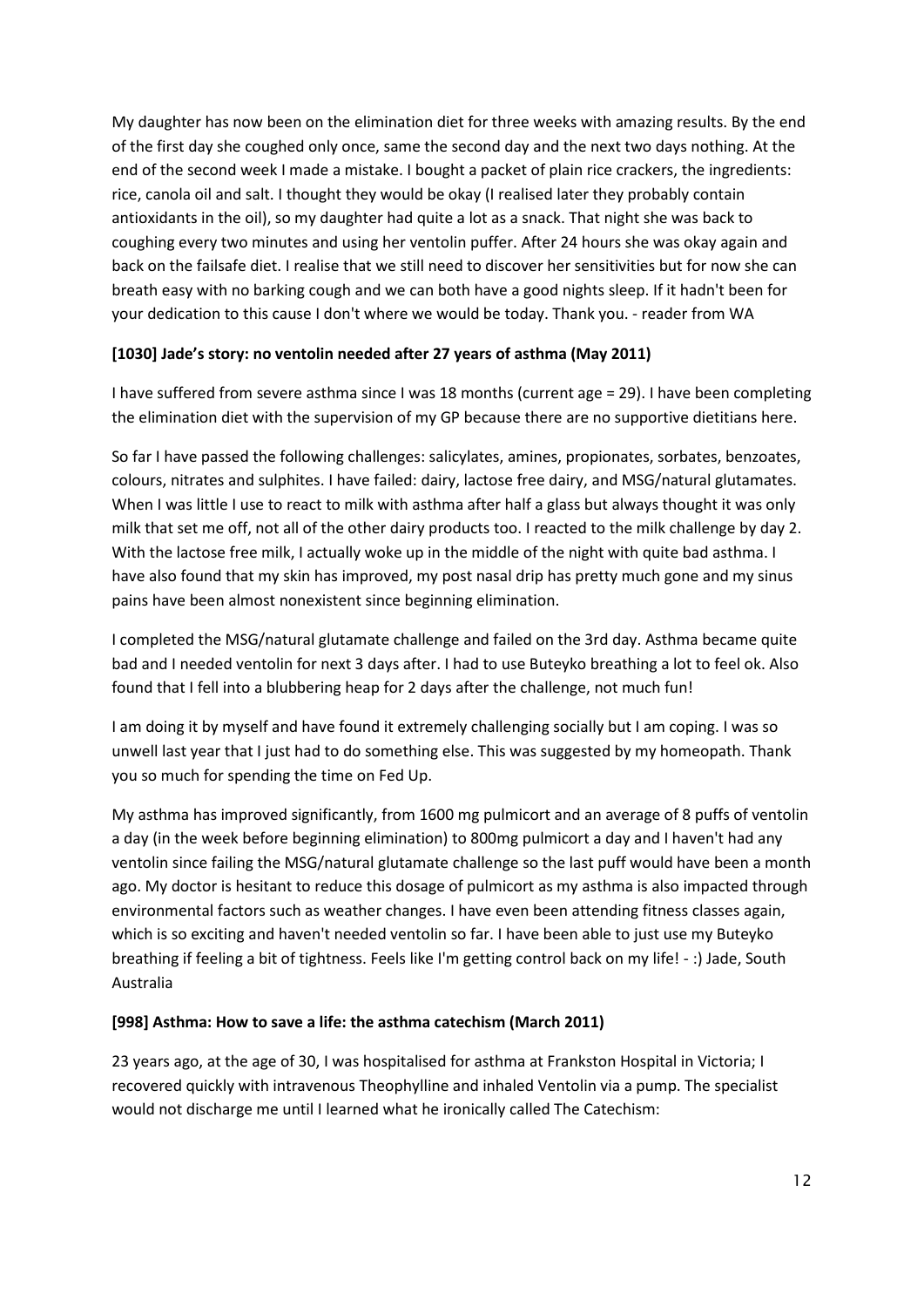My daughter has now been on the elimination diet for three weeks with amazing results. By the end of the first day she coughed only once, same the second day and the next two days nothing. At the end of the second week I made a mistake. I bought a packet of plain rice crackers, the ingredients: rice, canola oil and salt. I thought they would be okay (I realised later they probably contain antioxidants in the oil), so my daughter had quite a lot as a snack. That night she was back to coughing every two minutes and using her ventolin puffer. After 24 hours she was okay again and back on the failsafe diet. I realise that we still need to discover her sensitivities but for now she can breath easy with no barking cough and we can both have a good nights sleep. If it hadn't been for your dedication to this cause I don't where we would be today. Thank you. - reader from WA

### [1030] Jade's story: no ventolin needed after 27 years of asthma (May 2011)

I have suffered from severe asthma since I was 18 months (current age = 29). I have been completing the elimination diet with the supervision of my GP because there are no supportive dietitians here.

So far I have passed the following challenges: salicylates, amines, propionates, sorbates, benzoates, colours, nitrates and sulphites. I have failed: dairy, lactose free dairy, and MSG/natural glutamates. When I was little I use to react to milk with asthma after half a glass but always thought it was only milk that set me off, not all of the other dairy products too. I reacted to the milk challenge by day 2. With the lactose free milk, I actually woke up in the middle of the night with quite bad asthma. I have also found that my skin has improved, my post nasal drip has pretty much gone and my sinus pains have been almost nonexistent since beginning elimination.

I completed the MSG/natural glutamate challenge and failed on the 3rd day. Asthma became quite bad and I needed ventolin for next 3 days after. I had to use Buteyko breathing a lot to feel ok. Also found that I fell into a blubbering heap for 2 days after the challenge, not much fun!

I am doing it by myself and have found it extremely challenging socially but I am coping. I was so unwell last year that I just had to do something else. This was suggested by my homeopath. Thank you so much for spending the time on Fed Up.

My asthma has improved significantly, from 1600 mg pulmicort and an average of 8 puffs of ventolin a day (in the week before beginning elimination) to 800mg pulmicort a day and I haven't had any ventolin since failing the MSG/natural glutamate challenge so the last puff would have been a month ago. My doctor is hesitant to reduce this dosage of pulmicort as my asthma is also impacted through environmental factors such as weather changes. I have even been attending fitness classes again, which is so exciting and haven't needed ventolin so far. I have been able to just use my Buteyko breathing if feeling a bit of tightness. Feels like I'm getting control back on my life! - :) Jade, South Australia

### [998] Asthma: How to save a life: the asthma catechism (March 2011)

23 years ago, at the age of 30, I was hospitalised for asthma at Frankston Hospital in Victoria; I recovered quickly with intravenous Theophylline and inhaled Ventolin via a pump. The specialist would not discharge me until I learned what he ironically called The Catechism: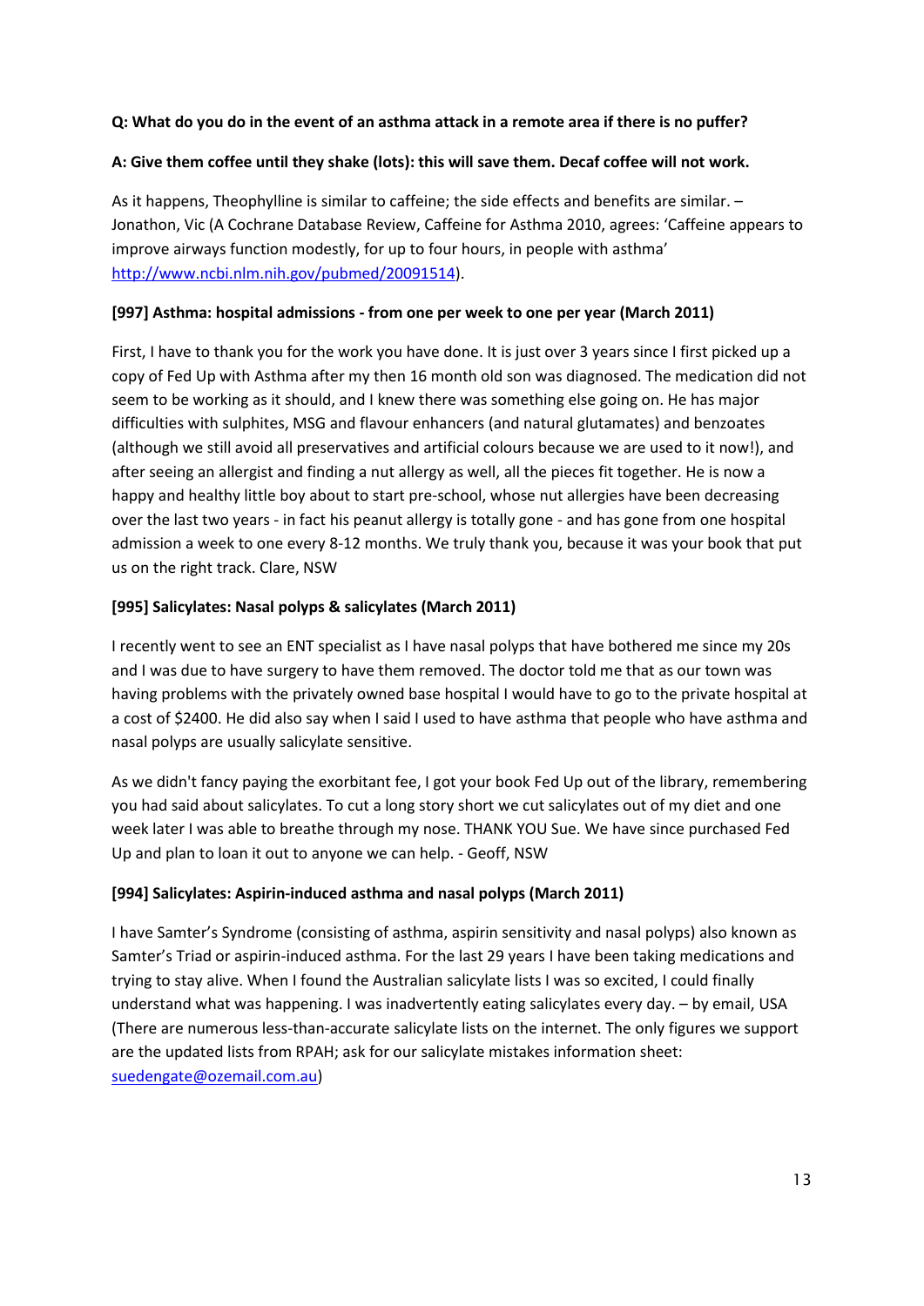**Q: What do you do in the event of an asthma attack in a remote area if there is no puffer?**

**A: Give them coffee until they shake (lots): this will save them. Decaf coffee will not work.**

As it happens, Theophylline is similar to caffeine; the side effects and benefits are similar. – Jonathon, Vic (A Cochrane Database Review, Caffeine for Asthma 2010, agrees: 'Caffeine appears to improve airways function modestly, for up to four hours, in people with asthma' http://www.ncbi.nlm.nih.gov/pubmed/20091514).

**[997] Asthma: hospital admissions - from one per week to one per year (March 2011)**

First, I have to thank you for the work you have done. It is just over 3 years since I first picked up a copy of Fed Up with Asthma after my then 16 month old son was diagnosed. The medication did not seem to be working as it should, and I knew there was something else going on. He has major difficulties with sulphites, MSG and flavour enhancers (and natural glutamates) and benzoates (although we still avoid all preservatives and artificial colours because we are used to it now!), and after seeing an allergist and finding a nut allergy as well, all the pieces fit together. He is now a happy and healthy little boy about to start pre-school, whose nut allergies have been decreasing over the last two years - in fact his peanut allergy is totally gone - and has gone from one hospital admission a week to one every 8-12 months. We truly thank you, because it was your book that put us on the right track. Clare, NSW

**[995] Salicylates: Nasal polyps & salicylates (March 2011)**

I recently went to see an ENT specialist as I have nasal polyps that have bothered me since my 20s and I was due to have surgery to have them removed. The doctor told me that as our town was having problems with the privately owned base hospital I would have to go to the private hospital at a cost of $2400. He did also say when I said I used to have asthma that people who have asthma and nasal polyps are usually salicylate sensitive.

As we didn't fancy paying the exorbitant fee, I got your book Fed Up out of the library, remembering you had said about salicylates. To cut a long story short we cut salicylates out of my diet and one week later I was able to breathe through my nose. THANK YOU Sue. We have since purchased Fed Up and plan to loan it out to anyone we can help. - Geoff, NSW

**[994] Salicylates: Aspirin-induced asthma and nasal polyps (March 2011)**

I have Samter's Syndrome (consisting of asthma, aspirin sensitivity and nasal polyps) also known as Samter's Triad or aspirin-induced asthma. For the last 29 years I have been taking medications and trying to stay alive. When I found the Australian salicylate lists I was so excited, I could finally understand what was happening. I was inadvertently eating salicylates every day. – by email, USA (There are numerous less-than-accurate salicylate lists on the internet. The only figures we support are the updated lists from RPAH; ask for our salicylate mistakes information sheet: suedengate@ozemail.com.au)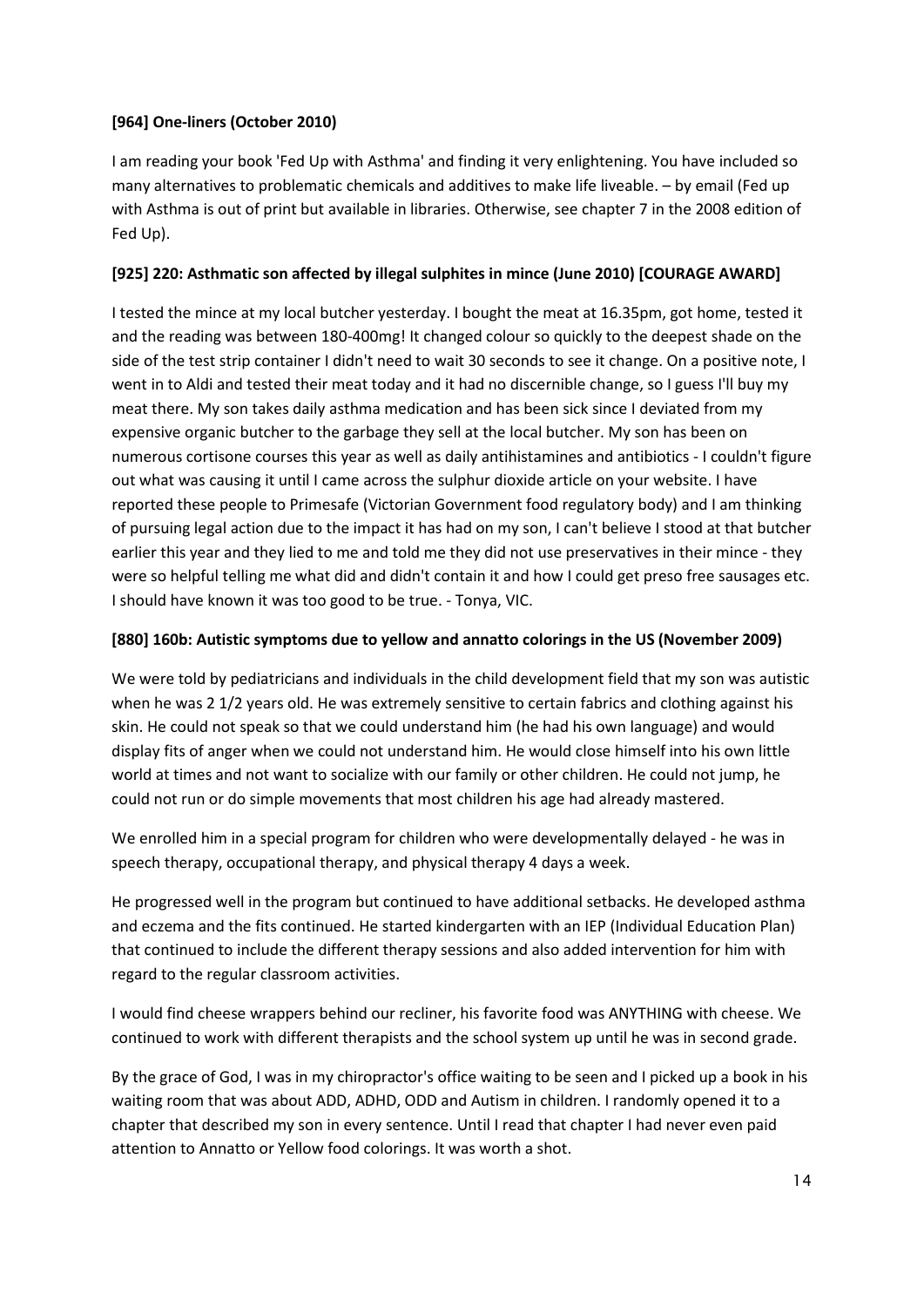**[964] One-liners (October 2010)**

I am reading your book 'Fed Up with Asthma' and finding it very enlightening. You have included so many alternatives to problematic chemicals and additives to make life liveable. – by email (Fed up with Asthma is out of print but available in libraries. Otherwise, see chapter 7 in the 2008 edition of Fed Up).

**[925] 220: Asthmatic son affected by illegal sulphites in mince (June 2010) [COURAGE AWARD]**

I tested the mince at my local butcher yesterday. I bought the meat at 16.35pm, got home, tested it and the reading was between 180-400mg! It changed colour so quickly to the deepest shade on the side of the test strip container I didn't need to wait 30 seconds to see it change. On a positive note, I went in to Aldi and tested their meat today and it had no discernible change, so I guess I'll buy my meat there. My son takes daily asthma medication and has been sick since I deviated from my expensive organic butcher to the garbage they sell at the local butcher. My son has been on numerous cortisone courses this year as well as daily antihistamines and antibiotics - I couldn't figure out what was causing it until I came across the sulphur dioxide article on your website. I have reported these people to Primesafe (Victorian Government food regulatory body) and I am thinking of pursuing legal action due to the impact it has had on my son, I can't believe I stood at that butcher earlier this year and they lied to me and told me they did not use preservatives in their mince - they were so helpful telling me what did and didn't contain it and how I could get preso free sausages etc. I should have known it was too good to be true. - Tonya, VIC.

**[880] 160b: Autistic symptoms due to yellow and annatto colorings in the US (November 2009)**

We were told by pediatricians and individuals in the child development field that my son was autistic when he was 2 1/2 years old. He was extremely sensitive to certain fabrics and clothing against his skin. He could not speak so that we could understand him (he had his own language) and would display fits of anger when we could not understand him. He would close himself into his own little world at times and not want to socialize with our family or other children. He could not jump, he could not run or do simple movements that most children his age had already mastered.

We enrolled him in a special program for children who were developmentally delayed - he was in speech therapy, occupational therapy, and physical therapy 4 days a week.

He progressed well in the program but continued to have additional setbacks. He developed asthma and eczema and the fits continued. He started kindergarten with an IEP (Individual Education Plan) that continued to include the different therapy sessions and also added intervention for him with regard to the regular classroom activities.

I would find cheese wrappers behind our recliner, his favorite food was ANYTHING with cheese. We continued to work with different therapists and the school system up until he was in second grade.

By the grace of God, I was in my chiropractor's office waiting to be seen and I picked up a book in his waiting room that was about ADD, ADHD, ODD and Autism in children. I randomly opened it to a chapter that described my son in every sentence. Until I read that chapter I had never even paid attention to Annatto or Yellow food colorings. It was worth a shot.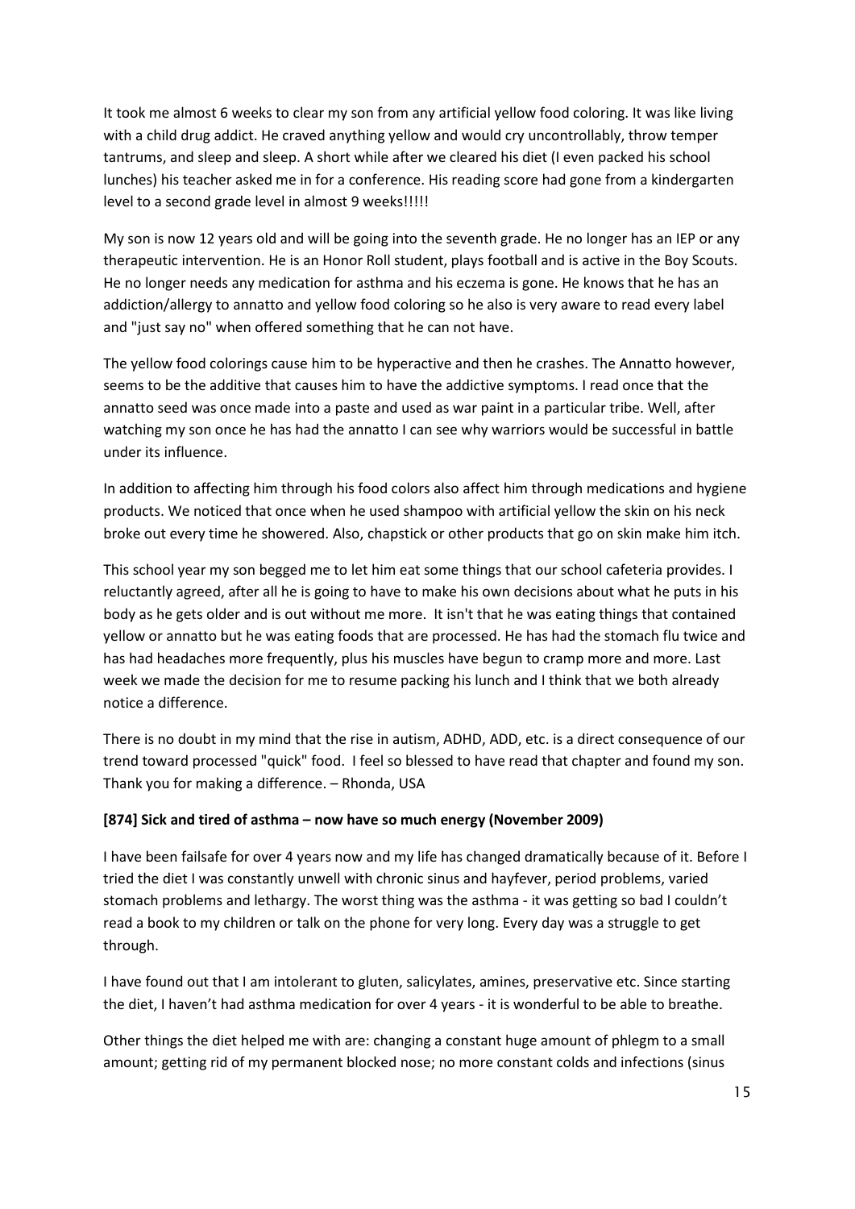It took me almost 6 weeks to clear my son from any artificial yellow food coloring. It was like living with a child drug addict. He craved anything yellow and would cry uncontrollably, throw temper tantrums, and sleep and sleep. A short while after we cleared his diet (I even packed his school lunches) his teacher asked me in for a conference. His reading score had gone from a kindergarten level to a second grade level in almost 9 weeks!!!!!

My son is now 12 years old and will be going into the seventh grade. He no longer has an IEP or any therapeutic intervention. He is an Honor Roll student, plays football and is active in the Boy Scouts. He no longer needs any medication for asthma and his eczema is gone. He knows that he has an addiction/allergy to annatto and yellow food coloring so he also is very aware to read every label and "just say no" when offered something that he can not have.

The yellow food colorings cause him to be hyperactive and then he crashes. The Annatto however, seems to be the additive that causes him to have the addictive symptoms. I read once that the annatto seed was once made into a paste and used as war paint in a particular tribe. Well, after watching my son once he has had the annatto I can see why warriors would be successful in battle under its influence.

In addition to affecting him through his food colors also affect him through medications and hygiene products. We noticed that once when he used shampoo with artificial yellow the skin on his neck broke out every time he showered. Also, chapstick or other products that go on skin make him itch.

This school year my son begged me to let him eat some things that our school cafeteria provides. I reluctantly agreed, after all he is going to have to make his own decisions about what he puts in his body as he gets older and is out without me more. It isn't that he was eating things that contained yellow or annatto but he was eating foods that are processed. He has had the stomach flu twice and has had headaches more frequently, plus his muscles have begun to cramp more and more. Last week we made the decision for me to resume packing his lunch and I think that we both already notice a difference.

There is no doubt in my mind that the rise in autism, ADHD, ADD, etc. is a direct consequence of our trend toward processed "quick" food. I feel so blessed to have read that chapter and found my son. Thank you for making a difference. – Rhonda, USA

**[874] Sick and tired of asthma – now have so much energy (November 2009)**

I have been failsafe for over 4 years now and my life has changed dramatically because of it. Before I tried the diet I was constantly unwell with chronic sinus and hayfever, period problems, varied stomach problems and lethargy. The worst thing was the asthma - it was getting so bad I couldn't read a book to my children or talk on the phone for very long. Every day was a struggle to get through.

I have found out that I am intolerant to gluten, salicylates, amines, preservative etc. Since starting the diet, I haven't had asthma medication for over 4 years - it is wonderful to be able to breathe.

Other things the diet helped me with are: changing a constant huge amount of phlegm to a small amount; getting rid of my permanent blocked nose; no more constant colds and infections (sinus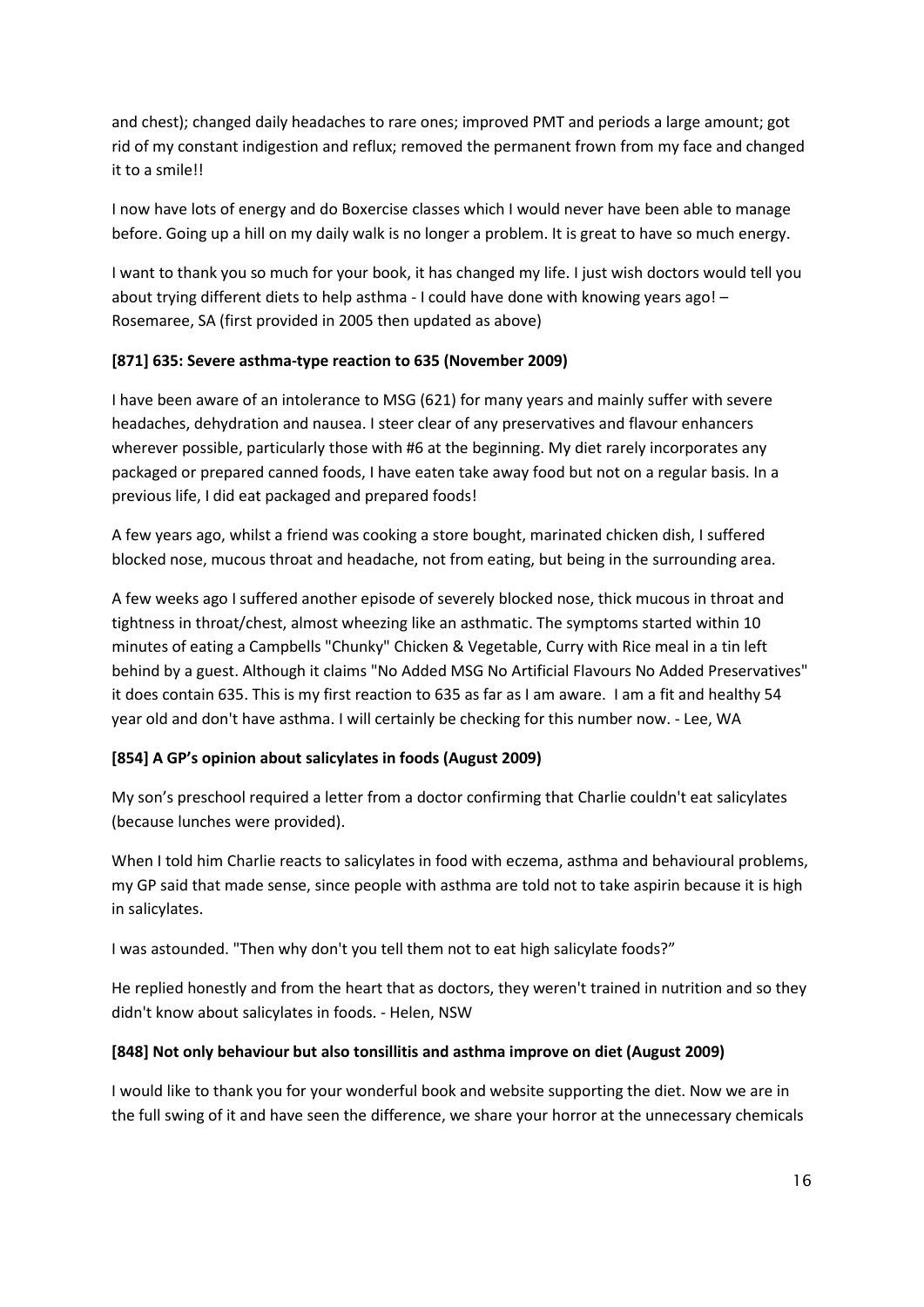and chest); changed daily headaches to rare ones; improved PMT and periods a large amount; got rid of my constant indigestion and reflux; removed the permanent frown from my face and changed it to a smile!!

I now have lots of energy and do Boxercise classes which I would never have been able to manage before. Going up a hill on my daily walk is no longer a problem. It is great to have so much energy.

I want to thank you so much for your book, it has changed my life. I just wish doctors would tell you about trying different diets to help asthma - I could have done with knowing years ago! – Rosemaree, SA (first provided in 2005 then updated as above)

**[871] 635: Severe asthma-type reaction to 635 (November 2009)**

I have been aware of an intolerance to MSG (621) for many years and mainly suffer with severe headaches, dehydration and nausea. I steer clear of any preservatives and flavour enhancers wherever possible, particularly those with #6 at the beginning. My diet rarely incorporates any packaged or prepared canned foods, I have eaten take away food but not on a regular basis. In a previous life, I did eat packaged and prepared foods!

A few years ago, whilst a friend was cooking a store bought, marinated chicken dish, I suffered blocked nose, mucous throat and headache, not from eating, but being in the surrounding area.

A few weeks ago I suffered another episode of severely blocked nose, thick mucous in throat and tightness in throat/chest, almost wheezing like an asthmatic. The symptoms started within 10 minutes of eating a Campbells "Chunky" Chicken & Vegetable, Curry with Rice meal in a tin left behind by a guest. Although it claims "No Added MSG No Artificial Flavours No Added Preservatives" it does contain 635. This is my first reaction to 635 as far as I am aware. I am a fit and healthy 54 year old and don't have asthma. I will certainly be checking for this number now. - Lee, WA

**[854] A GP's opinion about salicylates in foods (August 2009)**

My son's preschool required a letter from a doctor confirming that Charlie couldn't eat salicylates (because lunches were provided).

When I told him Charlie reacts to salicylates in food with eczema, asthma and behavioural problems, my GP said that made sense, since people with asthma are told not to take aspirin because it is high in salicylates.

I was astounded. "Then why don't you tell them not to eat high salicylate foods?"

He replied honestly and from the heart that as doctors, they weren't trained in nutrition and so they didn't know about salicylates in foods. - Helen, NSW

**[848] Not only behaviour but also tonsillitis and asthma improve on diet (August 2009)**

I would like to thank you for your wonderful book and website supporting the diet. Now we are in the full swing of it and have seen the difference, we share your horror at the unnecessary chemicals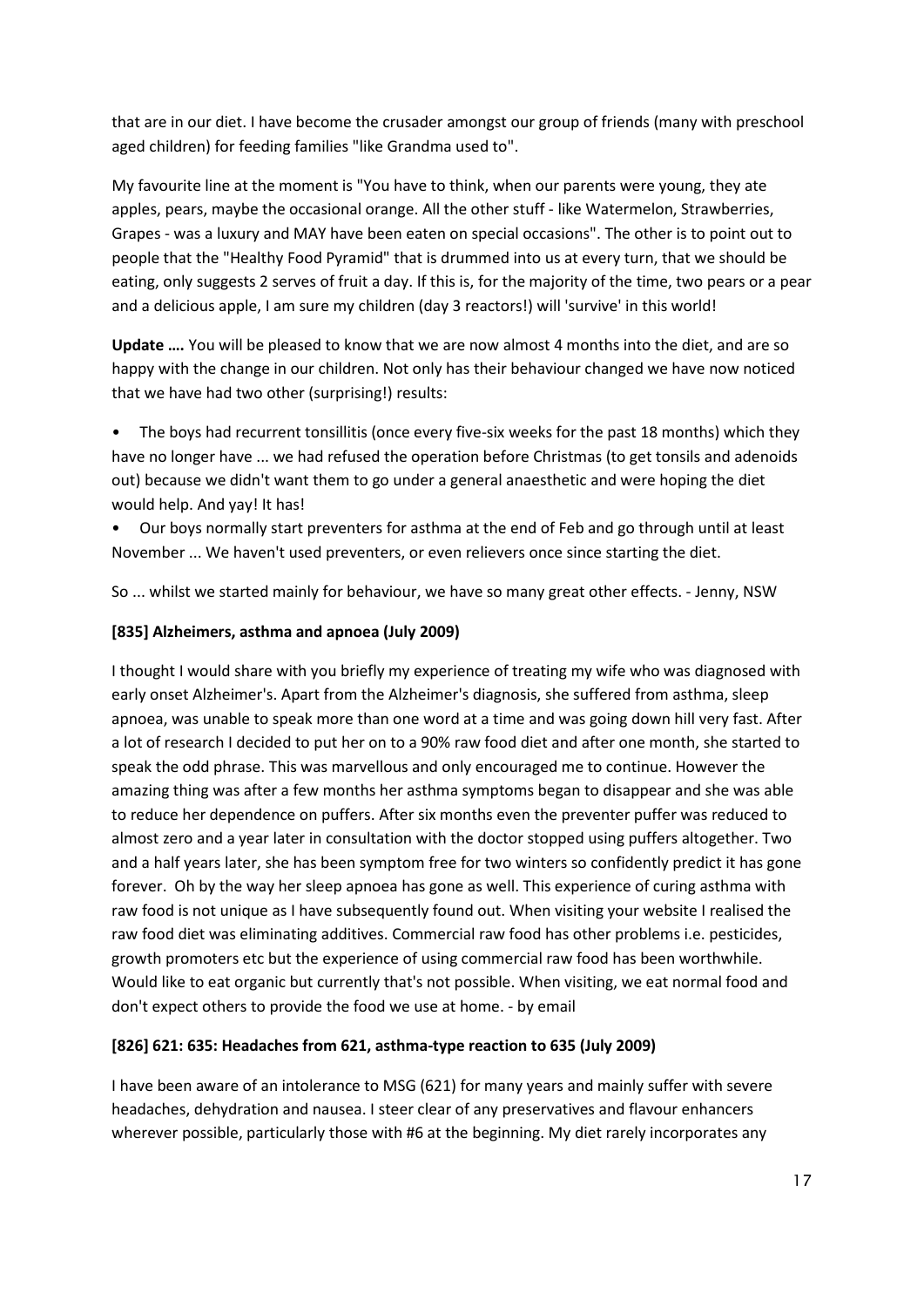that are in our diet. I have become the crusader amongst our group of friends (many with preschool aged children) for feeding families "like Grandma used to".

My favourite line at the moment is "You have to think, when our parents were young, they ate apples, pears, maybe the occasional orange. All the other stuff - like Watermelon, Strawberries, Grapes - was a luxury and MAY have been eaten on special occasions". The other is to point out to people that the "Healthy Food Pyramid" that is drummed into us at every turn, that we should be eating, only suggests 2 serves of fruit a day. If this is, for the majority of the time, two pears or a pear and a delicious apple, I am sure my children (day 3 reactors!) will 'survive' in this world!

**Update ….** You will be pleased to know that we are now almost 4 months into the diet, and are so happy with the change in our children. Not only has their behaviour changed we have now noticed that we have had two other (surprising!) results:

- The boys had recurrent tonsillitis (once every five-six weeks for the past 18 months) which they have no longer have ... we had refused the operation before Christmas (to get tonsils and adenoids out) because we didn't want them to go under a general anaesthetic and were hoping the diet would help. And yay! It has!
- Our boys normally start preventers for asthma at the end of Feb and go through until at least November ... We haven't used preventers, or even relievers once since starting the diet.

So ... whilst we started mainly for behaviour, we have so many great other effects. - Jenny, NSW

**[835] Alzheimers, asthma and apnoea (July 2009)**

I thought I would share with you briefly my experience of treating my wife who was diagnosed with early onset Alzheimer's. Apart from the Alzheimer's diagnosis, she suffered from asthma, sleep apnoea, was unable to speak more than one word at a time and was going down hill very fast. After a lot of research I decided to put her on to a 90% raw food diet and after one month, she started to speak the odd phrase. This was marvellous and only encouraged me to continue. However the amazing thing was after a few months her asthma symptoms began to disappear and she was able to reduce her dependence on puffers. After six months even the preventer puffer was reduced to almost zero and a year later in consultation with the doctor stopped using puffers altogether. Two and a half years later, she has been symptom free for two winters so confidently predict it has gone forever. Oh by the way her sleep apnoea has gone as well. This experience of curing asthma with raw food is not unique as I have subsequently found out. When visiting your website I realised the raw food diet was eliminating additives. Commercial raw food has other problems i.e. pesticides, growth promoters etc but the experience of using commercial raw food has been worthwhile. Would like to eat organic but currently that's not possible. When visiting, we eat normal food and don't expect others to provide the food we use at home. - by email

**[826] 621: 635: Headaches from 621, asthma-type reaction to 635 (July 2009)**

I have been aware of an intolerance to MSG (621) for many years and mainly suffer with severe headaches, dehydration and nausea. I steer clear of any preservatives and flavour enhancers wherever possible, particularly those with #6 at the beginning. My diet rarely incorporates any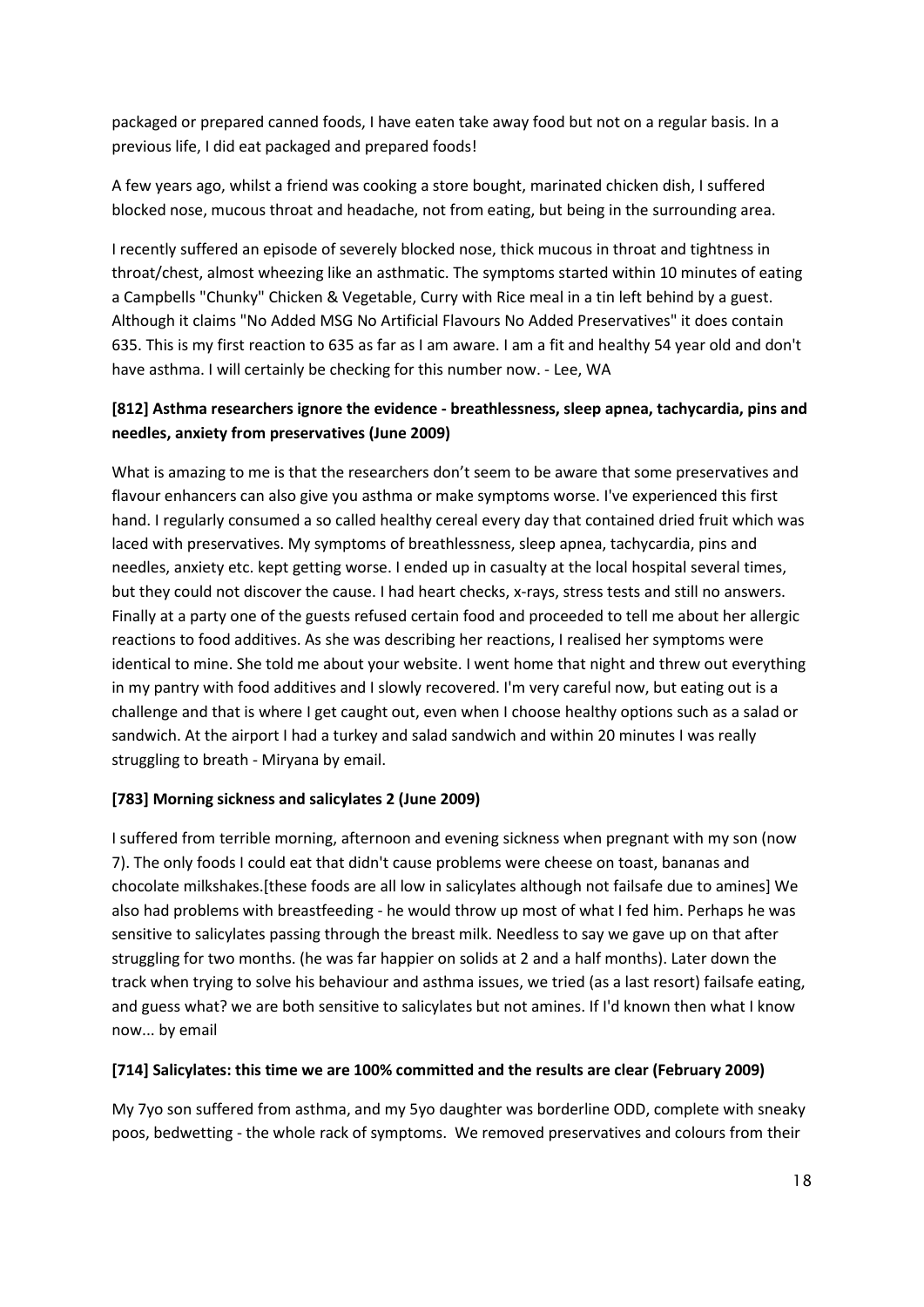packaged or prepared canned foods, I have eaten take away food but not on a regular basis. In a previous life, I did eat packaged and prepared foods!

A few years ago, whilst a friend was cooking a store bought, marinated chicken dish, I suffered blocked nose, mucous throat and headache, not from eating, but being in the surrounding area.

I recently suffered an episode of severely blocked nose, thick mucous in throat and tightness in throat/chest, almost wheezing like an asthmatic. The symptoms started within 10 minutes of eating a Campbells "Chunky" Chicken & Vegetable, Curry with Rice meal in a tin left behind by a guest. Although it claims "No Added MSG No Artificial Flavours No Added Preservatives" it does contain 635. This is my first reaction to 635 as far as I am aware. I am a fit and healthy 54 year old and don't have asthma. I will certainly be checking for this number now. - Lee, WA

### [812] Asthma researchers ignore the evidence - breathlessness, sleep apnea, tachycardia, pins and needles, anxiety from preservatives (June 2009)

What is amazing to me is that the researchers don't seem to be aware that some preservatives and flavour enhancers can also give you asthma or make symptoms worse. I've experienced this first hand. I regularly consumed a so called healthy cereal every day that contained dried fruit which was laced with preservatives. My symptoms of breathlessness, sleep apnea, tachycardia, pins and needles, anxiety etc. kept getting worse. I ended up in casualty at the local hospital several times, but they could not discover the cause. I had heart checks, x-rays, stress tests and still no answers. Finally at a party one of the guests refused certain food and proceeded to tell me about her allergic reactions to food additives. As she was describing her reactions, I realised her symptoms were identical to mine. She told me about your website. I went home that night and threw out everything in my pantry with food additives and I slowly recovered. I'm very careful now, but eating out is a challenge and that is where I get caught out, even when I choose healthy options such as a salad or sandwich. At the airport I had a turkey and salad sandwich and within 20 minutes I was really struggling to breath - Miryana by email.

### [783] Morning sickness and salicylates 2 (June 2009)

I suffered from terrible morning, afternoon and evening sickness when pregnant with my son (now 7). The only foods I could eat that didn't cause problems were cheese on toast, bananas and chocolate milkshakes.[these foods are all low in salicylates although not failsafe due to amines] We also had problems with breastfeeding - he would throw up most of what I fed him. Perhaps he was sensitive to salicylates passing through the breast milk. Needless to say we gave up on that after struggling for two months. (he was far happier on solids at 2 and a half months). Later down the track when trying to solve his behaviour and asthma issues, we tried (as a last resort) failsafe eating, and guess what? we are both sensitive to salicylates but not amines. If I'd known then what I know now... by email

### [714] Salicylates: this time we are 100% committed and the results are clear (February 2009)

My 7yo son suffered from asthma, and my 5yo daughter was borderline ODD, complete with sneaky poos, bedwetting - the whole rack of symptoms. We removed preservatives and colours from their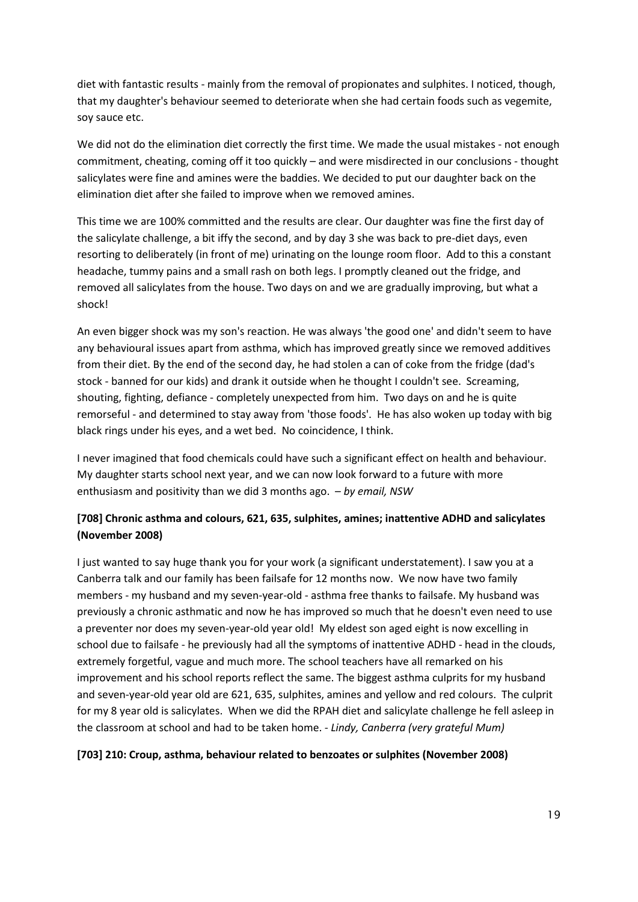diet with fantastic results - mainly from the removal of propionates and sulphites. I noticed, though, that my daughter's behaviour seemed to deteriorate when she had certain foods such as vegemite, soy sauce etc.

We did not do the elimination diet correctly the first time. We made the usual mistakes - not enough commitment, cheating, coming off it too quickly – and were misdirected in our conclusions - thought salicylates were fine and amines were the baddies. We decided to put our daughter back on the elimination diet after she failed to improve when we removed amines.

This time we are 100% committed and the results are clear. Our daughter was fine the first day of the salicylate challenge, a bit iffy the second, and by day 3 she was back to pre-diet days, even resorting to deliberately (in front of me) urinating on the lounge room floor. Add to this a constant headache, tummy pains and a small rash on both legs. I promptly cleaned out the fridge, and removed all salicylates from the house. Two days on and we are gradually improving, but what a shock!

An even bigger shock was my son's reaction. He was always 'the good one' and didn't seem to have any behavioural issues apart from asthma, which has improved greatly since we removed additives from their diet. By the end of the second day, he had stolen a can of coke from the fridge (dad's stock - banned for our kids) and drank it outside when he thought I couldn't see. Screaming, shouting, fighting, defiance - completely unexpected from him. Two days on and he is quite remorseful - and determined to stay away from 'those foods'. He has also woken up today with big black rings under his eyes, and a wet bed. No coincidence, I think.

I never imagined that food chemicals could have such a significant effect on health and behaviour. My daughter starts school next year, and we can now look forward to a future with more enthusiasm and positivity than we did 3 months ago. *– by email, NSW*

**[708] Chronic asthma and colours, 621, 635, sulphites, amines; inattentive ADHD and salicylates (November 2008)**

I just wanted to say huge thank you for your work (a significant understatement). I saw you at a Canberra talk and our family has been failsafe for 12 months now. We now have two family members - my husband and my seven-year-old - asthma free thanks to failsafe. My husband was previously a chronic asthmatic and now he has improved so much that he doesn't even need to use a preventer nor does my seven-year-old year old! My eldest son aged eight is now excelling in school due to failsafe - he previously had all the symptoms of inattentive ADHD - head in the clouds, extremely forgetful, vague and much more. The school teachers have all remarked on his improvement and his school reports reflect the same. The biggest asthma culprits for my husband and seven-year-old year old are 621, 635, sulphites, amines and yellow and red colours. The culprit for my 8 year old is salicylates. When we did the RPAH diet and salicylate challenge he fell asleep in the classroom at school and had to be taken home. *- Lindy, Canberra (very grateful Mum)*

**[703] 210: Croup, asthma, behaviour related to benzoates or sulphites (November 2008)**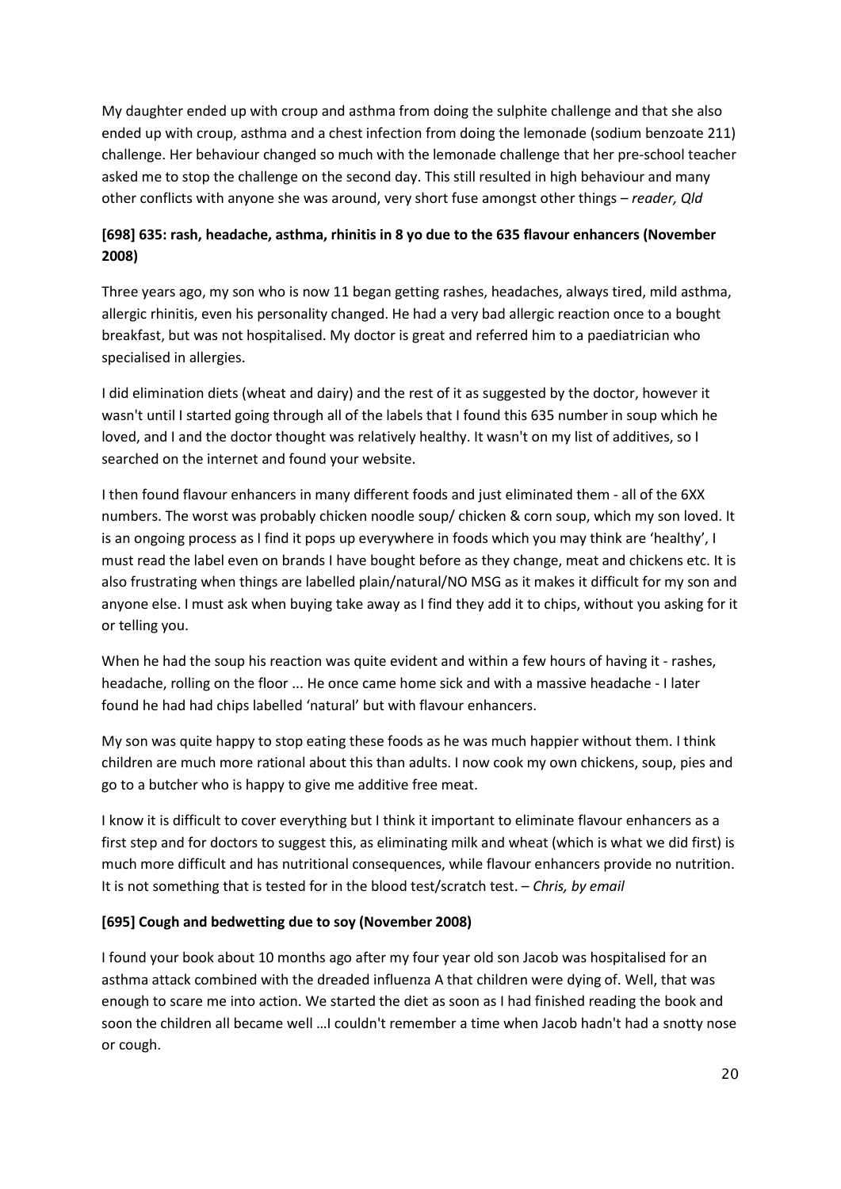My daughter ended up with croup and asthma from doing the sulphite challenge and that she also ended up with croup, asthma and a chest infection from doing the lemonade (sodium benzoate 211) challenge. Her behaviour changed so much with the lemonade challenge that her pre-school teacher asked me to stop the challenge on the second day. This still resulted in high behaviour and many other conflicts with anyone she was around, very short fuse amongst other things – *reader, Qld*

**[698] 635: rash, headache, asthma, rhinitis in 8 yo due to the 635 flavour enhancers (November 2008)**

Three years ago, my son who is now 11 began getting rashes, headaches, always tired, mild asthma, allergic rhinitis, even his personality changed. He had a very bad allergic reaction once to a bought breakfast, but was not hospitalised. My doctor is great and referred him to a paediatrician who specialised in allergies.

I did elimination diets (wheat and dairy) and the rest of it as suggested by the doctor, however it wasn't until I started going through all of the labels that I found this 635 number in soup which he loved, and I and the doctor thought was relatively healthy. It wasn't on my list of additives, so I searched on the internet and found your website.

I then found flavour enhancers in many different foods and just eliminated them - all of the 6XX numbers. The worst was probably chicken noodle soup/ chicken & corn soup, which my son loved. It is an ongoing process as I find it pops up everywhere in foods which you may think are 'healthy', I must read the label even on brands I have bought before as they change, meat and chickens etc. It is also frustrating when things are labelled plain/natural/NO MSG as it makes it difficult for my son and anyone else. I must ask when buying take away as I find they add it to chips, without you asking for it or telling you.

When he had the soup his reaction was quite evident and within a few hours of having it - rashes, headache, rolling on the floor ... He once came home sick and with a massive headache - I later found he had had chips labelled 'natural' but with flavour enhancers.

My son was quite happy to stop eating these foods as he was much happier without them. I think children are much more rational about this than adults. I now cook my own chickens, soup, pies and go to a butcher who is happy to give me additive free meat.

I know it is difficult to cover everything but I think it important to eliminate flavour enhancers as a first step and for doctors to suggest this, as eliminating milk and wheat (which is what we did first) is much more difficult and has nutritional consequences, while flavour enhancers provide no nutrition. It is not something that is tested for in the blood test/scratch test. – *Chris, by email*

**[695] Cough and bedwetting due to soy (November 2008)**

I found your book about 10 months ago after my four year old son Jacob was hospitalised for an asthma attack combined with the dreaded influenza A that children were dying of. Well, that was enough to scare me into action. We started the diet as soon as I had finished reading the book and soon the children all became well …I couldn't remember a time when Jacob hadn't had a snotty nose or cough.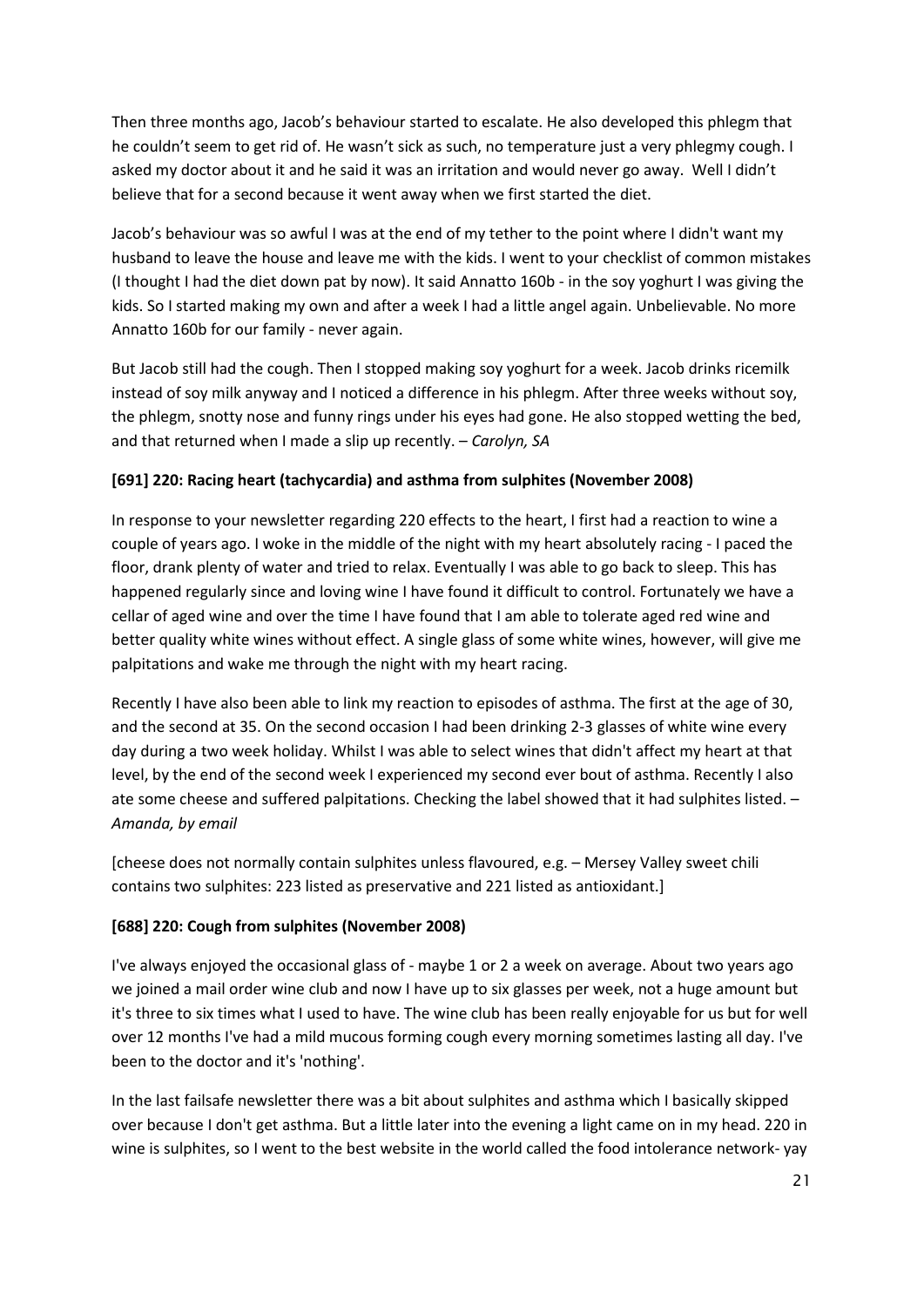Then three months ago, Jacob's behaviour started to escalate. He also developed this phlegm that he couldn't seem to get rid of. He wasn't sick as such, no temperature just a very phlegmy cough. I asked my doctor about it and he said it was an irritation and would never go away. Well I didn't believe that for a second because it went away when we first started the diet.

Jacob's behaviour was so awful I was at the end of my tether to the point where I didn't want my husband to leave the house and leave me with the kids. I went to your checklist of common mistakes (I thought I had the diet down pat by now). It said Annatto 160b - in the soy yoghurt I was giving the kids. So I started making my own and after a week I had a little angel again. Unbelievable. No more Annatto 160b for our family - never again.

But Jacob still had the cough. Then I stopped making soy yoghurt for a week. Jacob drinks ricemilk instead of soy milk anyway and I noticed a difference in his phlegm. After three weeks without soy, the phlegm, snotty nose and funny rings under his eyes had gone. He also stopped wetting the bed, and that returned when I made a slip up recently. – *Carolyn, SA*

**[691] 220: Racing heart (tachycardia) and asthma from sulphites (November 2008)**

In response to your newsletter regarding 220 effects to the heart, I first had a reaction to wine a couple of years ago. I woke in the middle of the night with my heart absolutely racing - I paced the floor, drank plenty of water and tried to relax. Eventually I was able to go back to sleep. This has happened regularly since and loving wine I have found it difficult to control. Fortunately we have a cellar of aged wine and over the time I have found that I am able to tolerate aged red wine and better quality white wines without effect. A single glass of some white wines, however, will give me palpitations and wake me through the night with my heart racing.

Recently I have also been able to link my reaction to episodes of asthma. The first at the age of 30, and the second at 35. On the second occasion I had been drinking 2-3 glasses of white wine every day during a two week holiday. Whilst I was able to select wines that didn't affect my heart at that level, by the end of the second week I experienced my second ever bout of asthma. Recently I also ate some cheese and suffered palpitations. Checking the label showed that it had sulphites listed. – *Amanda, by email*

[cheese does not normally contain sulphites unless flavoured, e.g. – Mersey Valley sweet chili contains two sulphites: 223 listed as preservative and 221 listed as antioxidant.]

**[688] 220: Cough from sulphites (November 2008)**

I've always enjoyed the occasional glass of - maybe 1 or 2 a week on average. About two years ago we joined a mail order wine club and now I have up to six glasses per week, not a huge amount but it's three to six times what I used to have. The wine club has been really enjoyable for us but for well over 12 months I've had a mild mucous forming cough every morning sometimes lasting all day. I've been to the doctor and it's 'nothing'.

In the last failsafe newsletter there was a bit about sulphites and asthma which I basically skipped over because I don't get asthma. But a little later into the evening a light came on in my head. 220 in wine is sulphites, so I went to the best website in the world called the food intolerance network- yay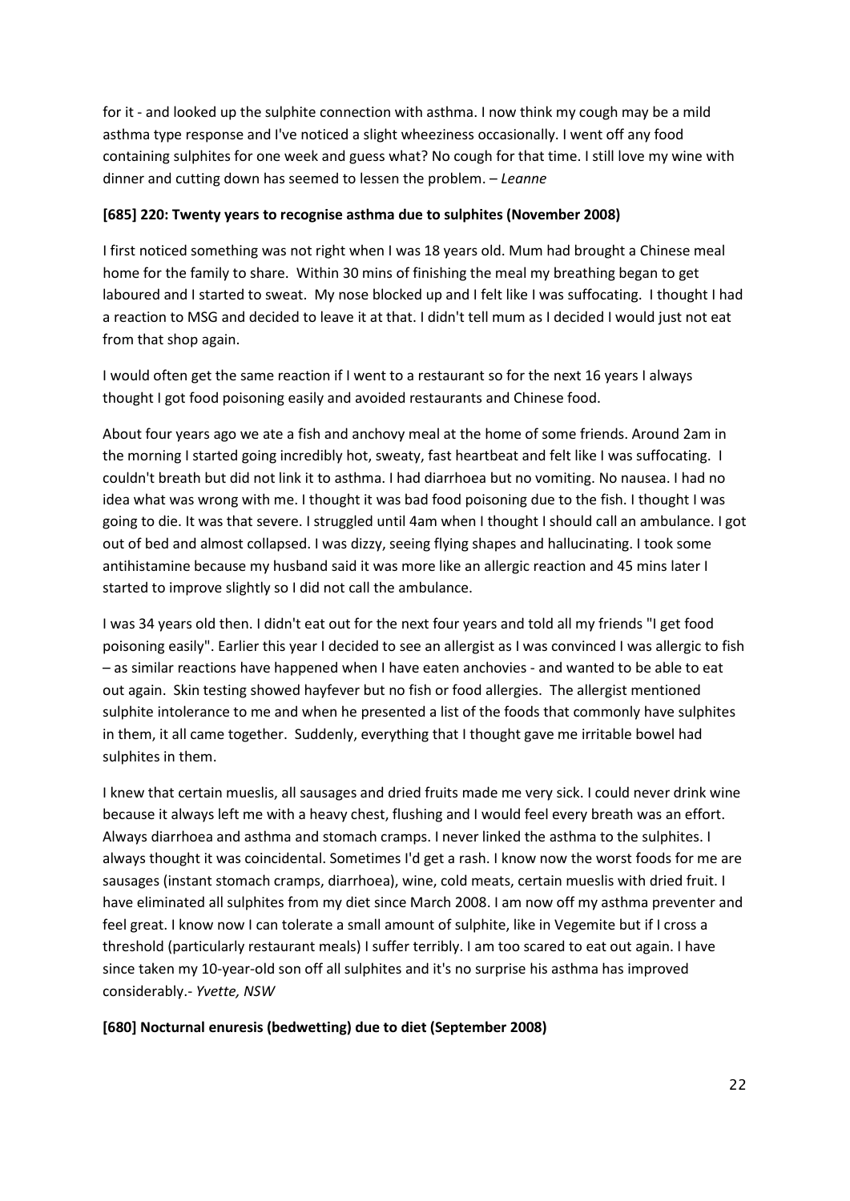for it - and looked up the sulphite connection with asthma. I now think my cough may be a mild asthma type response and I've noticed a slight wheeziness occasionally. I went off any food containing sulphites for one week and guess what? No cough for that time. I still love my wine with dinner and cutting down has seemed to lessen the problem. – *Leanne*

**[685] 220: Twenty years to recognise asthma due to sulphites (November 2008)**

I first noticed something was not right when I was 18 years old. Mum had brought a Chinese meal home for the family to share. Within 30 mins of finishing the meal my breathing began to get laboured and I started to sweat. My nose blocked up and I felt like I was suffocating. I thought I had a reaction to MSG and decided to leave it at that. I didn't tell mum as I decided I would just not eat from that shop again.

I would often get the same reaction if I went to a restaurant so for the next 16 years I always thought I got food poisoning easily and avoided restaurants and Chinese food.

About four years ago we ate a fish and anchovy meal at the home of some friends. Around 2am in the morning I started going incredibly hot, sweaty, fast heartbeat and felt like I was suffocating. I couldn't breath but did not link it to asthma. I had diarrhoea but no vomiting. No nausea. I had no idea what was wrong with me. I thought it was bad food poisoning due to the fish. I thought I was going to die. It was that severe. I struggled until 4am when I thought I should call an ambulance. I got out of bed and almost collapsed. I was dizzy, seeing flying shapes and hallucinating. I took some antihistamine because my husband said it was more like an allergic reaction and 45 mins later I started to improve slightly so I did not call the ambulance.

I was 34 years old then. I didn't eat out for the next four years and told all my friends "I get food poisoning easily". Earlier this year I decided to see an allergist as I was convinced I was allergic to fish – as similar reactions have happened when I have eaten anchovies - and wanted to be able to eat out again. Skin testing showed hayfever but no fish or food allergies. The allergist mentioned sulphite intolerance to me and when he presented a list of the foods that commonly have sulphites in them, it all came together. Suddenly, everything that I thought gave me irritable bowel had sulphites in them.

I knew that certain mueslis, all sausages and dried fruits made me very sick. I could never drink wine because it always left me with a heavy chest, flushing and I would feel every breath was an effort. Always diarrhoea and asthma and stomach cramps. I never linked the asthma to the sulphites. I always thought it was coincidental. Sometimes I'd get a rash. I know now the worst foods for me are sausages (instant stomach cramps, diarrhoea), wine, cold meats, certain mueslis with dried fruit. I have eliminated all sulphites from my diet since March 2008. I am now off my asthma preventer and feel great. I know now I can tolerate a small amount of sulphite, like in Vegemite but if I cross a threshold (particularly restaurant meals) I suffer terribly. I am too scared to eat out again. I have since taken my 10-year-old son off all sulphites and it's no surprise his asthma has improved considerably.- *Yvette, NSW*

**[680] Nocturnal enuresis (bedwetting) due to diet (September 2008)**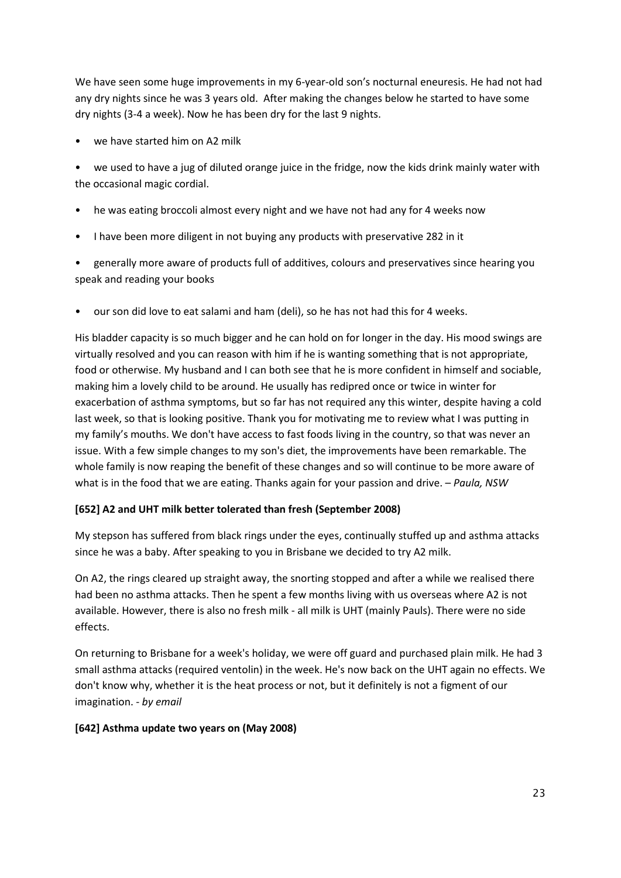We have seen some huge improvements in my 6-year-old son's nocturnal eneuresis. He had not had any dry nights since he was 3 years old. After making the changes below he started to have some dry nights (3-4 a week). Now he has been dry for the last 9 nights.

- we have started him on A2 milk
- we used to have a jug of diluted orange juice in the fridge, now the kids drink mainly water with the occasional magic cordial.
- he was eating broccoli almost every night and we have not had any for 4 weeks now
- I have been more diligent in not buying any products with preservative 282 in it
- generally more aware of products full of additives, colours and preservatives since hearing you speak and reading your books
- our son did love to eat salami and ham (deli), so he has not had this for 4 weeks.

His bladder capacity is so much bigger and he can hold on for longer in the day. His mood swings are virtually resolved and you can reason with him if he is wanting something that is not appropriate, food or otherwise. My husband and I can both see that he is more confident in himself and sociable, making him a lovely child to be around. He usually has redipred once or twice in winter for exacerbation of asthma symptoms, but so far has not required any this winter, despite having a cold last week, so that is looking positive. Thank you for motivating me to review what I was putting in my family's mouths. We don't have access to fast foods living in the country, so that was never an issue. With a few simple changes to my son's diet, the improvements have been remarkable. The whole family is now reaping the benefit of these changes and so will continue to be more aware of what is in the food that we are eating. Thanks again for your passion and drive. – *Paula, NSW*

**[652] A2 and UHT milk better tolerated than fresh (September 2008)**

My stepson has suffered from black rings under the eyes, continually stuffed up and asthma attacks since he was a baby. After speaking to you in Brisbane we decided to try A2 milk.

On A2, the rings cleared up straight away, the snorting stopped and after a while we realised there had been no asthma attacks. Then he spent a few months living with us overseas where A2 is not available. However, there is also no fresh milk - all milk is UHT (mainly Pauls). There were no side effects.

On returning to Brisbane for a week's holiday, we were off guard and purchased plain milk. He had 3 small asthma attacks (required ventolin) in the week. He's now back on the UHT again no effects. We don't know why, whether it is the heat process or not, but it definitely is not a figment of our imagination. - *by email*

**[642] Asthma update two years on (May 2008)**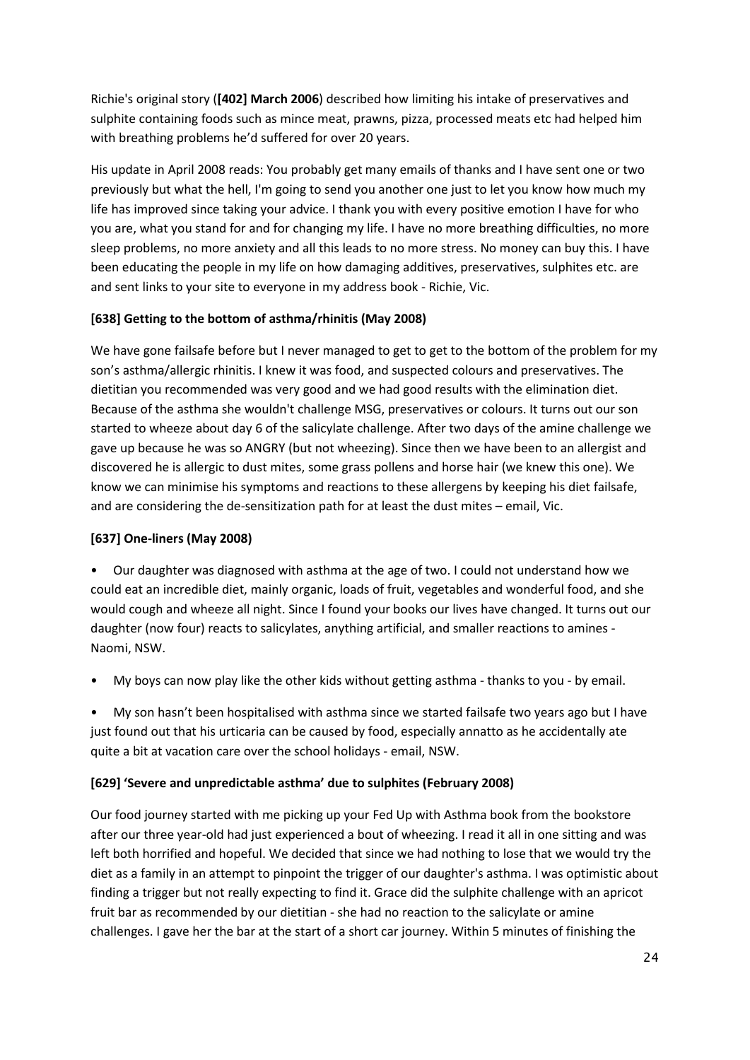Richie's original story (**[402] March 2006**) described how limiting his intake of preservatives and sulphite containing foods such as mince meat, prawns, pizza, processed meats etc had helped him with breathing problems he'd suffered for over 20 years.

His update in April 2008 reads: You probably get many emails of thanks and I have sent one or two previously but what the hell, I'm going to send you another one just to let you know how much my life has improved since taking your advice. I thank you with every positive emotion I have for who you are, what you stand for and for changing my life. I have no more breathing difficulties, no more sleep problems, no more anxiety and all this leads to no more stress. No money can buy this. I have been educating the people in my life on how damaging additives, preservatives, sulphites etc. are and sent links to your site to everyone in my address book - Richie, Vic.

**[638] Getting to the bottom of asthma/rhinitis (May 2008)**

We have gone failsafe before but I never managed to get to get to the bottom of the problem for my son's asthma/allergic rhinitis. I knew it was food, and suspected colours and preservatives. The dietitian you recommended was very good and we had good results with the elimination diet. Because of the asthma she wouldn't challenge MSG, preservatives or colours. It turns out our son started to wheeze about day 6 of the salicylate challenge. After two days of the amine challenge we gave up because he was so ANGRY (but not wheezing). Since then we have been to an allergist and discovered he is allergic to dust mites, some grass pollens and horse hair (we knew this one). We know we can minimise his symptoms and reactions to these allergens by keeping his diet failsafe, and are considering the de-sensitization path for at least the dust mites – email, Vic.

**[637] One-liners (May 2008)**

- Our daughter was diagnosed with asthma at the age of two. I could not understand how we could eat an incredible diet, mainly organic, loads of fruit, vegetables and wonderful food, and she would cough and wheeze all night. Since I found your books our lives have changed. It turns out our daughter (now four) reacts to salicylates, anything artificial, and smaller reactions to amines - Naomi, NSW.
- My boys can now play like the other kids without getting asthma - thanks to you - by email.
- My son hasn't been hospitalised with asthma since we started failsafe two years ago but I have just found out that his urticaria can be caused by food, especially annatto as he accidentally ate quite a bit at vacation care over the school holidays - email, NSW.

**[629] 'Severe and unpredictable asthma' due to sulphites (February 2008)**

Our food journey started with me picking up your Fed Up with Asthma book from the bookstore after our three year-old had just experienced a bout of wheezing. I read it all in one sitting and was left both horrified and hopeful. We decided that since we had nothing to lose that we would try the diet as a family in an attempt to pinpoint the trigger of our daughter's asthma. I was optimistic about finding a trigger but not really expecting to find it. Grace did the sulphite challenge with an apricot fruit bar as recommended by our dietitian - she had no reaction to the salicylate or amine challenges. I gave her the bar at the start of a short car journey. Within 5 minutes of finishing the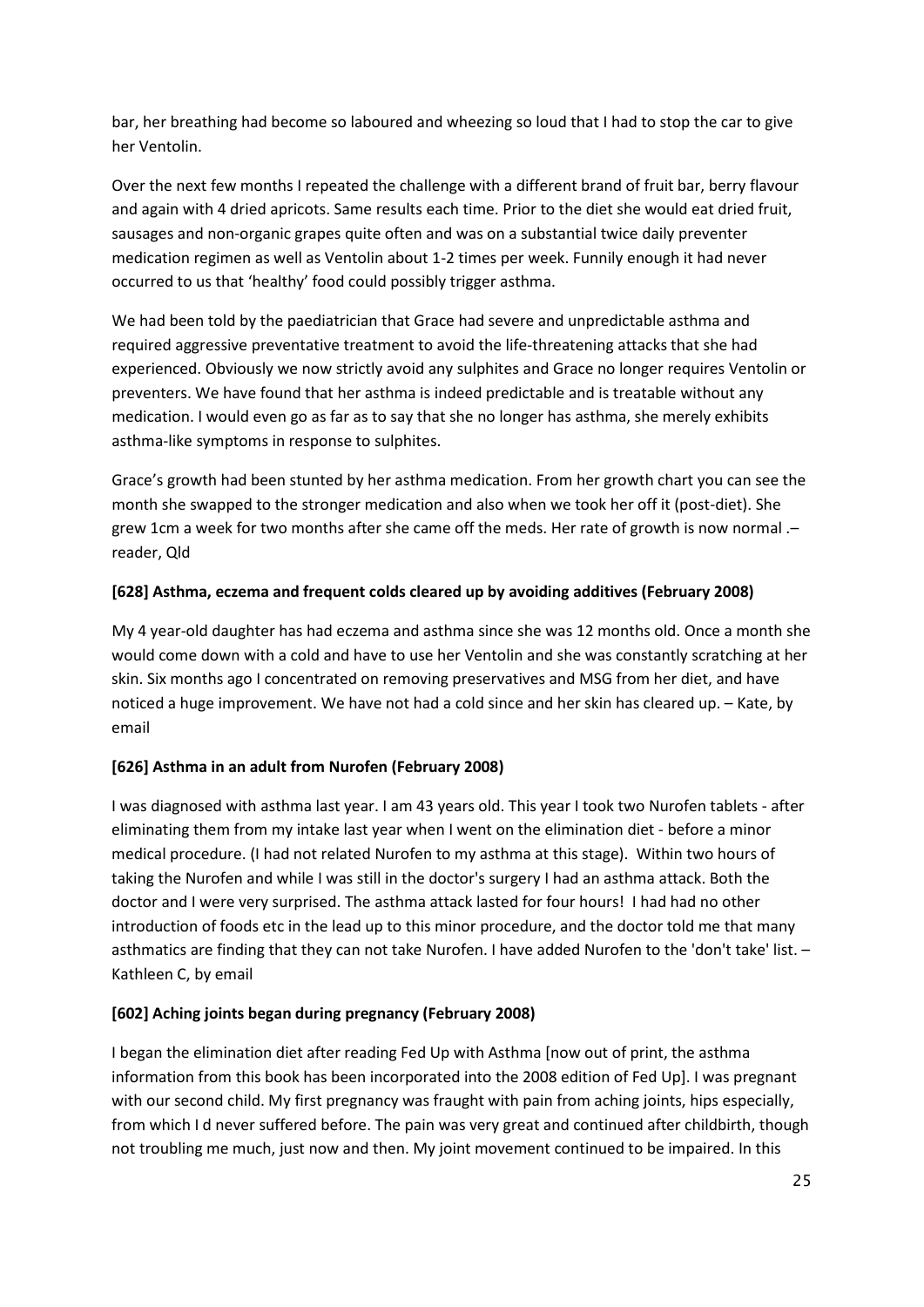bar, her breathing had become so laboured and wheezing so loud that I had to stop the car to give her Ventolin.

Over the next few months I repeated the challenge with a different brand of fruit bar, berry flavour and again with 4 dried apricots. Same results each time. Prior to the diet she would eat dried fruit, sausages and non-organic grapes quite often and was on a substantial twice daily preventer medication regimen as well as Ventolin about 1-2 times per week. Funnily enough it had never occurred to us that 'healthy' food could possibly trigger asthma.

We had been told by the paediatrician that Grace had severe and unpredictable asthma and required aggressive preventative treatment to avoid the life-threatening attacks that she had experienced. Obviously we now strictly avoid any sulphites and Grace no longer requires Ventolin or preventers. We have found that her asthma is indeed predictable and is treatable without any medication. I would even go as far as to say that she no longer has asthma, she merely exhibits asthma-like symptoms in response to sulphites.

Grace's growth had been stunted by her asthma medication. From her growth chart you can see the month she swapped to the stronger medication and also when we took her off it (post-diet). She grew 1cm a week for two months after she came off the meds. Her rate of growth is now normal .– reader, Qld

**[628] Asthma, eczema and frequent colds cleared up by avoiding additives (February 2008)**

My 4 year-old daughter has had eczema and asthma since she was 12 months old. Once a month she would come down with a cold and have to use her Ventolin and she was constantly scratching at her skin. Six months ago I concentrated on removing preservatives and MSG from her diet, and have noticed a huge improvement. We have not had a cold since and her skin has cleared up. – Kate, by email

**[626] Asthma in an adult from Nurofen (February 2008)**

I was diagnosed with asthma last year. I am 43 years old. This year I took two Nurofen tablets - after eliminating them from my intake last year when I went on the elimination diet - before a minor medical procedure. (I had not related Nurofen to my asthma at this stage). Within two hours of taking the Nurofen and while I was still in the doctor's surgery I had an asthma attack. Both the doctor and I were very surprised. The asthma attack lasted for four hours! I had had no other introduction of foods etc in the lead up to this minor procedure, and the doctor told me that many asthmatics are finding that they can not take Nurofen. I have added Nurofen to the 'don't take' list. – Kathleen C, by email

**[602] Aching joints began during pregnancy (February 2008)**

I began the elimination diet after reading Fed Up with Asthma [now out of print, the asthma information from this book has been incorporated into the 2008 edition of Fed Up]. I was pregnant with our second child. My first pregnancy was fraught with pain from aching joints, hips especially, from which I d never suffered before. The pain was very great and continued after childbirth, though not troubling me much, just now and then. My joint movement continued to be impaired. In this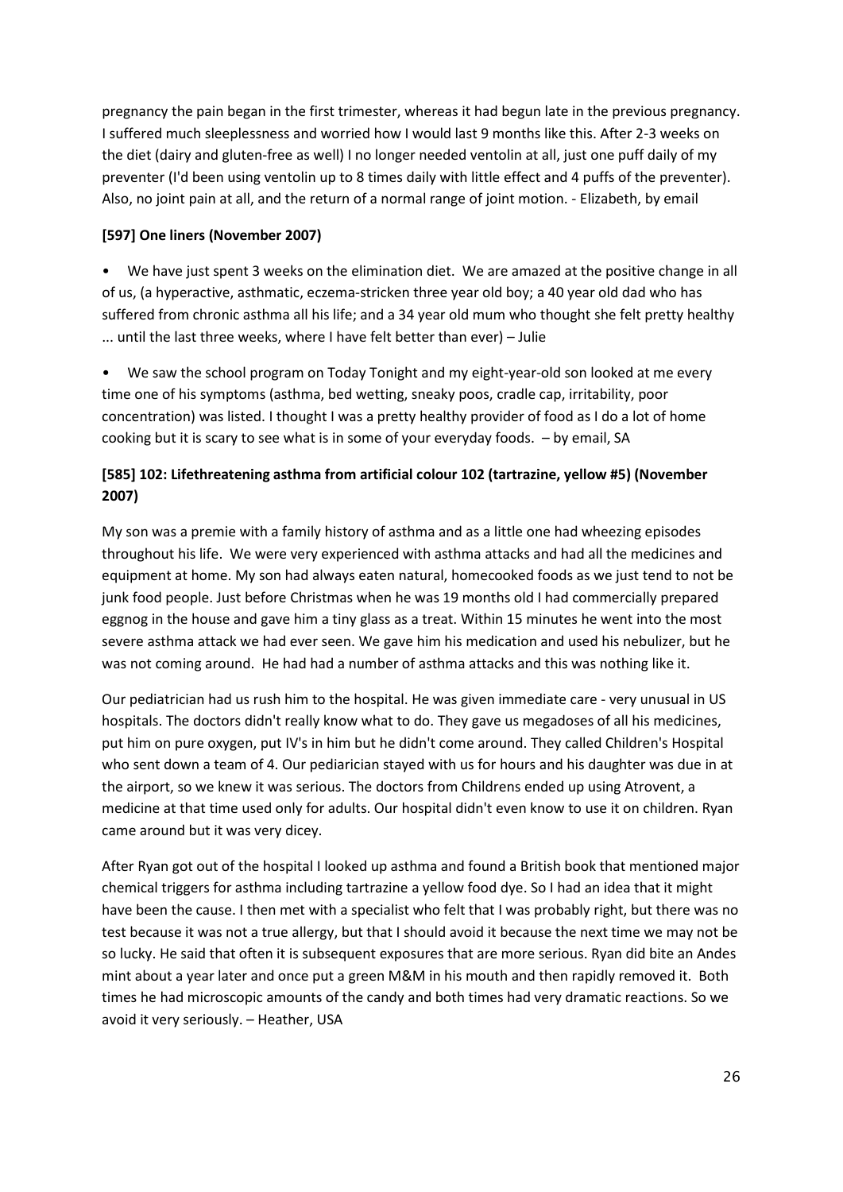pregnancy the pain began in the first trimester, whereas it had begun late in the previous pregnancy. I suffered much sleeplessness and worried how I would last 9 months like this. After 2-3 weeks on the diet (dairy and gluten-free as well) I no longer needed ventolin at all, just one puff daily of my preventer (I'd been using ventolin up to 8 times daily with little effect and 4 puffs of the preventer). Also, no joint pain at all, and the return of a normal range of joint motion. - Elizabeth, by email

**[597] One liners (November 2007)**

- We have just spent 3 weeks on the elimination diet. We are amazed at the positive change in all of us, (a hyperactive, asthmatic, eczema-stricken three year old boy; a 40 year old dad who has suffered from chronic asthma all his life; and a 34 year old mum who thought she felt pretty healthy ... until the last three weeks, where I have felt better than ever) – Julie
- We saw the school program on Today Tonight and my eight-year-old son looked at me every time one of his symptoms (asthma, bed wetting, sneaky poos, cradle cap, irritability, poor concentration) was listed. I thought I was a pretty healthy provider of food as I do a lot of home cooking but it is scary to see what is in some of your everyday foods. – by email, SA

**[585] 102: Lifethreatening asthma from artificial colour 102 (tartrazine, yellow #5) (November 2007)**

My son was a premie with a family history of asthma and as a little one had wheezing episodes throughout his life. We were very experienced with asthma attacks and had all the medicines and equipment at home. My son had always eaten natural, homecooked foods as we just tend to not be junk food people. Just before Christmas when he was 19 months old I had commercially prepared eggnog in the house and gave him a tiny glass as a treat. Within 15 minutes he went into the most severe asthma attack we had ever seen. We gave him his medication and used his nebulizer, but he was not coming around. He had had a number of asthma attacks and this was nothing like it.

Our pediatrician had us rush him to the hospital. He was given immediate care - very unusual in US hospitals. The doctors didn't really know what to do. They gave us megadoses of all his medicines, put him on pure oxygen, put IV's in him but he didn't come around. They called Children's Hospital who sent down a team of 4. Our pediarician stayed with us for hours and his daughter was due in at the airport, so we knew it was serious. The doctors from Childrens ended up using Atrovent, a medicine at that time used only for adults. Our hospital didn't even know to use it on children. Ryan came around but it was very dicey.

After Ryan got out of the hospital I looked up asthma and found a British book that mentioned major chemical triggers for asthma including tartrazine a yellow food dye. So I had an idea that it might have been the cause. I then met with a specialist who felt that I was probably right, but there was no test because it was not a true allergy, but that I should avoid it because the next time we may not be so lucky. He said that often it is subsequent exposures that are more serious. Ryan did bite an Andes mint about a year later and once put a green M&M in his mouth and then rapidly removed it. Both times he had microscopic amounts of the candy and both times had very dramatic reactions. So we avoid it very seriously. – Heather, USA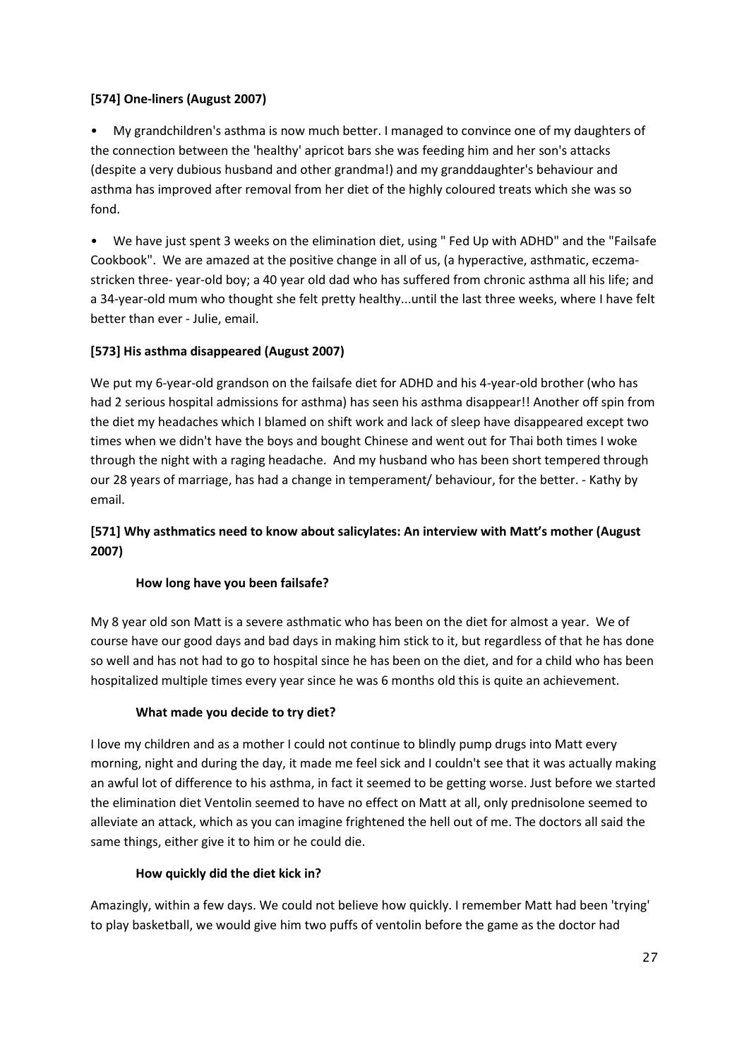### [574] One-liners (August 2007)

- My grandchildren's asthma is now much better. I managed to convince one of my daughters of the connection between the 'healthy' apricot bars she was feeding him and her son's attacks (despite a very dubious husband and other grandma!) and my granddaughter's behaviour and asthma has improved after removal from her diet of the highly coloured treats which she was so fond.

- We have just spent 3 weeks on the elimination diet, using " Fed Up with ADHD" and the "Failsafe Cookbook". We are amazed at the positive change in all of us, (a hyperactive, asthmatic, eczema-stricken three- year-old boy; a 40 year old dad who has suffered from chronic asthma all his life; and a 34-year-old mum who thought she felt pretty healthy...until the last three weeks, where I have felt better than ever - Julie, email.

### [573] His asthma disappeared (August 2007)

We put my 6-year-old grandson on the failsafe diet for ADHD and his 4-year-old brother (who has had 2 serious hospital admissions for asthma) has seen his asthma disappear!! Another off spin from the diet my headaches which I blamed on shift work and lack of sleep have disappeared except two times when we didn't have the boys and bought Chinese and went out for Thai both times I woke through the night with a raging headache. And my husband who has been short tempered through our 28 years of marriage, has had a change in temperament/ behaviour, for the better. - Kathy by email.

### [571] Why asthmatics need to know about salicylates: An interview with Matt's mother (August 2007)

**How long have you been failsafe?**

My 8 year old son Matt is a severe asthmatic who has been on the diet for almost a year. We of course have our good days and bad days in making him stick to it, but regardless of that he has done so well and has not had to go to hospital since he has been on the diet, and for a child who has been hospitalized multiple times every year since he was 6 months old this is quite an achievement.

**What made you decide to try diet?**

I love my children and as a mother I could not continue to blindly pump drugs into Matt every morning, night and during the day, it made me feel sick and I couldn't see that it was actually making an awful lot of difference to his asthma, in fact it seemed to be getting worse. Just before we started the elimination diet Ventolin seemed to have no effect on Matt at all, only prednisolone seemed to alleviate an attack, which as you can imagine frightened the hell out of me. The doctors all said the same things, either give it to him or he could die.

**How quickly did the diet kick in?**

Amazingly, within a few days. We could not believe how quickly. I remember Matt had been 'trying' to play basketball, we would give him two puffs of ventolin before the game as the doctor had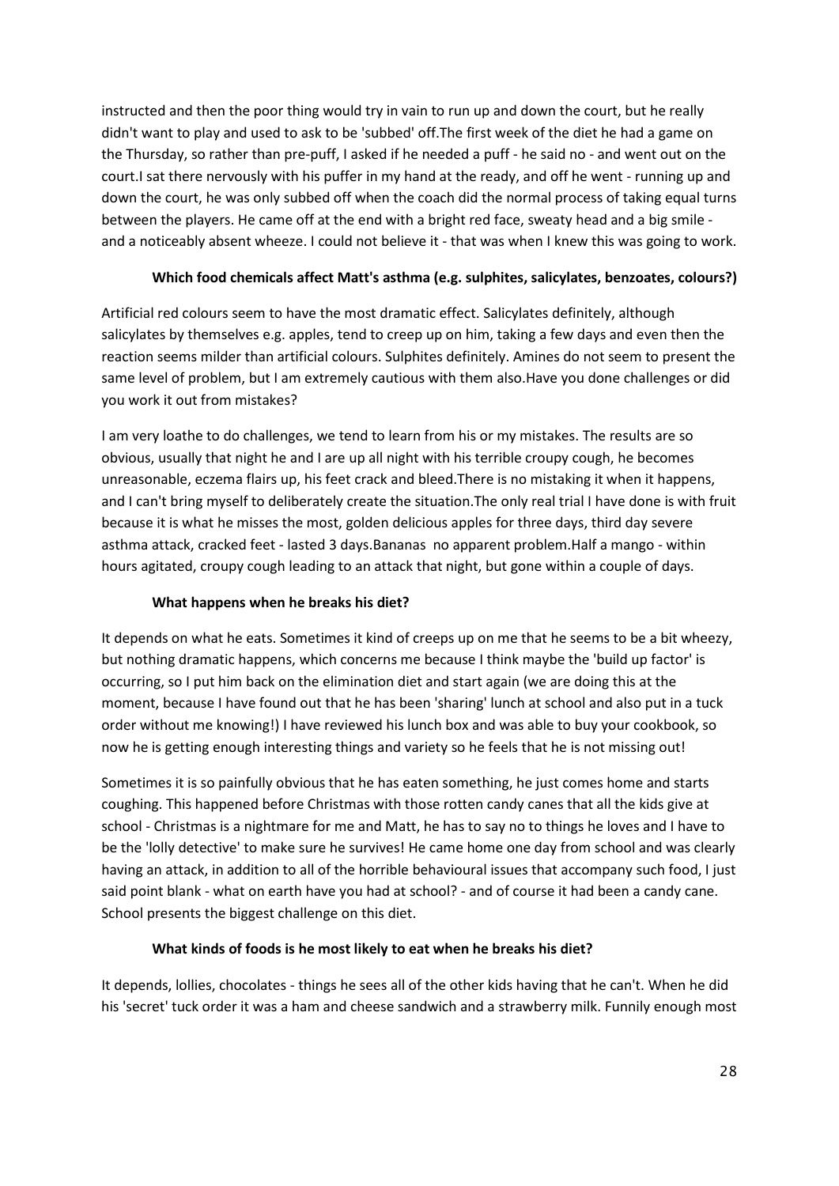instructed and then the poor thing would try in vain to run up and down the court, but he really didn't want to play and used to ask to be 'subbed' off.The first week of the diet he had a game on the Thursday, so rather than pre-puff, I asked if he needed a puff - he said no - and went out on the court.I sat there nervously with his puffer in my hand at the ready, and off he went - running up and down the court, he was only subbed off when the coach did the normal process of taking equal turns between the players. He came off at the end with a bright red face, sweaty head and a big smile - and a noticeably absent wheeze. I could not believe it - that was when I knew this was going to work.

**Which food chemicals affect Matt's asthma (e.g. sulphites, salicylates, benzoates, colours?)**

Artificial red colours seem to have the most dramatic effect. Salicylates definitely, although salicylates by themselves e.g. apples, tend to creep up on him, taking a few days and even then the reaction seems milder than artificial colours. Sulphites definitely. Amines do not seem to present the same level of problem, but I am extremely cautious with them also.Have you done challenges or did you work it out from mistakes?

I am very loathe to do challenges, we tend to learn from his or my mistakes. The results are so obvious, usually that night he and I are up all night with his terrible croupy cough, he becomes unreasonable, eczema flairs up, his feet crack and bleed.There is no mistaking it when it happens, and I can't bring myself to deliberately create the situation.The only real trial I have done is with fruit because it is what he misses the most, golden delicious apples for three days, third day severe asthma attack, cracked feet - lasted 3 days.Bananas  no apparent problem.Half a mango - within hours agitated, croupy cough leading to an attack that night, but gone within a couple of days.

**What happens when he breaks his diet?**

It depends on what he eats. Sometimes it kind of creeps up on me that he seems to be a bit wheezy, but nothing dramatic happens, which concerns me because I think maybe the 'build up factor' is occurring, so I put him back on the elimination diet and start again (we are doing this at the moment, because I have found out that he has been 'sharing' lunch at school and also put in a tuck order without me knowing!) I have reviewed his lunch box and was able to buy your cookbook, so now he is getting enough interesting things and variety so he feels that he is not missing out!

Sometimes it is so painfully obvious that he has eaten something, he just comes home and starts coughing. This happened before Christmas with those rotten candy canes that all the kids give at school - Christmas is a nightmare for me and Matt, he has to say no to things he loves and I have to be the 'lolly detective' to make sure he survives! He came home one day from school and was clearly having an attack, in addition to all of the horrible behavioural issues that accompany such food, I just said point blank - what on earth have you had at school? - and of course it had been a candy cane. School presents the biggest challenge on this diet.

**What kinds of foods is he most likely to eat when he breaks his diet?**

It depends, lollies, chocolates - things he sees all of the other kids having that he can't. When he did his 'secret' tuck order it was a ham and cheese sandwich and a strawberry milk. Funnily enough most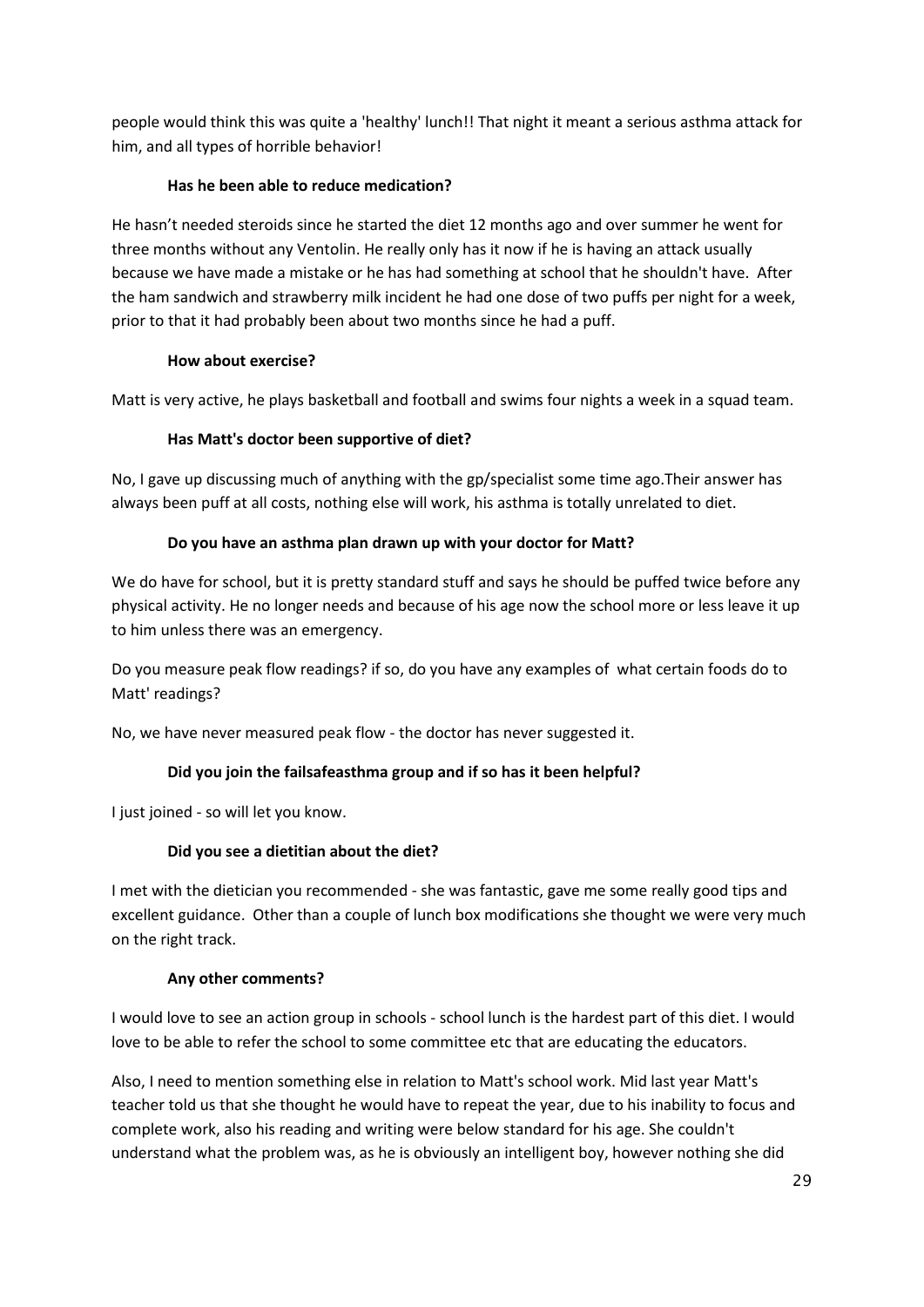people would think this was quite a 'healthy' lunch!! That night it meant a serious asthma attack for him, and all types of horrible behavior!

**Has he been able to reduce medication?**

He hasn't needed steroids since he started the diet 12 months ago and over summer he went for three months without any Ventolin. He really only has it now if he is having an attack usually because we have made a mistake or he has had something at school that he shouldn't have. After the ham sandwich and strawberry milk incident he had one dose of two puffs per night for a week, prior to that it had probably been about two months since he had a puff.

**How about exercise?**

Matt is very active, he plays basketball and football and swims four nights a week in a squad team.

**Has Matt's doctor been supportive of diet?**

No, I gave up discussing much of anything with the gp/specialist some time ago.Their answer has always been puff at all costs, nothing else will work, his asthma is totally unrelated to diet.

**Do you have an asthma plan drawn up with your doctor for Matt?**

We do have for school, but it is pretty standard stuff and says he should be puffed twice before any physical activity. He no longer needs and because of his age now the school more or less leave it up to him unless there was an emergency.

Do you measure peak flow readings? if so, do you have any examples of what certain foods do to Matt' readings?

No, we have never measured peak flow - the doctor has never suggested it.

**Did you join the failsafeasthma group and if so has it been helpful?**

I just joined - so will let you know.

**Did you see a dietitian about the diet?**

I met with the dietician you recommended - she was fantastic, gave me some really good tips and excellent guidance. Other than a couple of lunch box modifications she thought we were very much on the right track.

**Any other comments?**

I would love to see an action group in schools - school lunch is the hardest part of this diet. I would love to be able to refer the school to some committee etc that are educating the educators.

Also, I need to mention something else in relation to Matt's school work. Mid last year Matt's teacher told us that she thought he would have to repeat the year, due to his inability to focus and complete work, also his reading and writing were below standard for his age. She couldn't understand what the problem was, as he is obviously an intelligent boy, however nothing she did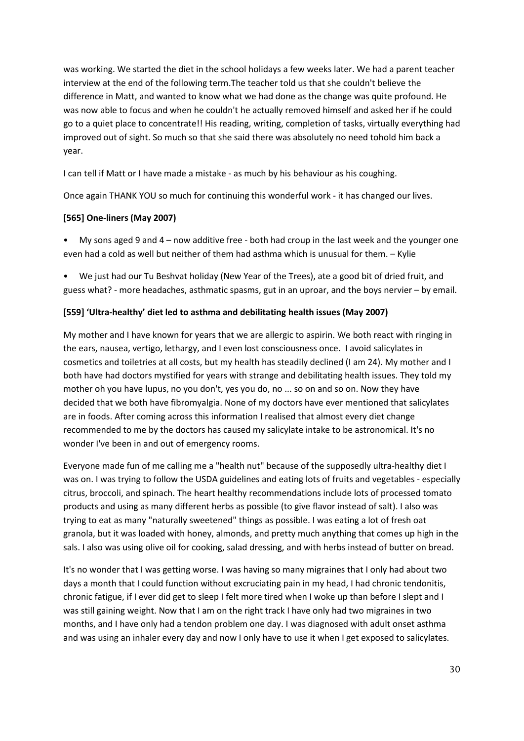was working. We started the diet in the school holidays a few weeks later. We had a parent teacher interview at the end of the following term.The teacher told us that she couldn't believe the difference in Matt, and wanted to know what we had done as the change was quite profound. He was now able to focus and when he couldn't he actually removed himself and asked her if he could go to a quiet place to concentrate!! His reading, writing, completion of tasks, virtually everything had improved out of sight. So much so that she said there was absolutely no need tohold him back a year.

I can tell if Matt or I have made a mistake - as much by his behaviour as his coughing.

Once again THANK YOU so much for continuing this wonderful work - it has changed our lives.

**[565] One-liners (May 2007)**

- My sons aged 9 and 4 – now additive free - both had croup in the last week and the younger one even had a cold as well but neither of them had asthma which is unusual for them. – Kylie
- We just had our Tu Beshvat holiday (New Year of the Trees), ate a good bit of dried fruit, and guess what? - more headaches, asthmatic spasms, gut in an uproar, and the boys nervier – by email.

**[559] 'Ultra-healthy' diet led to asthma and debilitating health issues (May 2007)**

My mother and I have known for years that we are allergic to aspirin. We both react with ringing in the ears, nausea, vertigo, lethargy, and I even lost consciousness once. I avoid salicylates in cosmetics and toiletries at all costs, but my health has steadily declined (I am 24). My mother and I both have had doctors mystified for years with strange and debilitating health issues. They told my mother oh you have lupus, no you don't, yes you do, no ... so on and so on. Now they have decided that we both have fibromyalgia. None of my doctors have ever mentioned that salicylates are in foods. After coming across this information I realised that almost every diet change recommended to me by the doctors has caused my salicylate intake to be astronomical. It's no wonder I've been in and out of emergency rooms.

Everyone made fun of me calling me a "health nut" because of the supposedly ultra-healthy diet I was on. I was trying to follow the USDA guidelines and eating lots of fruits and vegetables - especially citrus, broccoli, and spinach. The heart healthy recommendations include lots of processed tomato products and using as many different herbs as possible (to give flavor instead of salt). I also was trying to eat as many "naturally sweetened" things as possible. I was eating a lot of fresh oat granola, but it was loaded with honey, almonds, and pretty much anything that comes up high in the sals. I also was using olive oil for cooking, salad dressing, and with herbs instead of butter on bread.

It's no wonder that I was getting worse. I was having so many migraines that I only had about two days a month that I could function without excruciating pain in my head, I had chronic tendonitis, chronic fatigue, if I ever did get to sleep I felt more tired when I woke up than before I slept and I was still gaining weight. Now that I am on the right track I have only had two migraines in two months, and I have only had a tendon problem one day. I was diagnosed with adult onset asthma and was using an inhaler every day and now I only have to use it when I get exposed to salicylates.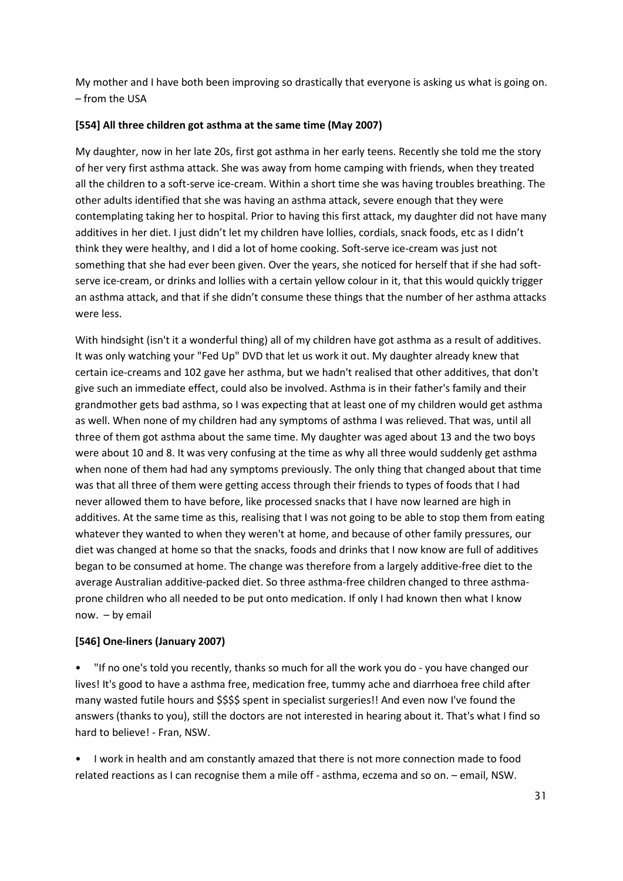My mother and I have both been improving so drastically that everyone is asking us what is going on. – from the USA

### [554] All three children got asthma at the same time (May 2007)

My daughter, now in her late 20s, first got asthma in her early teens. Recently she told me the story of her very first asthma attack. She was away from home camping with friends, when they treated all the children to a soft-serve ice-cream. Within a short time she was having troubles breathing. The other adults identified that she was having an asthma attack, severe enough that they were contemplating taking her to hospital. Prior to having this first attack, my daughter did not have many additives in her diet. I just didn't let my children have lollies, cordials, snack foods, etc as I didn't think they were healthy, and I did a lot of home cooking. Soft-serve ice-cream was just not something that she had ever been given. Over the years, she noticed for herself that if she had soft-serve ice-cream, or drinks and lollies with a certain yellow colour in it, that this would quickly trigger an asthma attack, and that if she didn't consume these things that the number of her asthma attacks were less.

With hindsight (isn't it a wonderful thing) all of my children have got asthma as a result of additives. It was only watching your "Fed Up" DVD that let us work it out. My daughter already knew that certain ice-creams and 102 gave her asthma, but we hadn't realised that other additives, that don't give such an immediate effect, could also be involved. Asthma is in their father's family and their grandmother gets bad asthma, so I was expecting that at least one of my children would get asthma as well. When none of my children had any symptoms of asthma I was relieved. That was, until all three of them got asthma about the same time. My daughter was aged about 13 and the two boys were about 10 and 8. It was very confusing at the time as why all three would suddenly get asthma when none of them had had any symptoms previously. The only thing that changed about that time was that all three of them were getting access through their friends to types of foods that I had never allowed them to have before, like processed snacks that I have now learned are high in additives. At the same time as this, realising that I was not going to be able to stop them from eating whatever they wanted to when they weren't at home, and because of other family pressures, our diet was changed at home so that the snacks, foods and drinks that I now know are full of additives began to be consumed at home. The change was therefore from a largely additive-free diet to the average Australian additive-packed diet. So three asthma-free children changed to three asthma-prone children who all needed to be put onto medication. If only I had known then what I know now. – by email

### [546] One-liners (January 2007)

- "If no one's told you recently, thanks so much for all the work you do - you have changed our lives! It's good to have a asthma free, medication free, tummy ache and diarrhoea free child after many wasted futile hours and $$$$ spent in specialist surgeries!! And even now I've found the answers (thanks to you), still the doctors are not interested in hearing about it. That's what I find so hard to believe! - Fran, NSW.
- I work in health and am constantly amazed that there is not more connection made to food related reactions as I can recognise them a mile off - asthma, eczema and so on. – email, NSW.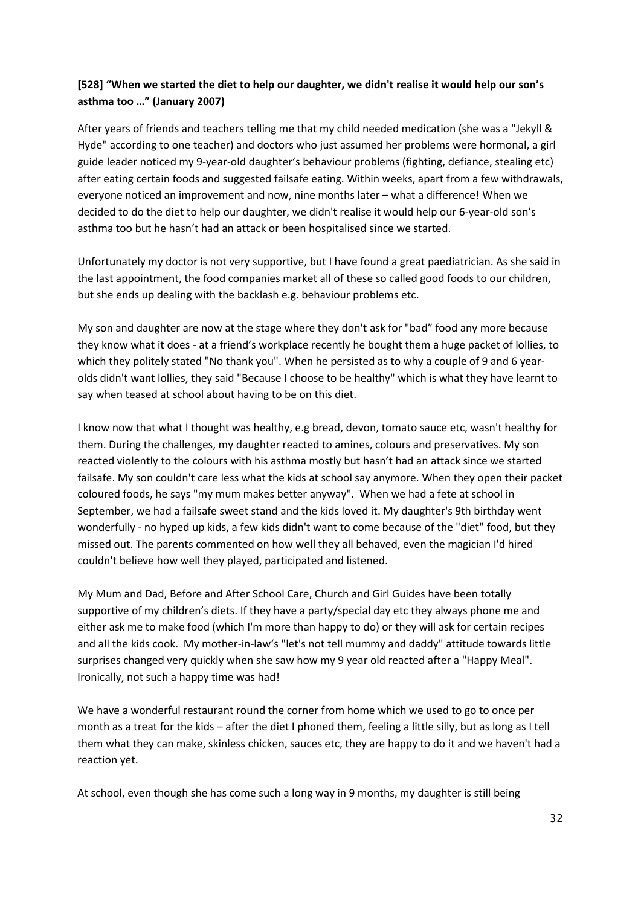**[528] "When we started the diet to help our daughter, we didn't realise it would help our son's asthma too …" (January 2007)**

After years of friends and teachers telling me that my child needed medication (she was a "Jekyll & Hyde" according to one teacher) and doctors who just assumed her problems were hormonal, a girl guide leader noticed my 9-year-old daughter's behaviour problems (fighting, defiance, stealing etc) after eating certain foods and suggested failsafe eating. Within weeks, apart from a few withdrawals, everyone noticed an improvement and now, nine months later – what a difference! When we decided to do the diet to help our daughter, we didn't realise it would help our 6-year-old son's asthma too but he hasn't had an attack or been hospitalised since we started.

Unfortunately my doctor is not very supportive, but I have found a great paediatrician. As she said in the last appointment, the food companies market all of these so called good foods to our children, but she ends up dealing with the backlash e.g. behaviour problems etc.

My son and daughter are now at the stage where they don't ask for "bad" food any more because they know what it does - at a friend's workplace recently he bought them a huge packet of lollies, to which they politely stated "No thank you". When he persisted as to why a couple of 9 and 6 year-olds didn't want lollies, they said "Because I choose to be healthy" which is what they have learnt to say when teased at school about having to be on this diet.

I know now that what I thought was healthy, e.g bread, devon, tomato sauce etc, wasn't healthy for them. During the challenges, my daughter reacted to amines, colours and preservatives. My son reacted violently to the colours with his asthma mostly but hasn't had an attack since we started failsafe. My son couldn't care less what the kids at school say anymore. When they open their packet coloured foods, he says "my mum makes better anyway". When we had a fete at school in September, we had a failsafe sweet stand and the kids loved it. My daughter's 9th birthday went wonderfully - no hyped up kids, a few kids didn't want to come because of the "diet" food, but they missed out. The parents commented on how well they all behaved, even the magician I'd hired couldn't believe how well they played, participated and listened.

My Mum and Dad, Before and After School Care, Church and Girl Guides have been totally supportive of my children's diets. If they have a party/special day etc they always phone me and either ask me to make food (which I'm more than happy to do) or they will ask for certain recipes and all the kids cook. My mother-in-law's "let's not tell mummy and daddy" attitude towards little surprises changed very quickly when she saw how my 9 year old reacted after a "Happy Meal". Ironically, not such a happy time was had!

We have a wonderful restaurant round the corner from home which we used to go to once per month as a treat for the kids – after the diet I phoned them, feeling a little silly, but as long as I tell them what they can make, skinless chicken, sauces etc, they are happy to do it and we haven't had a reaction yet.

At school, even though she has come such a long way in 9 months, my daughter is still being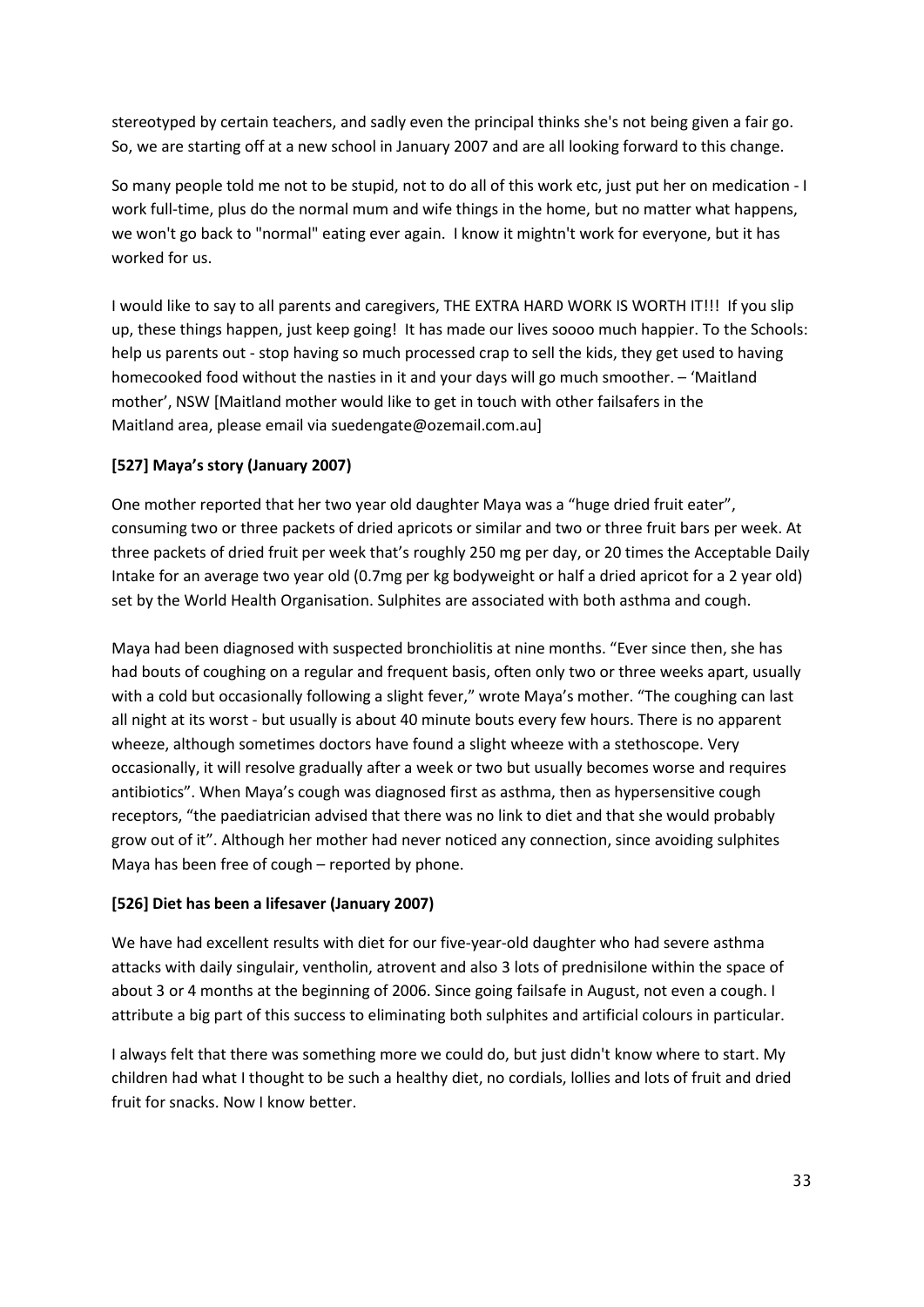stereotyped by certain teachers, and sadly even the principal thinks she's not being given a fair go. So, we are starting off at a new school in January 2007 and are all looking forward to this change.

So many people told me not to be stupid, not to do all of this work etc, just put her on medication - I work full-time, plus do the normal mum and wife things in the home, but no matter what happens, we won't go back to "normal" eating ever again. I know it mightn't work for everyone, but it has worked for us.

I would like to say to all parents and caregivers, THE EXTRA HARD WORK IS WORTH IT!!! If you slip up, these things happen, just keep going! It has made our lives soooo much happier. To the Schools: help us parents out - stop having so much processed crap to sell the kids, they get used to having homecooked food without the nasties in it and your days will go much smoother. – 'Maitland mother', NSW [Maitland mother would like to get in touch with other failsafers in the Maitland area, please email via suedengate@ozemail.com.au]

**[527] Maya's story (January 2007)**

One mother reported that her two year old daughter Maya was a "huge dried fruit eater", consuming two or three packets of dried apricots or similar and two or three fruit bars per week. At three packets of dried fruit per week that's roughly 250 mg per day, or 20 times the Acceptable Daily Intake for an average two year old (0.7mg per kg bodyweight or half a dried apricot for a 2 year old) set by the World Health Organisation. Sulphites are associated with both asthma and cough.

Maya had been diagnosed with suspected bronchiolitis at nine months. "Ever since then, she has had bouts of coughing on a regular and frequent basis, often only two or three weeks apart, usually with a cold but occasionally following a slight fever," wrote Maya's mother. "The coughing can last all night at its worst - but usually is about 40 minute bouts every few hours. There is no apparent wheeze, although sometimes doctors have found a slight wheeze with a stethoscope. Very occasionally, it will resolve gradually after a week or two but usually becomes worse and requires antibiotics". When Maya's cough was diagnosed first as asthma, then as hypersensitive cough receptors, "the paediatrician advised that there was no link to diet and that she would probably grow out of it". Although her mother had never noticed any connection, since avoiding sulphites Maya has been free of cough – reported by phone.

**[526] Diet has been a lifesaver (January 2007)**

We have had excellent results with diet for our five-year-old daughter who had severe asthma attacks with daily singulair, ventholin, atrovent and also 3 lots of prednisilone within the space of about 3 or 4 months at the beginning of 2006. Since going failsafe in August, not even a cough. I attribute a big part of this success to eliminating both sulphites and artificial colours in particular.

I always felt that there was something more we could do, but just didn't know where to start. My children had what I thought to be such a healthy diet, no cordials, lollies and lots of fruit and dried fruit for snacks. Now I know better.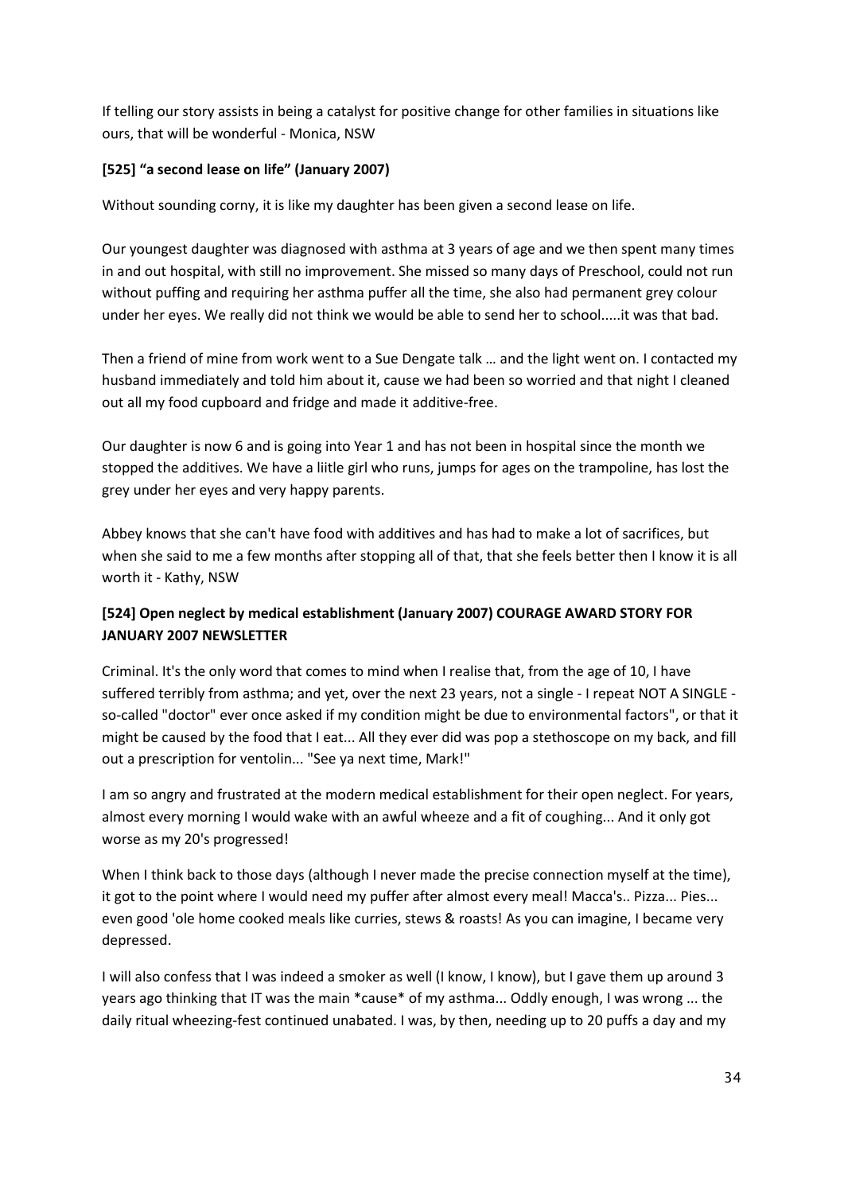If telling our story assists in being a catalyst for positive change for other families in situations like ours, that will be wonderful - Monica, NSW

**[525] "a second lease on life" (January 2007)**

Without sounding corny, it is like my daughter has been given a second lease on life.

Our youngest daughter was diagnosed with asthma at 3 years of age and we then spent many times in and out hospital, with still no improvement. She missed so many days of Preschool, could not run without puffing and requiring her asthma puffer all the time, she also had permanent grey colour under her eyes. We really did not think we would be able to send her to school.....it was that bad.

Then a friend of mine from work went to a Sue Dengate talk … and the light went on. I contacted my husband immediately and told him about it, cause we had been so worried and that night I cleaned out all my food cupboard and fridge and made it additive-free.

Our daughter is now 6 and is going into Year 1 and has not been in hospital since the month we stopped the additives. We have a liitle girl who runs, jumps for ages on the trampoline, has lost the grey under her eyes and very happy parents.

Abbey knows that she can't have food with additives and has had to make a lot of sacrifices, but when she said to me a few months after stopping all of that, that she feels better then I know it is all worth it - Kathy, NSW

**[524] Open neglect by medical establishment (January 2007) COURAGE AWARD STORY FOR JANUARY 2007 NEWSLETTER**

Criminal. It's the only word that comes to mind when I realise that, from the age of 10, I have suffered terribly from asthma; and yet, over the next 23 years, not a single - I repeat NOT A SINGLE - so-called "doctor" ever once asked if my condition might be due to environmental factors", or that it might be caused by the food that I eat... All they ever did was pop a stethoscope on my back, and fill out a prescription for ventolin... "See ya next time, Mark!"

I am so angry and frustrated at the modern medical establishment for their open neglect. For years, almost every morning I would wake with an awful wheeze and a fit of coughing... And it only got worse as my 20's progressed!

When I think back to those days (although I never made the precise connection myself at the time), it got to the point where I would need my puffer after almost every meal! Macca's.. Pizza... Pies... even good 'ole home cooked meals like curries, stews & roasts! As you can imagine, I became very depressed.

I will also confess that I was indeed a smoker as well (I know, I know), but I gave them up around 3 years ago thinking that IT was the main *cause* of my asthma... Oddly enough, I was wrong ... the daily ritual wheezing-fest continued unabated. I was, by then, needing up to 20 puffs a day and my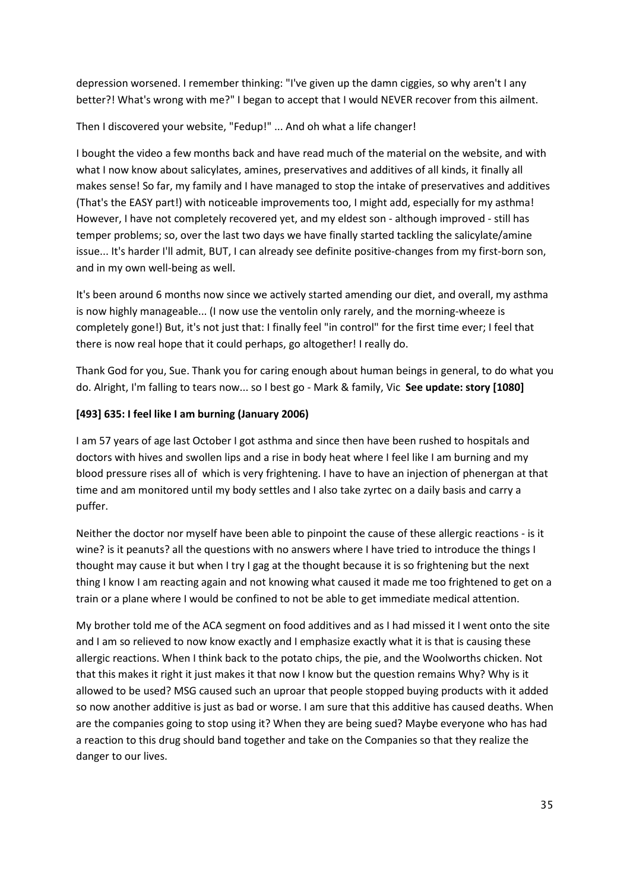depression worsened. I remember thinking: "I've given up the damn ciggies, so why aren't I any better?! What's wrong with me?" I began to accept that I would NEVER recover from this ailment.

Then I discovered your website, "Fedup!" ... And oh what a life changer!

I bought the video a few months back and have read much of the material on the website, and with what I now know about salicylates, amines, preservatives and additives of all kinds, it finally all makes sense! So far, my family and I have managed to stop the intake of preservatives and additives (That's the EASY part!) with noticeable improvements too, I might add, especially for my asthma! However, I have not completely recovered yet, and my eldest son - although improved - still has temper problems; so, over the last two days we have finally started tackling the salicylate/amine issue... It's harder I'll admit, BUT, I can already see definite positive-changes from my first-born son, and in my own well-being as well.

It's been around 6 months now since we actively started amending our diet, and overall, my asthma is now highly manageable... (I now use the ventolin only rarely, and the morning-wheeze is completely gone!) But, it's not just that: I finally feel "in control" for the first time ever; I feel that there is now real hope that it could perhaps, go altogether! I really do.

Thank God for you, Sue. Thank you for caring enough about human beings in general, to do what you do. Alright, I'm falling to tears now... so I best go - Mark & family, Vic **See update: story [1080]**

### [493] 635: I feel like I am burning (January 2006)

I am 57 years of age last October I got asthma and since then have been rushed to hospitals and doctors with hives and swollen lips and a rise in body heat where I feel like I am burning and my blood pressure rises all of which is very frightening. I have to have an injection of phenergan at that time and am monitored until my body settles and I also take zyrtec on a daily basis and carry a puffer.

Neither the doctor nor myself have been able to pinpoint the cause of these allergic reactions - is it wine? is it peanuts? all the questions with no answers where I have tried to introduce the things I thought may cause it but when I try I gag at the thought because it is so frightening but the next thing I know I am reacting again and not knowing what caused it made me too frightened to get on a train or a plane where I would be confined to not be able to get immediate medical attention.

My brother told me of the ACA segment on food additives and as I had missed it I went onto the site and I am so relieved to now know exactly and I emphasize exactly what it is that is causing these allergic reactions. When I think back to the potato chips, the pie, and the Woolworths chicken. Not that this makes it right it just makes it that now I know but the question remains Why? Why is it allowed to be used? MSG caused such an uproar that people stopped buying products with it added so now another additive is just as bad or worse. I am sure that this additive has caused deaths. When are the companies going to stop using it? When they are being sued? Maybe everyone who has had a reaction to this drug should band together and take on the Companies so that they realize the danger to our lives.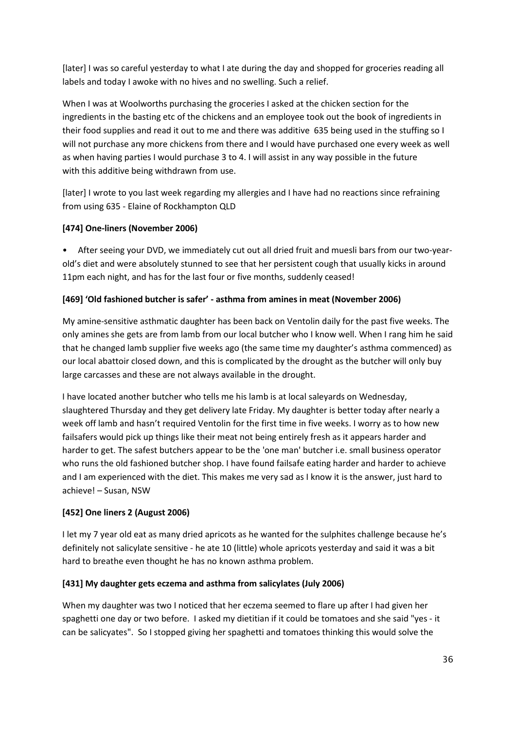[later] I was so careful yesterday to what I ate during the day and shopped for groceries reading all labels and today I awoke with no hives and no swelling. Such a relief.

When I was at Woolworths purchasing the groceries I asked at the chicken section for the ingredients in the basting etc of the chickens and an employee took out the book of ingredients in their food supplies and read it out to me and there was additive 635 being used in the stuffing so I will not purchase any more chickens from there and I would have purchased one every week as well as when having parties I would purchase 3 to 4. I will assist in any way possible in the future with this additive being withdrawn from use.

[later] I wrote to you last week regarding my allergies and I have had no reactions since refraining from using 635 - Elaine of Rockhampton QLD

### [474] One-liners (November 2006)

- After seeing your DVD, we immediately cut out all dried fruit and muesli bars from our two-year-old's diet and were absolutely stunned to see that her persistent cough that usually kicks in around 11pm each night, and has for the last four or five months, suddenly ceased!

### [469] 'Old fashioned butcher is safer' - asthma from amines in meat (November 2006)

My amine-sensitive asthmatic daughter has been back on Ventolin daily for the past five weeks. The only amines she gets are from lamb from our local butcher who I know well. When I rang him he said that he changed lamb supplier five weeks ago (the same time my daughter's asthma commenced) as our local abattoir closed down, and this is complicated by the drought as the butcher will only buy large carcasses and these are not always available in the drought.

I have located another butcher who tells me his lamb is at local saleyards on Wednesday, slaughtered Thursday and they get delivery late Friday. My daughter is better today after nearly a week off lamb and hasn't required Ventolin for the first time in five weeks. I worry as to how new failsafers would pick up things like their meat not being entirely fresh as it appears harder and harder to get. The safest butchers appear to be the 'one man' butcher i.e. small business operator who runs the old fashioned butcher shop. I have found failsafe eating harder and harder to achieve and I am experienced with the diet. This makes me very sad as I know it is the answer, just hard to achieve! – Susan, NSW

### [452] One liners 2 (August 2006)

I let my 7 year old eat as many dried apricots as he wanted for the sulphites challenge because he's definitely not salicylate sensitive - he ate 10 (little) whole apricots yesterday and said it was a bit hard to breathe even thought he has no known asthma problem.

### [431] My daughter gets eczema and asthma from salicylates (July 2006)

When my daughter was two I noticed that her eczema seemed to flare up after I had given her spaghetti one day or two before. I asked my dietitian if it could be tomatoes and she said "yes - it can be salicyates". So I stopped giving her spaghetti and tomatoes thinking this would solve the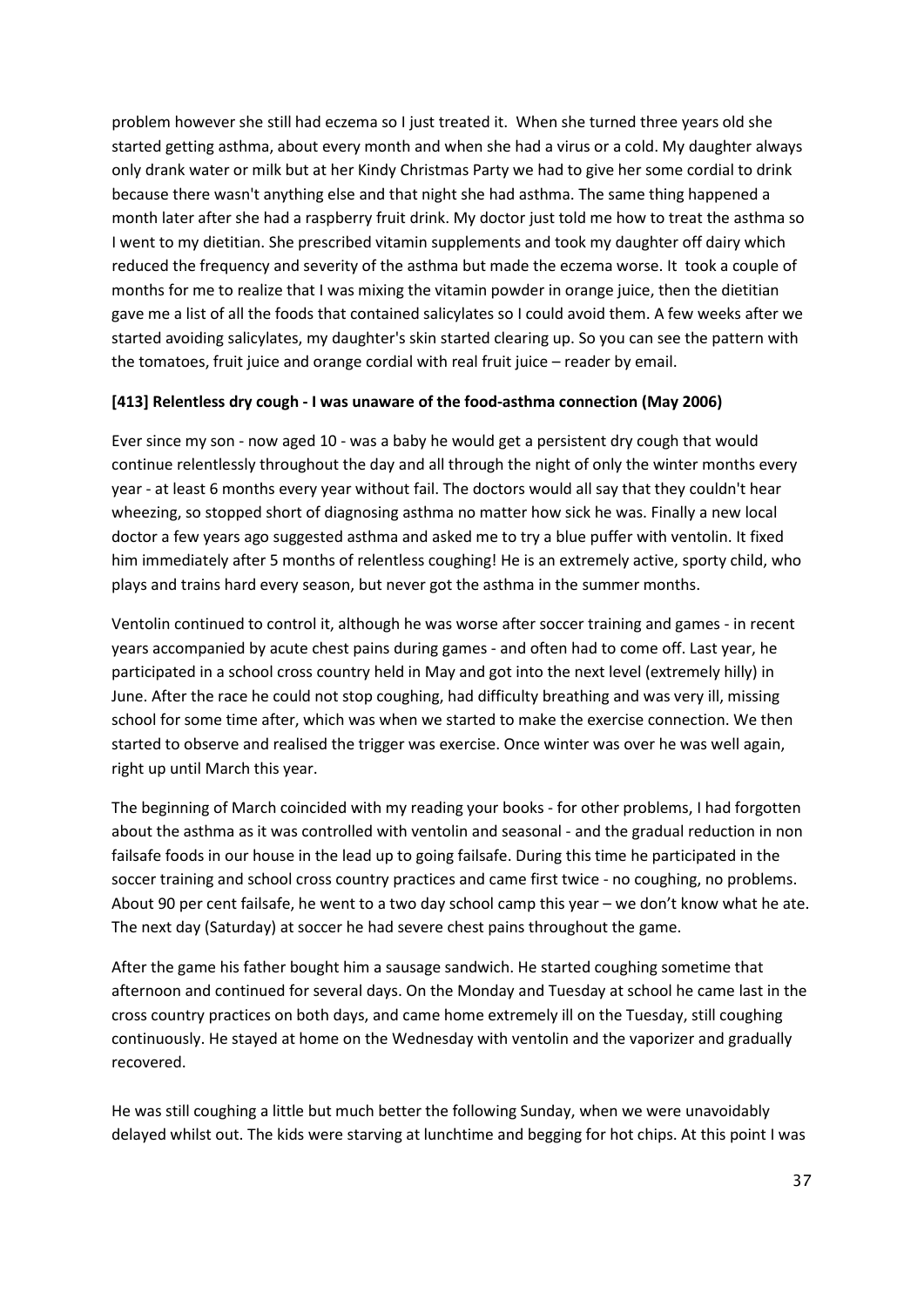problem however she still had eczema so I just treated it. When she turned three years old she started getting asthma, about every month and when she had a virus or a cold. My daughter always only drank water or milk but at her Kindy Christmas Party we had to give her some cordial to drink because there wasn't anything else and that night she had asthma. The same thing happened a month later after she had a raspberry fruit drink. My doctor just told me how to treat the asthma so I went to my dietitian. She prescribed vitamin supplements and took my daughter off dairy which reduced the frequency and severity of the asthma but made the eczema worse. It took a couple of months for me to realize that I was mixing the vitamin powder in orange juice, then the dietitian gave me a list of all the foods that contained salicylates so I could avoid them. A few weeks after we started avoiding salicylates, my daughter's skin started clearing up. So you can see the pattern with the tomatoes, fruit juice and orange cordial with real fruit juice – reader by email.

**[413] Relentless dry cough - I was unaware of the food-asthma connection (May 2006)**

Ever since my son - now aged 10 - was a baby he would get a persistent dry cough that would continue relentlessly throughout the day and all through the night of only the winter months every year - at least 6 months every year without fail. The doctors would all say that they couldn't hear wheezing, so stopped short of diagnosing asthma no matter how sick he was. Finally a new local doctor a few years ago suggested asthma and asked me to try a blue puffer with ventolin. It fixed him immediately after 5 months of relentless coughing! He is an extremely active, sporty child, who plays and trains hard every season, but never got the asthma in the summer months.

Ventolin continued to control it, although he was worse after soccer training and games - in recent years accompanied by acute chest pains during games - and often had to come off. Last year, he participated in a school cross country held in May and got into the next level (extremely hilly) in June. After the race he could not stop coughing, had difficulty breathing and was very ill, missing school for some time after, which was when we started to make the exercise connection. We then started to observe and realised the trigger was exercise. Once winter was over he was well again, right up until March this year.

The beginning of March coincided with my reading your books - for other problems, I had forgotten about the asthma as it was controlled with ventolin and seasonal - and the gradual reduction in non failsafe foods in our house in the lead up to going failsafe. During this time he participated in the soccer training and school cross country practices and came first twice - no coughing, no problems. About 90 per cent failsafe, he went to a two day school camp this year – we don't know what he ate. The next day (Saturday) at soccer he had severe chest pains throughout the game.

After the game his father bought him a sausage sandwich. He started coughing sometime that afternoon and continued for several days. On the Monday and Tuesday at school he came last in the cross country practices on both days, and came home extremely ill on the Tuesday, still coughing continuously. He stayed at home on the Wednesday with ventolin and the vaporizer and gradually recovered.

He was still coughing a little but much better the following Sunday, when we were unavoidably delayed whilst out. The kids were starving at lunchtime and begging for hot chips. At this point I was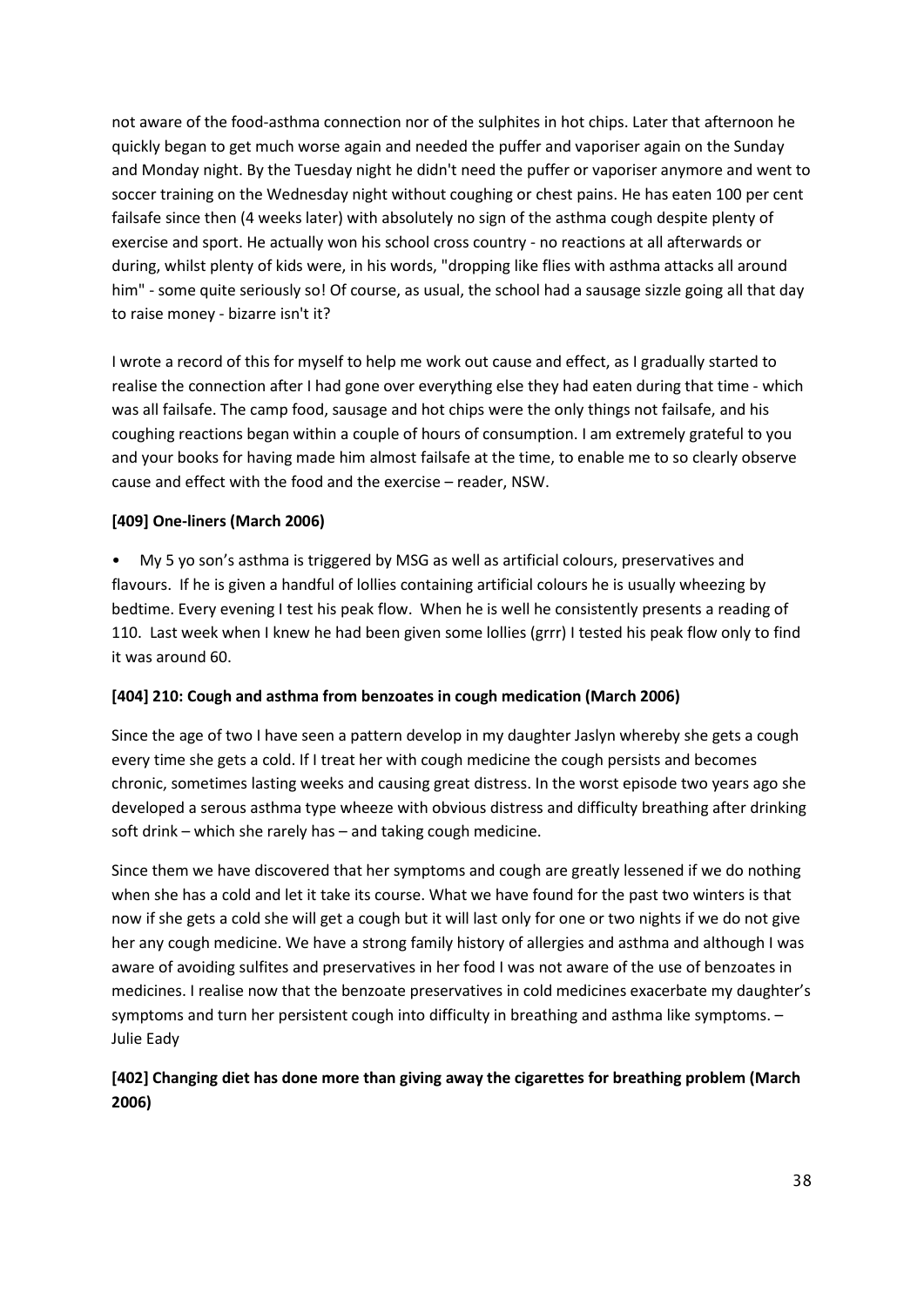not aware of the food-asthma connection nor of the sulphites in hot chips. Later that afternoon he quickly began to get much worse again and needed the puffer and vaporiser again on the Sunday and Monday night. By the Tuesday night he didn't need the puffer or vaporiser anymore and went to soccer training on the Wednesday night without coughing or chest pains. He has eaten 100 per cent failsafe since then (4 weeks later) with absolutely no sign of the asthma cough despite plenty of exercise and sport. He actually won his school cross country - no reactions at all afterwards or during, whilst plenty of kids were, in his words, "dropping like flies with asthma attacks all around him" - some quite seriously so! Of course, as usual, the school had a sausage sizzle going all that day to raise money - bizarre isn't it?

I wrote a record of this for myself to help me work out cause and effect, as I gradually started to realise the connection after I had gone over everything else they had eaten during that time - which was all failsafe. The camp food, sausage and hot chips were the only things not failsafe, and his coughing reactions began within a couple of hours of consumption. I am extremely grateful to you and your books for having made him almost failsafe at the time, to enable me to so clearly observe cause and effect with the food and the exercise – reader, NSW.

**[409] One-liners (March 2006)**

- My 5 yo son's asthma is triggered by MSG as well as artificial colours, preservatives and flavours. If he is given a handful of lollies containing artificial colours he is usually wheezing by bedtime. Every evening I test his peak flow. When he is well he consistently presents a reading of 110. Last week when I knew he had been given some lollies (grrr) I tested his peak flow only to find it was around 60.

**[404] 210: Cough and asthma from benzoates in cough medication (March 2006)**

Since the age of two I have seen a pattern develop in my daughter Jaslyn whereby she gets a cough every time she gets a cold. If I treat her with cough medicine the cough persists and becomes chronic, sometimes lasting weeks and causing great distress. In the worst episode two years ago she developed a serous asthma type wheeze with obvious distress and difficulty breathing after drinking soft drink – which she rarely has – and taking cough medicine.

Since them we have discovered that her symptoms and cough are greatly lessened if we do nothing when she has a cold and let it take its course. What we have found for the past two winters is that now if she gets a cold she will get a cough but it will last only for one or two nights if we do not give her any cough medicine. We have a strong family history of allergies and asthma and although I was aware of avoiding sulfites and preservatives in her food I was not aware of the use of benzoates in medicines. I realise now that the benzoate preservatives in cold medicines exacerbate my daughter's symptoms and turn her persistent cough into difficulty in breathing and asthma like symptoms. – Julie Eady

**[402] Changing diet has done more than giving away the cigarettes for breathing problem (March 2006)**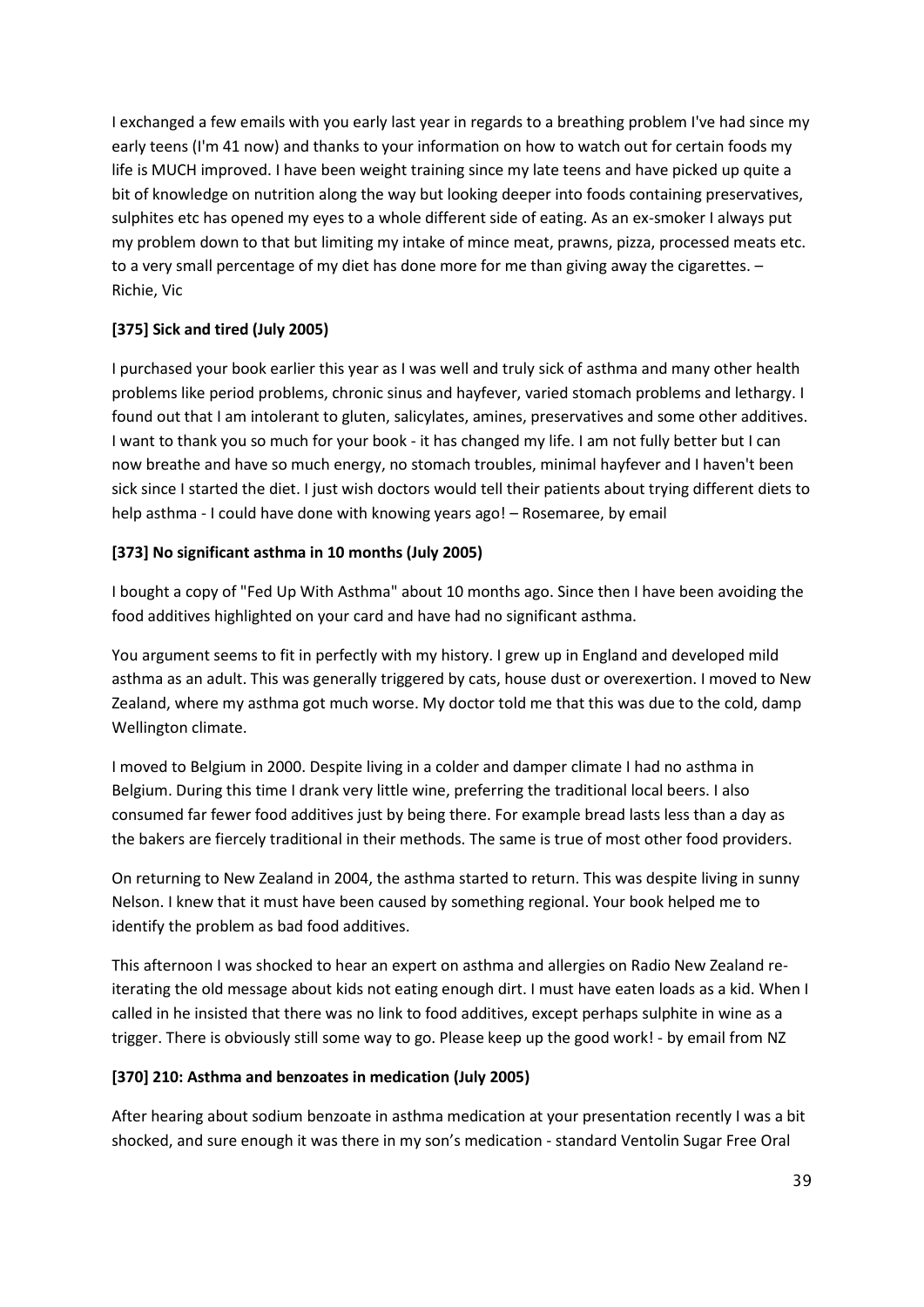I exchanged a few emails with you early last year in regards to a breathing problem I've had since my early teens (I'm 41 now) and thanks to your information on how to watch out for certain foods my life is MUCH improved. I have been weight training since my late teens and have picked up quite a bit of knowledge on nutrition along the way but looking deeper into foods containing preservatives, sulphites etc has opened my eyes to a whole different side of eating. As an ex-smoker I always put my problem down to that but limiting my intake of mince meat, prawns, pizza, processed meats etc. to a very small percentage of my diet has done more for me than giving away the cigarettes. – Richie, Vic

### [375] Sick and tired (July 2005)

I purchased your book earlier this year as I was well and truly sick of asthma and many other health problems like period problems, chronic sinus and hayfever, varied stomach problems and lethargy. I found out that I am intolerant to gluten, salicylates, amines, preservatives and some other additives. I want to thank you so much for your book - it has changed my life. I am not fully better but I can now breathe and have so much energy, no stomach troubles, minimal hayfever and I haven't been sick since I started the diet. I just wish doctors would tell their patients about trying different diets to help asthma - I could have done with knowing years ago! – Rosemaree, by email

### [373] No significant asthma in 10 months (July 2005)

I bought a copy of "Fed Up With Asthma" about 10 months ago. Since then I have been avoiding the food additives highlighted on your card and have had no significant asthma.

You argument seems to fit in perfectly with my history. I grew up in England and developed mild asthma as an adult. This was generally triggered by cats, house dust or overexertion. I moved to New Zealand, where my asthma got much worse. My doctor told me that this was due to the cold, damp Wellington climate.

I moved to Belgium in 2000. Despite living in a colder and damper climate I had no asthma in Belgium. During this time I drank very little wine, preferring the traditional local beers. I also consumed far fewer food additives just by being there. For example bread lasts less than a day as the bakers are fiercely traditional in their methods. The same is true of most other food providers.

On returning to New Zealand in 2004, the asthma started to return. This was despite living in sunny Nelson. I knew that it must have been caused by something regional. Your book helped me to identify the problem as bad food additives.

This afternoon I was shocked to hear an expert on asthma and allergies on Radio New Zealand re-iterating the old message about kids not eating enough dirt. I must have eaten loads as a kid. When I called in he insisted that there was no link to food additives, except perhaps sulphite in wine as a trigger. There is obviously still some way to go. Please keep up the good work! - by email from NZ

### [370] 210: Asthma and benzoates in medication (July 2005)

After hearing about sodium benzoate in asthma medication at your presentation recently I was a bit shocked, and sure enough it was there in my son's medication - standard Ventolin Sugar Free Oral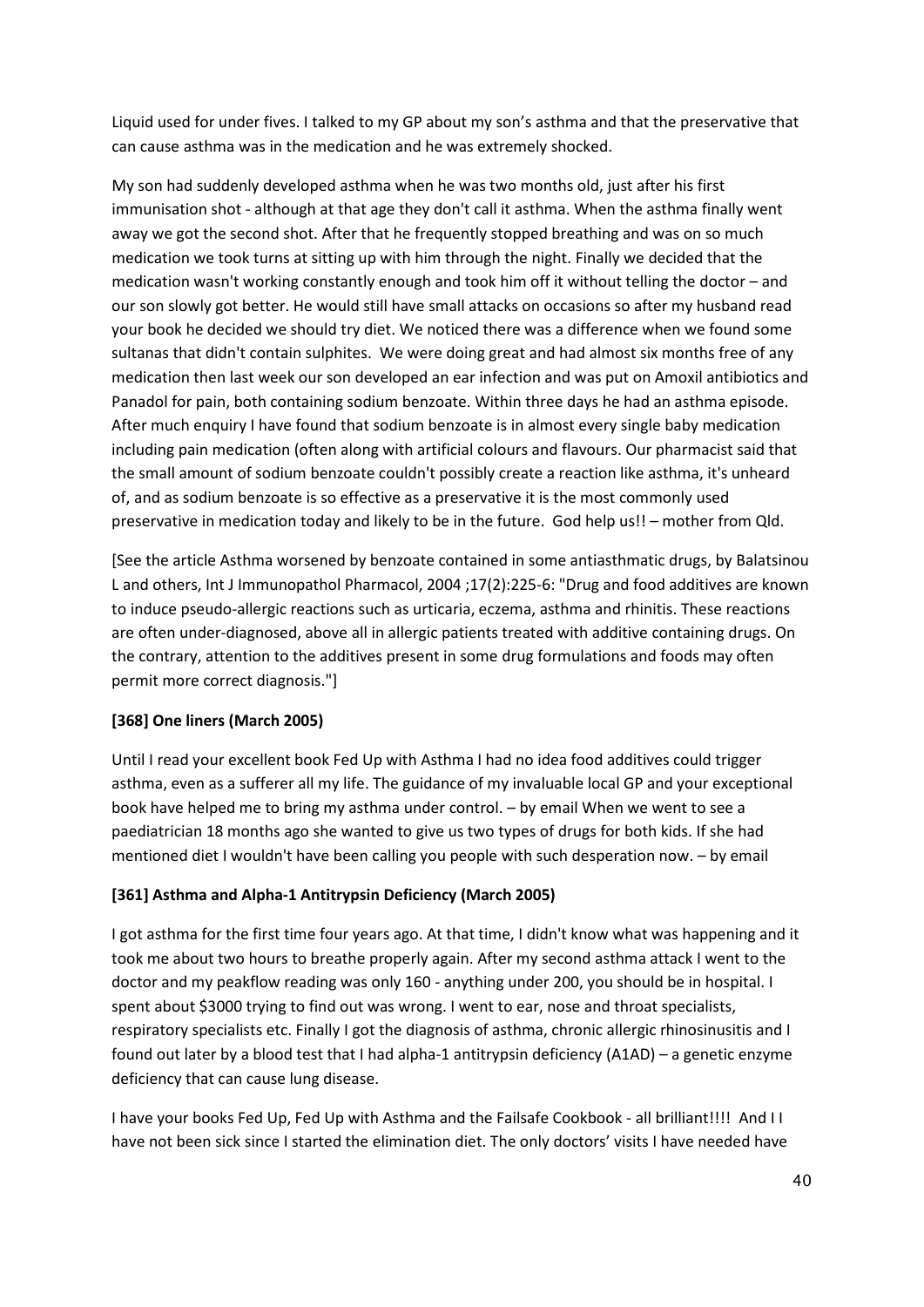Liquid used for under fives. I talked to my GP about my son's asthma and that the preservative that can cause asthma was in the medication and he was extremely shocked.

My son had suddenly developed asthma when he was two months old, just after his first immunisation shot - although at that age they don't call it asthma. When the asthma finally went away we got the second shot. After that he frequently stopped breathing and was on so much medication we took turns at sitting up with him through the night. Finally we decided that the medication wasn't working constantly enough and took him off it without telling the doctor – and our son slowly got better. He would still have small attacks on occasions so after my husband read your book he decided we should try diet. We noticed there was a difference when we found some sultanas that didn't contain sulphites. We were doing great and had almost six months free of any medication then last week our son developed an ear infection and was put on Amoxil antibiotics and Panadol for pain, both containing sodium benzoate. Within three days he had an asthma episode. After much enquiry I have found that sodium benzoate is in almost every single baby medication including pain medication (often along with artificial colours and flavours. Our pharmacist said that the small amount of sodium benzoate couldn't possibly create a reaction like asthma, it's unheard of, and as sodium benzoate is so effective as a preservative it is the most commonly used preservative in medication today and likely to be in the future. God help us!! – mother from Qld.

[See the article Asthma worsened by benzoate contained in some antiasthmatic drugs, by Balatsinou L and others, Int J Immunopathol Pharmacol, 2004 ;17(2):225-6: "Drug and food additives are known to induce pseudo-allergic reactions such as urticaria, eczema, asthma and rhinitis. These reactions are often under-diagnosed, above all in allergic patients treated with additive containing drugs. On the contrary, attention to the additives present in some drug formulations and foods may often permit more correct diagnosis."]

**[368] One liners (March 2005)**

Until I read your excellent book Fed Up with Asthma I had no idea food additives could trigger asthma, even as a sufferer all my life. The guidance of my invaluable local GP and your exceptional book have helped me to bring my asthma under control. – by email When we went to see a paediatrician 18 months ago she wanted to give us two types of drugs for both kids. If she had mentioned diet I wouldn't have been calling you people with such desperation now. – by email

**[361] Asthma and Alpha-1 Antitrypsin Deficiency (March 2005)**

I got asthma for the first time four years ago. At that time, I didn't know what was happening and it took me about two hours to breathe properly again. After my second asthma attack I went to the doctor and my peakflow reading was only 160 - anything under 200, you should be in hospital. I spent about $3000 trying to find out was wrong. I went to ear, nose and throat specialists, respiratory specialists etc. Finally I got the diagnosis of asthma, chronic allergic rhinosinusitis and I found out later by a blood test that I had alpha-1 antitrypsin deficiency (A1AD) – a genetic enzyme deficiency that can cause lung disease.

I have your books Fed Up, Fed Up with Asthma and the Failsafe Cookbook - all brilliant!!!! And I I have not been sick since I started the elimination diet. The only doctors' visits I have needed have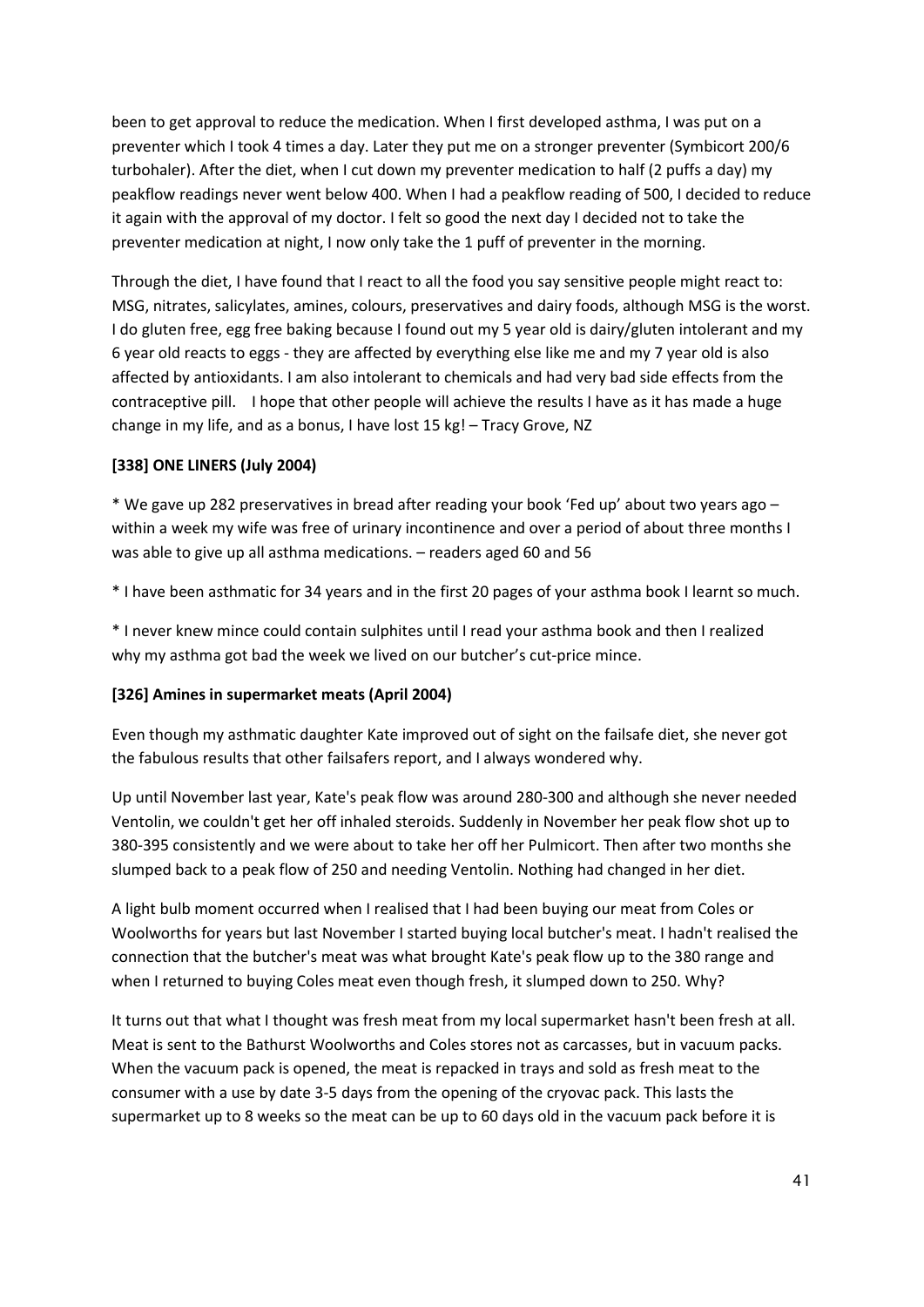been to get approval to reduce the medication. When I first developed asthma, I was put on a preventer which I took 4 times a day. Later they put me on a stronger preventer (Symbicort 200/6 turbohaler). After the diet, when I cut down my preventer medication to half (2 puffs a day) my peakflow readings never went below 400. When I had a peakflow reading of 500, I decided to reduce it again with the approval of my doctor. I felt so good the next day I decided not to take the preventer medication at night, I now only take the 1 puff of preventer in the morning.

Through the diet, I have found that I react to all the food you say sensitive people might react to: MSG, nitrates, salicylates, amines, colours, preservatives and dairy foods, although MSG is the worst. I do gluten free, egg free baking because I found out my 5 year old is dairy/gluten intolerant and my 6 year old reacts to eggs - they are affected by everything else like me and my 7 year old is also affected by antioxidants. I am also intolerant to chemicals and had very bad side effects from the contraceptive pill. I hope that other people will achieve the results I have as it has made a huge change in my life, and as a bonus, I have lost 15 kg! – Tracy Grove, NZ

**[338] ONE LINERS (July 2004)**

* We gave up 282 preservatives in bread after reading your book 'Fed up' about two years ago – within a week my wife was free of urinary incontinence and over a period of about three months I was able to give up all asthma medications. – readers aged 60 and 56

* I have been asthmatic for 34 years and in the first 20 pages of your asthma book I learnt so much.

* I never knew mince could contain sulphites until I read your asthma book and then I realized why my asthma got bad the week we lived on our butcher's cut-price mince.

**[326] Amines in supermarket meats (April 2004)**

Even though my asthmatic daughter Kate improved out of sight on the failsafe diet, she never got the fabulous results that other failsafers report, and I always wondered why.

Up until November last year, Kate's peak flow was around 280-300 and although she never needed Ventolin, we couldn't get her off inhaled steroids. Suddenly in November her peak flow shot up to 380-395 consistently and we were about to take her off her Pulmicort. Then after two months she slumped back to a peak flow of 250 and needing Ventolin. Nothing had changed in her diet.

A light bulb moment occurred when I realised that I had been buying our meat from Coles or Woolworths for years but last November I started buying local butcher's meat. I hadn't realised the connection that the butcher's meat was what brought Kate's peak flow up to the 380 range and when I returned to buying Coles meat even though fresh, it slumped down to 250. Why?

It turns out that what I thought was fresh meat from my local supermarket hasn't been fresh at all. Meat is sent to the Bathurst Woolworths and Coles stores not as carcasses, but in vacuum packs. When the vacuum pack is opened, the meat is repacked in trays and sold as fresh meat to the consumer with a use by date 3-5 days from the opening of the cryovac pack. This lasts the supermarket up to 8 weeks so the meat can be up to 60 days old in the vacuum pack before it is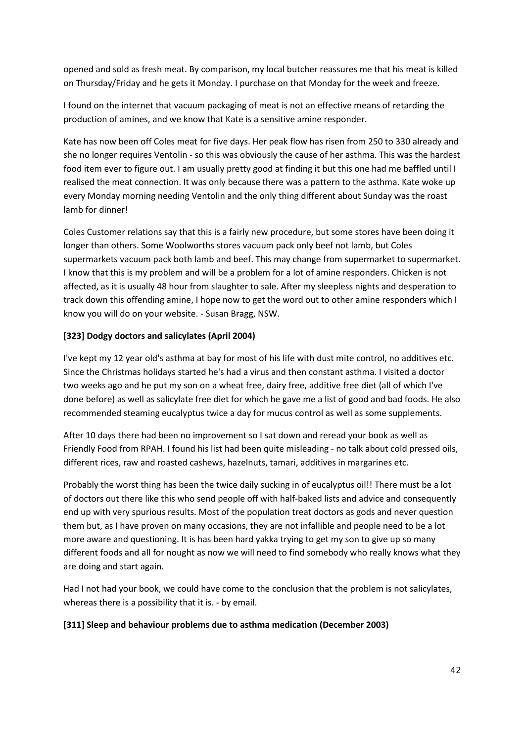opened and sold as fresh meat. By comparison, my local butcher reassures me that his meat is killed on Thursday/Friday and he gets it Monday. I purchase on that Monday for the week and freeze.

I found on the internet that vacuum packaging of meat is not an effective means of retarding the production of amines, and we know that Kate is a sensitive amine responder.

Kate has now been off Coles meat for five days. Her peak flow has risen from 250 to 330 already and she no longer requires Ventolin - so this was obviously the cause of her asthma. This was the hardest food item ever to figure out. I am usually pretty good at finding it but this one had me baffled until I realised the meat connection. It was only because there was a pattern to the asthma. Kate woke up every Monday morning needing Ventolin and the only thing different about Sunday was the roast lamb for dinner!

Coles Customer relations say that this is a fairly new procedure, but some stores have been doing it longer than others. Some Woolworths stores vacuum pack only beef not lamb, but Coles supermarkets vacuum pack both lamb and beef. This may change from supermarket to supermarket. I know that this is my problem and will be a problem for a lot of amine responders. Chicken is not affected, as it is usually 48 hour from slaughter to sale. After my sleepless nights and desperation to track down this offending amine, I hope now to get the word out to other amine responders which I know you will do on your website. - Susan Bragg, NSW.

**[323] Dodgy doctors and salicylates (April 2004)**

I've kept my 12 year old's asthma at bay for most of his life with dust mite control, no additives etc. Since the Christmas holidays started he's had a virus and then constant asthma. I visited a doctor two weeks ago and he put my son on a wheat free, dairy free, additive free diet (all of which I've done before) as well as salicylate free diet for which he gave me a list of good and bad foods. He also recommended steaming eucalyptus twice a day for mucus control as well as some supplements.

After 10 days there had been no improvement so I sat down and reread your book as well as Friendly Food from RPAH. I found his list had been quite misleading - no talk about cold pressed oils, different rices, raw and roasted cashews, hazelnuts, tamari, additives in margarines etc.

Probably the worst thing has been the twice daily sucking in of eucalyptus oil!! There must be a lot of doctors out there like this who send people off with half-baked lists and advice and consequently end up with very spurious results. Most of the population treat doctors as gods and never question them but, as I have proven on many occasions, they are not infallible and people need to be a lot more aware and questioning. It is has been hard yakka trying to get my son to give up so many different foods and all for nought as now we will need to find somebody who really knows what they are doing and start again.

Had I not had your book, we could have come to the conclusion that the problem is not salicylates, whereas there is a possibility that it is. - by email.

**[311] Sleep and behaviour problems due to asthma medication (December 2003)**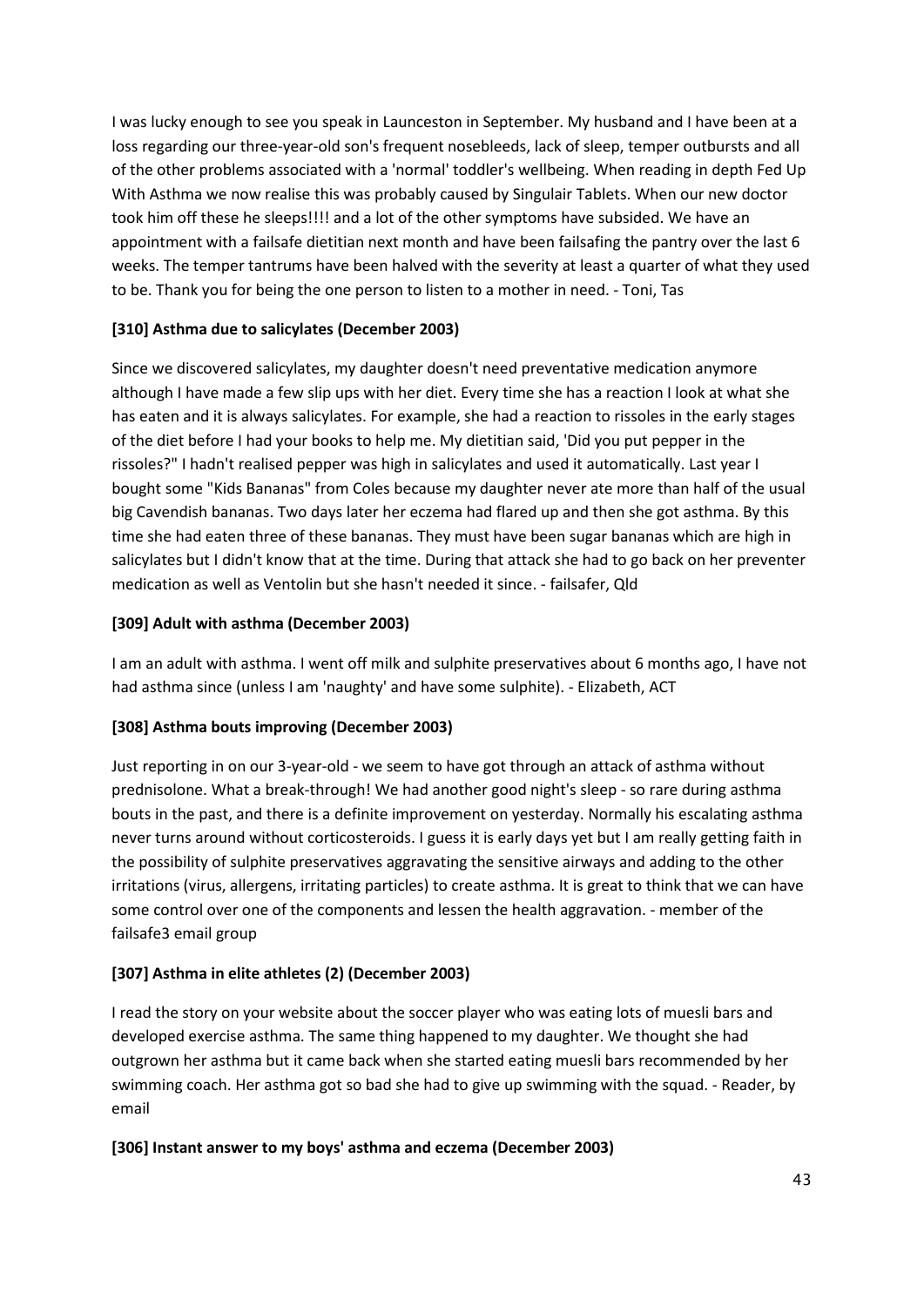I was lucky enough to see you speak in Launceston in September. My husband and I have been at a loss regarding our three-year-old son's frequent nosebleeds, lack of sleep, temper outbursts and all of the other problems associated with a 'normal' toddler's wellbeing. When reading in depth Fed Up With Asthma we now realise this was probably caused by Singulair Tablets. When our new doctor took him off these he sleeps!!!! and a lot of the other symptoms have subsided. We have an appointment with a failsafe dietitian next month and have been failsafing the pantry over the last 6 weeks. The temper tantrums have been halved with the severity at least a quarter of what they used to be. Thank you for being the one person to listen to a mother in need. - Toni, Tas

**[310] Asthma due to salicylates (December 2003)**

Since we discovered salicylates, my daughter doesn't need preventative medication anymore although I have made a few slip ups with her diet. Every time she has a reaction I look at what she has eaten and it is always salicylates. For example, she had a reaction to rissoles in the early stages of the diet before I had your books to help me. My dietitian said, 'Did you put pepper in the rissoles?" I hadn't realised pepper was high in salicylates and used it automatically. Last year I bought some "Kids Bananas" from Coles because my daughter never ate more than half of the usual big Cavendish bananas. Two days later her eczema had flared up and then she got asthma. By this time she had eaten three of these bananas. They must have been sugar bananas which are high in salicylates but I didn't know that at the time. During that attack she had to go back on her preventer medication as well as Ventolin but she hasn't needed it since. - failsafer, Qld

**[309] Adult with asthma (December 2003)**

I am an adult with asthma. I went off milk and sulphite preservatives about 6 months ago, I have not had asthma since (unless I am 'naughty' and have some sulphite). - Elizabeth, ACT

**[308] Asthma bouts improving (December 2003)**

Just reporting in on our 3-year-old - we seem to have got through an attack of asthma without prednisolone. What a break-through! We had another good night's sleep - so rare during asthma bouts in the past, and there is a definite improvement on yesterday. Normally his escalating asthma never turns around without corticosteroids. I guess it is early days yet but I am really getting faith in the possibility of sulphite preservatives aggravating the sensitive airways and adding to the other irritations (virus, allergens, irritating particles) to create asthma. It is great to think that we can have some control over one of the components and lessen the health aggravation. - member of the failsafe3 email group

**[307] Asthma in elite athletes (2) (December 2003)**

I read the story on your website about the soccer player who was eating lots of muesli bars and developed exercise asthma. The same thing happened to my daughter. We thought she had outgrown her asthma but it came back when she started eating muesli bars recommended by her swimming coach. Her asthma got so bad she had to give up swimming with the squad. - Reader, by email

**[306] Instant answer to my boys' asthma and eczema (December 2003)**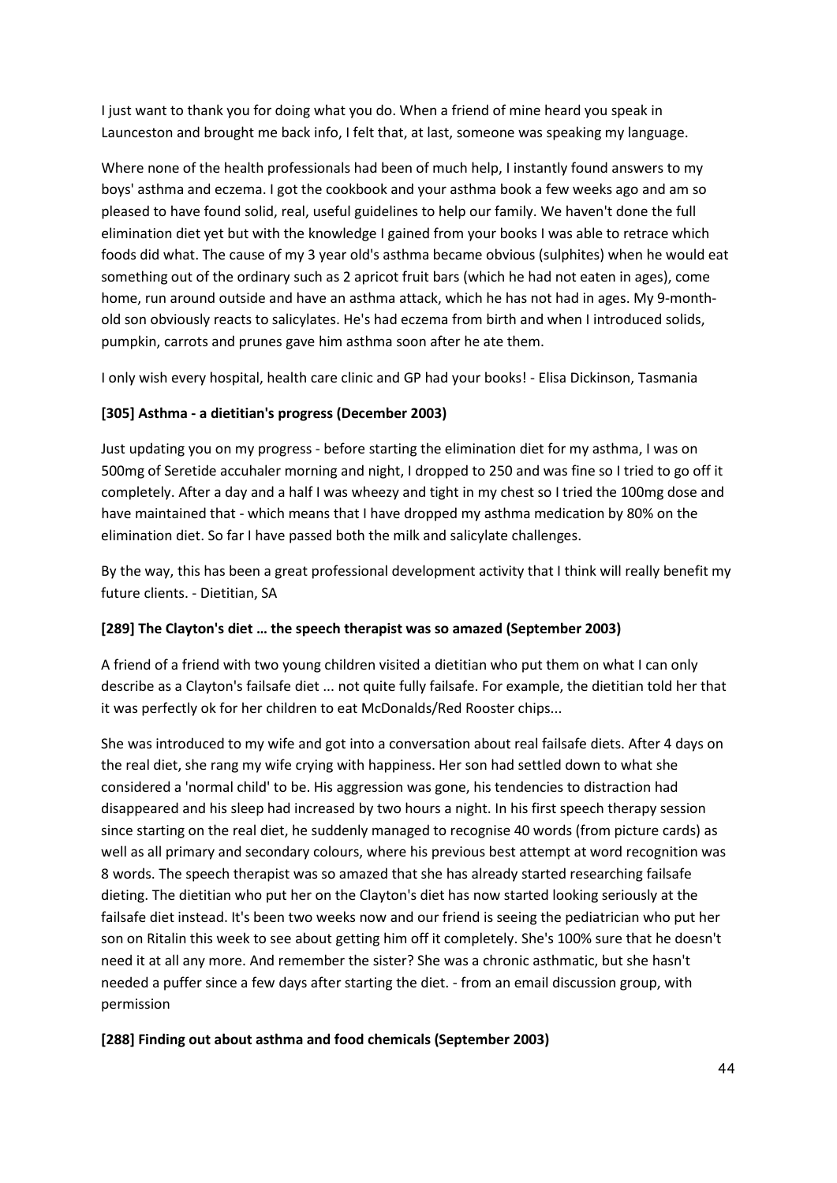I just want to thank you for doing what you do. When a friend of mine heard you speak in Launceston and brought me back info, I felt that, at last, someone was speaking my language.

Where none of the health professionals had been of much help, I instantly found answers to my boys' asthma and eczema. I got the cookbook and your asthma book a few weeks ago and am so pleased to have found solid, real, useful guidelines to help our family. We haven't done the full elimination diet yet but with the knowledge I gained from your books I was able to retrace which foods did what. The cause of my 3 year old's asthma became obvious (sulphites) when he would eat something out of the ordinary such as 2 apricot fruit bars (which he had not eaten in ages), come home, run around outside and have an asthma attack, which he has not had in ages. My 9-month-old son obviously reacts to salicylates. He's had eczema from birth and when I introduced solids, pumpkin, carrots and prunes gave him asthma soon after he ate them.

I only wish every hospital, health care clinic and GP had your books! - Elisa Dickinson, Tasmania

**[305] Asthma - a dietitian's progress (December 2003)**

Just updating you on my progress - before starting the elimination diet for my asthma, I was on 500mg of Seretide accuhaler morning and night, I dropped to 250 and was fine so I tried to go off it completely. After a day and a half I was wheezy and tight in my chest so I tried the 100mg dose and have maintained that - which means that I have dropped my asthma medication by 80% on the elimination diet. So far I have passed both the milk and salicylate challenges.

By the way, this has been a great professional development activity that I think will really benefit my future clients. - Dietitian, SA

**[289] The Clayton's diet … the speech therapist was so amazed (September 2003)**

A friend of a friend with two young children visited a dietitian who put them on what I can only describe as a Clayton's failsafe diet ... not quite fully failsafe. For example, the dietitian told her that it was perfectly ok for her children to eat McDonalds/Red Rooster chips...

She was introduced to my wife and got into a conversation about real failsafe diets. After 4 days on the real diet, she rang my wife crying with happiness. Her son had settled down to what she considered a 'normal child' to be. His aggression was gone, his tendencies to distraction had disappeared and his sleep had increased by two hours a night. In his first speech therapy session since starting on the real diet, he suddenly managed to recognise 40 words (from picture cards) as well as all primary and secondary colours, where his previous best attempt at word recognition was 8 words. The speech therapist was so amazed that she has already started researching failsafe dieting. The dietitian who put her on the Clayton's diet has now started looking seriously at the failsafe diet instead. It's been two weeks now and our friend is seeing the pediatrician who put her son on Ritalin this week to see about getting him off it completely. She's 100% sure that he doesn't need it at all any more. And remember the sister? She was a chronic asthmatic, but she hasn't needed a puffer since a few days after starting the diet. - from an email discussion group, with permission

**[288] Finding out about asthma and food chemicals (September 2003)**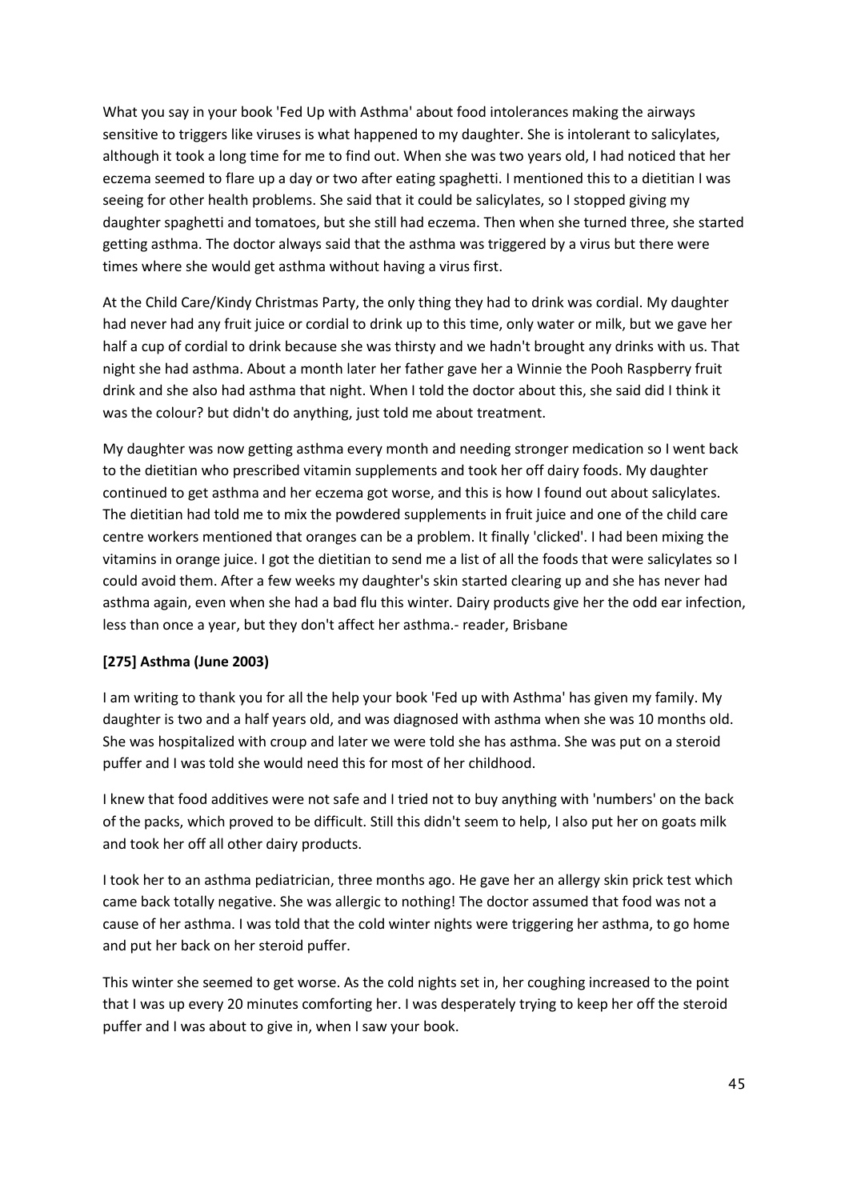What you say in your book 'Fed Up with Asthma' about food intolerances making the airways sensitive to triggers like viruses is what happened to my daughter. She is intolerant to salicylates, although it took a long time for me to find out. When she was two years old, I had noticed that her eczema seemed to flare up a day or two after eating spaghetti. I mentioned this to a dietitian I was seeing for other health problems. She said that it could be salicylates, so I stopped giving my daughter spaghetti and tomatoes, but she still had eczema. Then when she turned three, she started getting asthma. The doctor always said that the asthma was triggered by a virus but there were times where she would get asthma without having a virus first.

At the Child Care/Kindy Christmas Party, the only thing they had to drink was cordial. My daughter had never had any fruit juice or cordial to drink up to this time, only water or milk, but we gave her half a cup of cordial to drink because she was thirsty and we hadn't brought any drinks with us. That night she had asthma. About a month later her father gave her a Winnie the Pooh Raspberry fruit drink and she also had asthma that night. When I told the doctor about this, she said did I think it was the colour? but didn't do anything, just told me about treatment.

My daughter was now getting asthma every month and needing stronger medication so I went back to the dietitian who prescribed vitamin supplements and took her off dairy foods. My daughter continued to get asthma and her eczema got worse, and this is how I found out about salicylates. The dietitian had told me to mix the powdered supplements in fruit juice and one of the child care centre workers mentioned that oranges can be a problem. It finally 'clicked'. I had been mixing the vitamins in orange juice. I got the dietitian to send me a list of all the foods that were salicylates so I could avoid them. After a few weeks my daughter's skin started clearing up and she has never had asthma again, even when she had a bad flu this winter. Dairy products give her the odd ear infection, less than once a year, but they don't affect her asthma.- reader, Brisbane

**[275] Asthma (June 2003)**

I am writing to thank you for all the help your book 'Fed up with Asthma' has given my family. My daughter is two and a half years old, and was diagnosed with asthma when she was 10 months old. She was hospitalized with croup and later we were told she has asthma. She was put on a steroid puffer and I was told she would need this for most of her childhood.

I knew that food additives were not safe and I tried not to buy anything with 'numbers' on the back of the packs, which proved to be difficult. Still this didn't seem to help, I also put her on goats milk and took her off all other dairy products.

I took her to an asthma pediatrician, three months ago. He gave her an allergy skin prick test which came back totally negative. She was allergic to nothing! The doctor assumed that food was not a cause of her asthma. I was told that the cold winter nights were triggering her asthma, to go home and put her back on her steroid puffer.

This winter she seemed to get worse. As the cold nights set in, her coughing increased to the point that I was up every 20 minutes comforting her. I was desperately trying to keep her off the steroid puffer and I was about to give in, when I saw your book.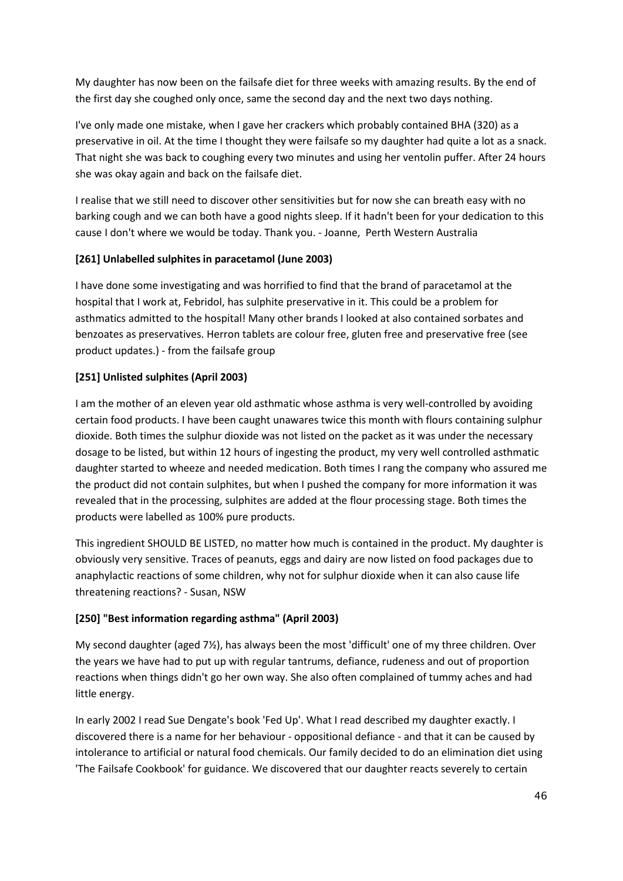My daughter has now been on the failsafe diet for three weeks with amazing results. By the end of the first day she coughed only once, same the second day and the next two days nothing.

I've only made one mistake, when I gave her crackers which probably contained BHA (320) as a preservative in oil. At the time I thought they were failsafe so my daughter had quite a lot as a snack. That night she was back to coughing every two minutes and using her ventolin puffer. After 24 hours she was okay again and back on the failsafe diet.

I realise that we still need to discover other sensitivities but for now she can breath easy with no barking cough and we can both have a good nights sleep. If it hadn't been for your dedication to this cause I don't where we would be today. Thank you. - Joanne, Perth Western Australia

**[261] Unlabelled sulphites in paracetamol (June 2003)**

I have done some investigating and was horrified to find that the brand of paracetamol at the hospital that I work at, Febridol, has sulphite preservative in it. This could be a problem for asthmatics admitted to the hospital! Many other brands I looked at also contained sorbates and benzoates as preservatives. Herron tablets are colour free, gluten free and preservative free (see product updates.) - from the failsafe group

**[251] Unlisted sulphites (April 2003)**

I am the mother of an eleven year old asthmatic whose asthma is very well-controlled by avoiding certain food products. I have been caught unawares twice this month with flours containing sulphur dioxide. Both times the sulphur dioxide was not listed on the packet as it was under the necessary dosage to be listed, but within 12 hours of ingesting the product, my very well controlled asthmatic daughter started to wheeze and needed medication. Both times I rang the company who assured me the product did not contain sulphites, but when I pushed the company for more information it was revealed that in the processing, sulphites are added at the flour processing stage. Both times the products were labelled as 100% pure products.

This ingredient SHOULD BE LISTED, no matter how much is contained in the product. My daughter is obviously very sensitive. Traces of peanuts, eggs and dairy are now listed on food packages due to anaphylactic reactions of some children, why not for sulphur dioxide when it can also cause life threatening reactions? - Susan, NSW

**[250] "Best information regarding asthma" (April 2003)**

My second daughter (aged 7½), has always been the most 'difficult' one of my three children. Over the years we have had to put up with regular tantrums, defiance, rudeness and out of proportion reactions when things didn't go her own way. She also often complained of tummy aches and had little energy.

In early 2002 I read Sue Dengate's book 'Fed Up'. What I read described my daughter exactly. I discovered there is a name for her behaviour - oppositional defiance - and that it can be caused by intolerance to artificial or natural food chemicals. Our family decided to do an elimination diet using 'The Failsafe Cookbook' for guidance. We discovered that our daughter reacts severely to certain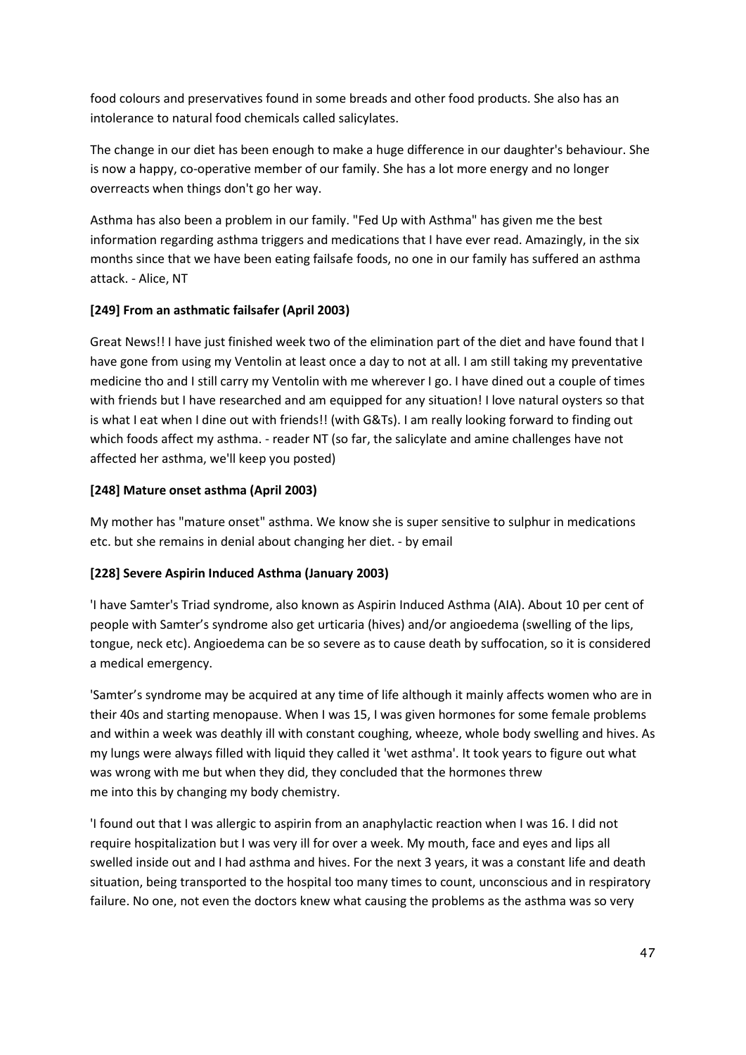food colours and preservatives found in some breads and other food products. She also has an intolerance to natural food chemicals called salicylates.

The change in our diet has been enough to make a huge difference in our daughter's behaviour. She is now a happy, co-operative member of our family. She has a lot more energy and no longer overreacts when things don't go her way.

Asthma has also been a problem in our family. "Fed Up with Asthma" has given me the best information regarding asthma triggers and medications that I have ever read. Amazingly, in the six months since that we have been eating failsafe foods, no one in our family has suffered an asthma attack. - Alice, NT

**[249] From an asthmatic failsafer (April 2003)**

Great News!! I have just finished week two of the elimination part of the diet and have found that I have gone from using my Ventolin at least once a day to not at all. I am still taking my preventative medicine tho and I still carry my Ventolin with me wherever I go. I have dined out a couple of times with friends but I have researched and am equipped for any situation! I love natural oysters so that is what I eat when I dine out with friends!! (with G&Ts). I am really looking forward to finding out which foods affect my asthma. - reader NT (so far, the salicylate and amine challenges have not affected her asthma, we'll keep you posted)

**[248] Mature onset asthma (April 2003)**

My mother has "mature onset" asthma. We know she is super sensitive to sulphur in medications etc. but she remains in denial about changing her diet. - by email

**[228] Severe Aspirin Induced Asthma (January 2003)**

'I have Samter's Triad syndrome, also known as Aspirin Induced Asthma (AIA). About 10 per cent of people with Samter's syndrome also get urticaria (hives) and/or angioedema (swelling of the lips, tongue, neck etc). Angioedema can be so severe as to cause death by suffocation, so it is considered a medical emergency.

'Samter's syndrome may be acquired at any time of life although it mainly affects women who are in their 40s and starting menopause. When I was 15, I was given hormones for some female problems and within a week was deathly ill with constant coughing, wheeze, whole body swelling and hives. As my lungs were always filled with liquid they called it 'wet asthma'. It took years to figure out what was wrong with me but when they did, they concluded that the hormones threw me into this by changing my body chemistry.

'I found out that I was allergic to aspirin from an anaphylactic reaction when I was 16. I did not require hospitalization but I was very ill for over a week. My mouth, face and eyes and lips all swelled inside out and I had asthma and hives. For the next 3 years, it was a constant life and death situation, being transported to the hospital too many times to count, unconscious and in respiratory failure. No one, not even the doctors knew what causing the problems as the asthma was so very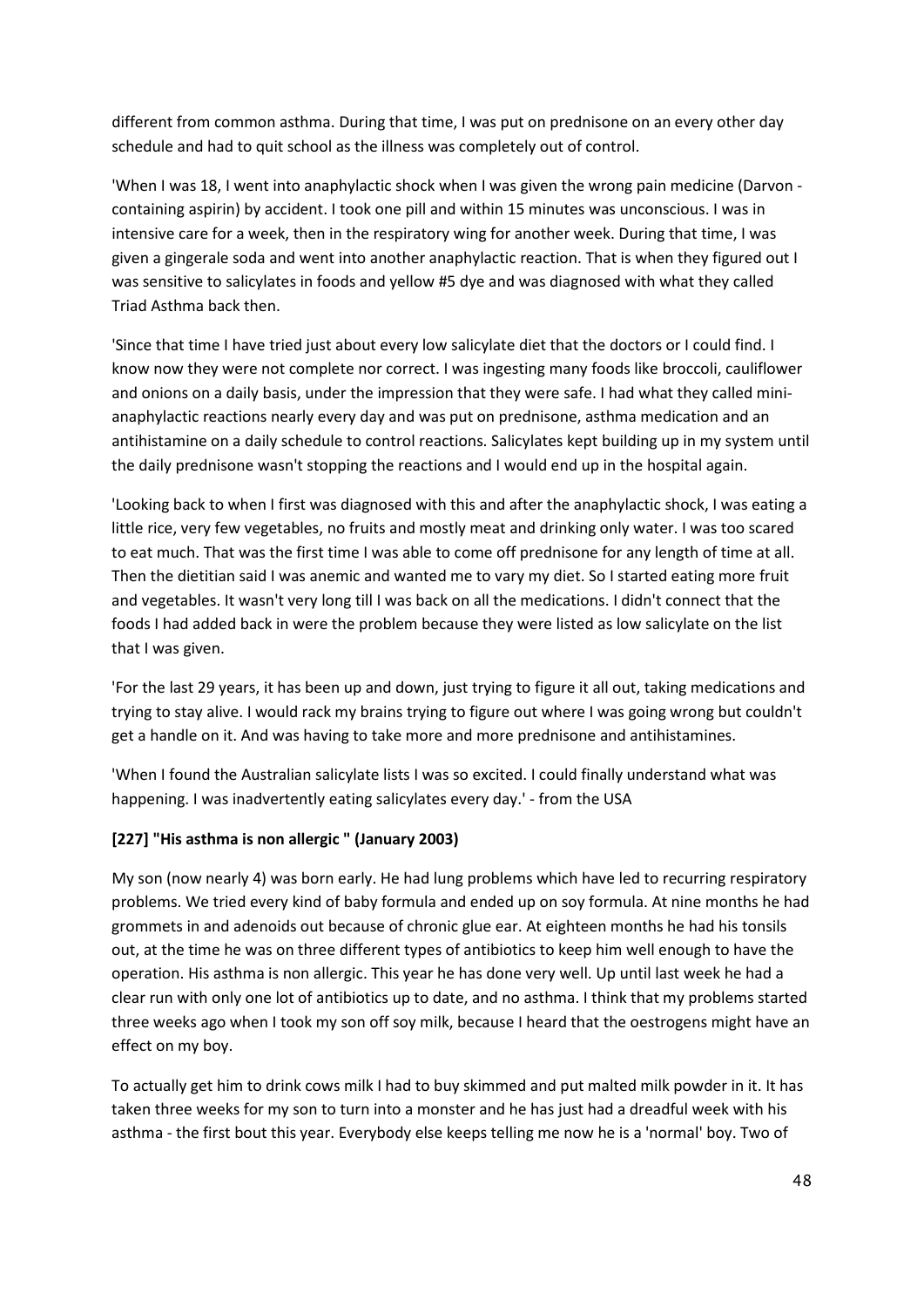different from common asthma. During that time, I was put on prednisone on an every other day schedule and had to quit school as the illness was completely out of control.

'When I was 18, I went into anaphylactic shock when I was given the wrong pain medicine (Darvon - containing aspirin) by accident. I took one pill and within 15 minutes was unconscious. I was in intensive care for a week, then in the respiratory wing for another week. During that time, I was given a gingerale soda and went into another anaphylactic reaction. That is when they figured out I was sensitive to salicylates in foods and yellow #5 dye and was diagnosed with what they called Triad Asthma back then.

'Since that time I have tried just about every low salicylate diet that the doctors or I could find. I know now they were not complete nor correct. I was ingesting many foods like broccoli, cauliflower and onions on a daily basis, under the impression that they were safe. I had what they called mini-anaphylactic reactions nearly every day and was put on prednisone, asthma medication and an antihistamine on a daily schedule to control reactions. Salicylates kept building up in my system until the daily prednisone wasn't stopping the reactions and I would end up in the hospital again.

'Looking back to when I first was diagnosed with this and after the anaphylactic shock, I was eating a little rice, very few vegetables, no fruits and mostly meat and drinking only water. I was too scared to eat much. That was the first time I was able to come off prednisone for any length of time at all. Then the dietitian said I was anemic and wanted me to vary my diet. So I started eating more fruit and vegetables. It wasn't very long till I was back on all the medications. I didn't connect that the foods I had added back in were the problem because they were listed as low salicylate on the list that I was given.

'For the last 29 years, it has been up and down, just trying to figure it all out, taking medications and trying to stay alive. I would rack my brains trying to figure out where I was going wrong but couldn't get a handle on it. And was having to take more and more prednisone and antihistamines.

'When I found the Australian salicylate lists I was so excited. I could finally understand what was happening. I was inadvertently eating salicylates every day.' - from the USA

**[227] "His asthma is non allergic " (January 2003)**

My son (now nearly 4) was born early. He had lung problems which have led to recurring respiratory problems. We tried every kind of baby formula and ended up on soy formula. At nine months he had grommets in and adenoids out because of chronic glue ear. At eighteen months he had his tonsils out, at the time he was on three different types of antibiotics to keep him well enough to have the operation. His asthma is non allergic. This year he has done very well. Up until last week he had a clear run with only one lot of antibiotics up to date, and no asthma. I think that my problems started three weeks ago when I took my son off soy milk, because I heard that the oestrogens might have an effect on my boy.

To actually get him to drink cows milk I had to buy skimmed and put malted milk powder in it. It has taken three weeks for my son to turn into a monster and he has just had a dreadful week with his asthma - the first bout this year. Everybody else keeps telling me now he is a 'normal' boy. Two of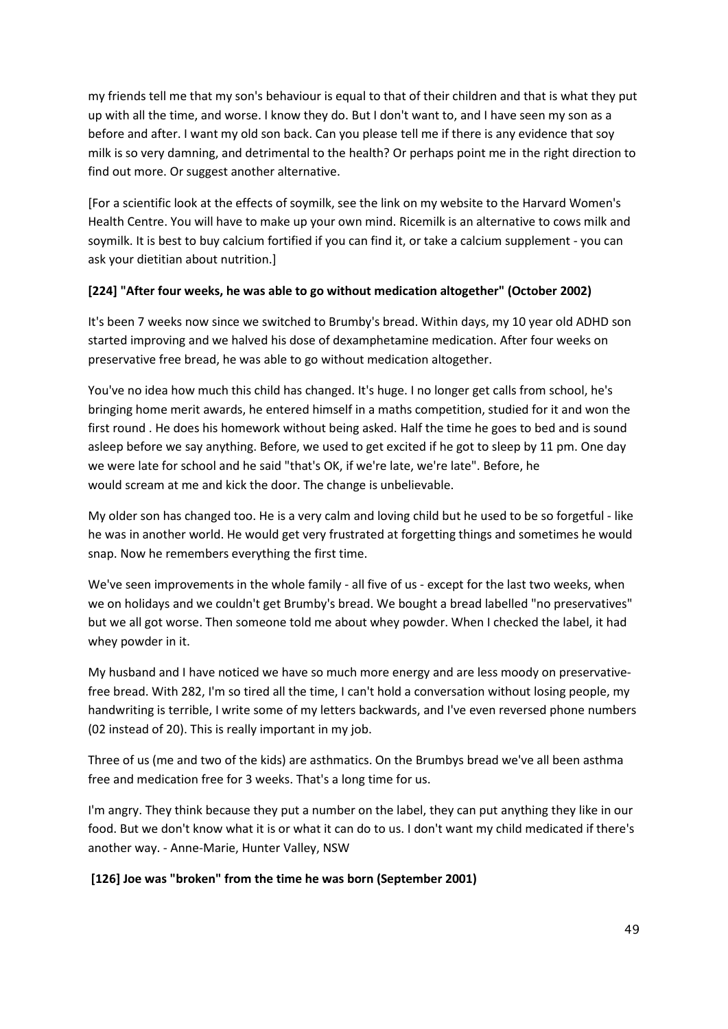my friends tell me that my son's behaviour is equal to that of their children and that is what they put up with all the time, and worse. I know they do. But I don't want to, and I have seen my son as a before and after. I want my old son back. Can you please tell me if there is any evidence that soy milk is so very damning, and detrimental to the health? Or perhaps point me in the right direction to find out more. Or suggest another alternative.

[For a scientific look at the effects of soymilk, see the link on my website to the Harvard Women's Health Centre. You will have to make up your own mind. Ricemilk is an alternative to cows milk and soymilk. It is best to buy calcium fortified if you can find it, or take a calcium supplement - you can ask your dietitian about nutrition.]

**[224] "After four weeks, he was able to go without medication altogether" (October 2002)**

It's been 7 weeks now since we switched to Brumby's bread. Within days, my 10 year old ADHD son started improving and we halved his dose of dexamphetamine medication. After four weeks on preservative free bread, he was able to go without medication altogether.

You've no idea how much this child has changed. It's huge. I no longer get calls from school, he's bringing home merit awards, he entered himself in a maths competition, studied for it and won the first round . He does his homework without being asked. Half the time he goes to bed and is sound asleep before we say anything. Before, we used to get excited if he got to sleep by 11 pm. One day we were late for school and he said "that's OK, if we're late, we're late". Before, he would scream at me and kick the door. The change is unbelievable.

My older son has changed too. He is a very calm and loving child but he used to be so forgetful - like he was in another world. He would get very frustrated at forgetting things and sometimes he would snap. Now he remembers everything the first time.

We've seen improvements in the whole family - all five of us - except for the last two weeks, when we on holidays and we couldn't get Brumby's bread. We bought a bread labelled "no preservatives" but we all got worse. Then someone told me about whey powder. When I checked the label, it had whey powder in it.

My husband and I have noticed we have so much more energy and are less moody on preservative-free bread. With 282, I'm so tired all the time, I can't hold a conversation without losing people, my handwriting is terrible, I write some of my letters backwards, and I've even reversed phone numbers (02 instead of 20). This is really important in my job.

Three of us (me and two of the kids) are asthmatics. On the Brumbys bread we've all been asthma free and medication free for 3 weeks. That's a long time for us.

I'm angry. They think because they put a number on the label, they can put anything they like in our food. But we don't know what it is or what it can do to us. I don't want my child medicated if there's another way. - Anne-Marie, Hunter Valley, NSW

**[126] Joe was "broken" from the time he was born (September 2001)**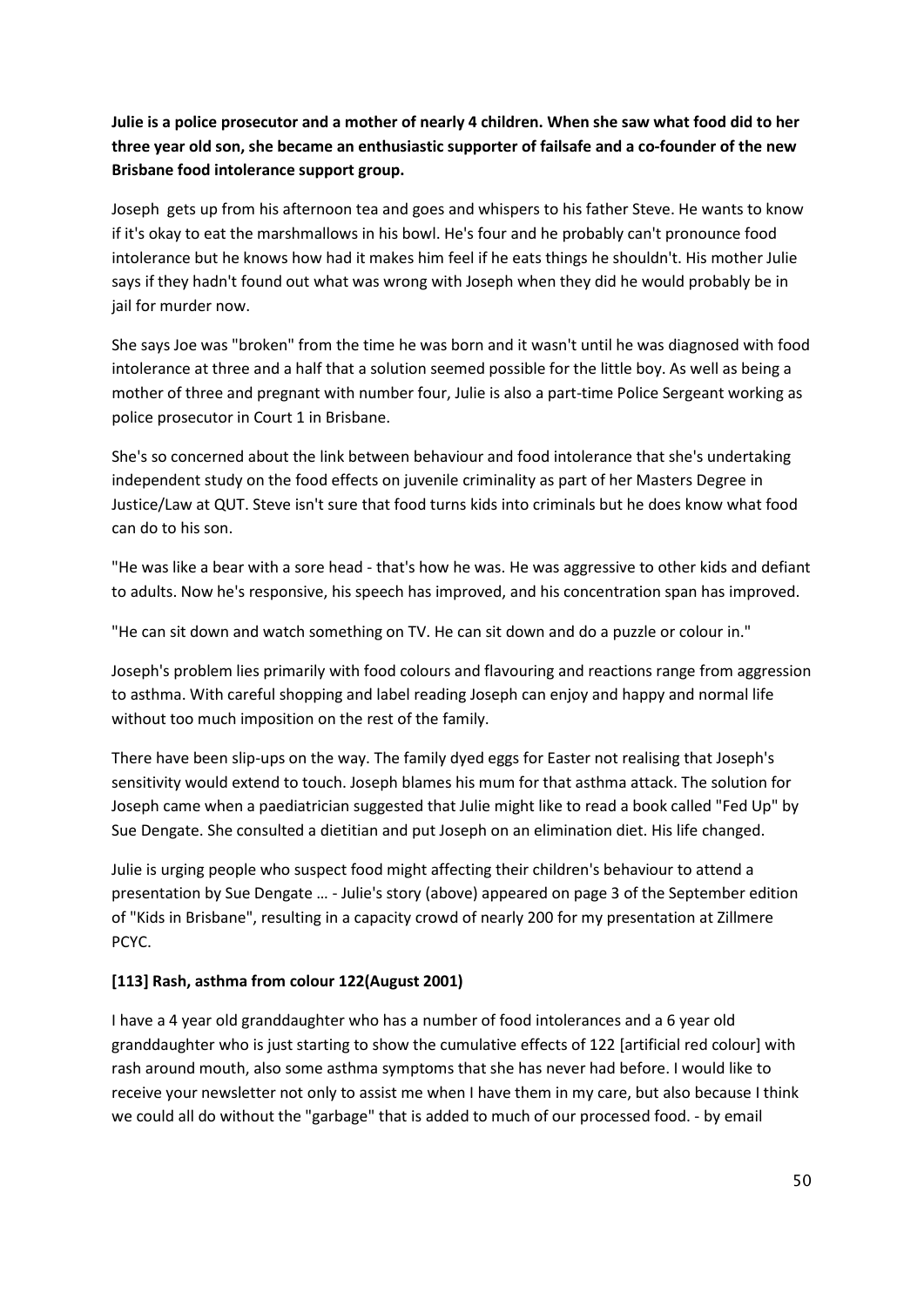**Julie is a police prosecutor and a mother of nearly 4 children. When she saw what food did to her three year old son, she became an enthusiastic supporter of failsafe and a co-founder of the new Brisbane food intolerance support group.**

Joseph gets up from his afternoon tea and goes and whispers to his father Steve. He wants to know if it's okay to eat the marshmallows in his bowl. He's four and he probably can't pronounce food intolerance but he knows how had it makes him feel if he eats things he shouldn't. His mother Julie says if they hadn't found out what was wrong with Joseph when they did he would probably be in jail for murder now.

She says Joe was "broken" from the time he was born and it wasn't until he was diagnosed with food intolerance at three and a half that a solution seemed possible for the little boy. As well as being a mother of three and pregnant with number four, Julie is also a part-time Police Sergeant working as police prosecutor in Court 1 in Brisbane.

She's so concerned about the link between behaviour and food intolerance that she's undertaking independent study on the food effects on juvenile criminality as part of her Masters Degree in Justice/Law at QUT. Steve isn't sure that food turns kids into criminals but he does know what food can do to his son.

"He was like a bear with a sore head - that's how he was. He was aggressive to other kids and defiant to adults. Now he's responsive, his speech has improved, and his concentration span has improved.

"He can sit down and watch something on TV. He can sit down and do a puzzle or colour in."

Joseph's problem lies primarily with food colours and flavouring and reactions range from aggression to asthma. With careful shopping and label reading Joseph can enjoy and happy and normal life without too much imposition on the rest of the family.

There have been slip-ups on the way. The family dyed eggs for Easter not realising that Joseph's sensitivity would extend to touch. Joseph blames his mum for that asthma attack. The solution for Joseph came when a paediatrician suggested that Julie might like to read a book called "Fed Up" by Sue Dengate. She consulted a dietitian and put Joseph on an elimination diet. His life changed.

Julie is urging people who suspect food might affecting their children's behaviour to attend a presentation by Sue Dengate … - Julie's story (above) appeared on page 3 of the September edition of "Kids in Brisbane", resulting in a capacity crowd of nearly 200 for my presentation at Zillmere PCYC.

### [113] Rash, asthma from colour 122(August 2001)

I have a 4 year old granddaughter who has a number of food intolerances and a 6 year old granddaughter who is just starting to show the cumulative effects of 122 [artificial red colour] with rash around mouth, also some asthma symptoms that she has never had before. I would like to receive your newsletter not only to assist me when I have them in my care, but also because I think we could all do without the "garbage" that is added to much of our processed food. - by email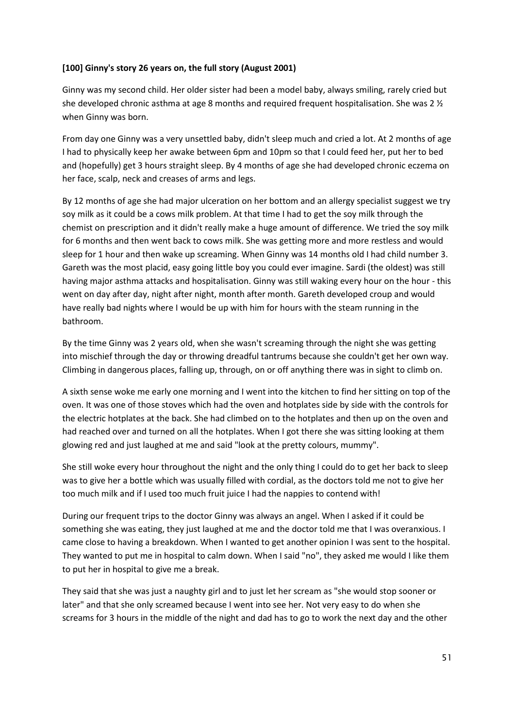**[100] Ginny's story 26 years on, the full story (August 2001)**

Ginny was my second child. Her older sister had been a model baby, always smiling, rarely cried but she developed chronic asthma at age 8 months and required frequent hospitalisation. She was 2 ½ when Ginny was born.

From day one Ginny was a very unsettled baby, didn't sleep much and cried a lot. At 2 months of age I had to physically keep her awake between 6pm and 10pm so that I could feed her, put her to bed and (hopefully) get 3 hours straight sleep. By 4 months of age she had developed chronic eczema on her face, scalp, neck and creases of arms and legs.

By 12 months of age she had major ulceration on her bottom and an allergy specialist suggest we try soy milk as it could be a cows milk problem. At that time I had to get the soy milk through the chemist on prescription and it didn't really make a huge amount of difference. We tried the soy milk for 6 months and then went back to cows milk. She was getting more and more restless and would sleep for 1 hour and then wake up screaming. When Ginny was 14 months old I had child number 3. Gareth was the most placid, easy going little boy you could ever imagine. Sardi (the oldest) was still having major asthma attacks and hospitalisation. Ginny was still waking every hour on the hour - this went on day after day, night after night, month after month. Gareth developed croup and would have really bad nights where I would be up with him for hours with the steam running in the bathroom.

By the time Ginny was 2 years old, when she wasn't screaming through the night she was getting into mischief through the day or throwing dreadful tantrums because she couldn't get her own way. Climbing in dangerous places, falling up, through, on or off anything there was in sight to climb on.

A sixth sense woke me early one morning and I went into the kitchen to find her sitting on top of the oven. It was one of those stoves which had the oven and hotplates side by side with the controls for the electric hotplates at the back. She had climbed on to the hotplates and then up on the oven and had reached over and turned on all the hotplates. When I got there she was sitting looking at them glowing red and just laughed at me and said "look at the pretty colours, mummy".

She still woke every hour throughout the night and the only thing I could do to get her back to sleep was to give her a bottle which was usually filled with cordial, as the doctors told me not to give her too much milk and if I used too much fruit juice I had the nappies to contend with!

During our frequent trips to the doctor Ginny was always an angel. When I asked if it could be something she was eating, they just laughed at me and the doctor told me that I was overanxious. I came close to having a breakdown. When I wanted to get another opinion I was sent to the hospital. They wanted to put me in hospital to calm down. When I said "no", they asked me would I like them to put her in hospital to give me a break.

They said that she was just a naughty girl and to just let her scream as "she would stop sooner or later" and that she only screamed because I went into see her. Not very easy to do when she screams for 3 hours in the middle of the night and dad has to go to work the next day and the other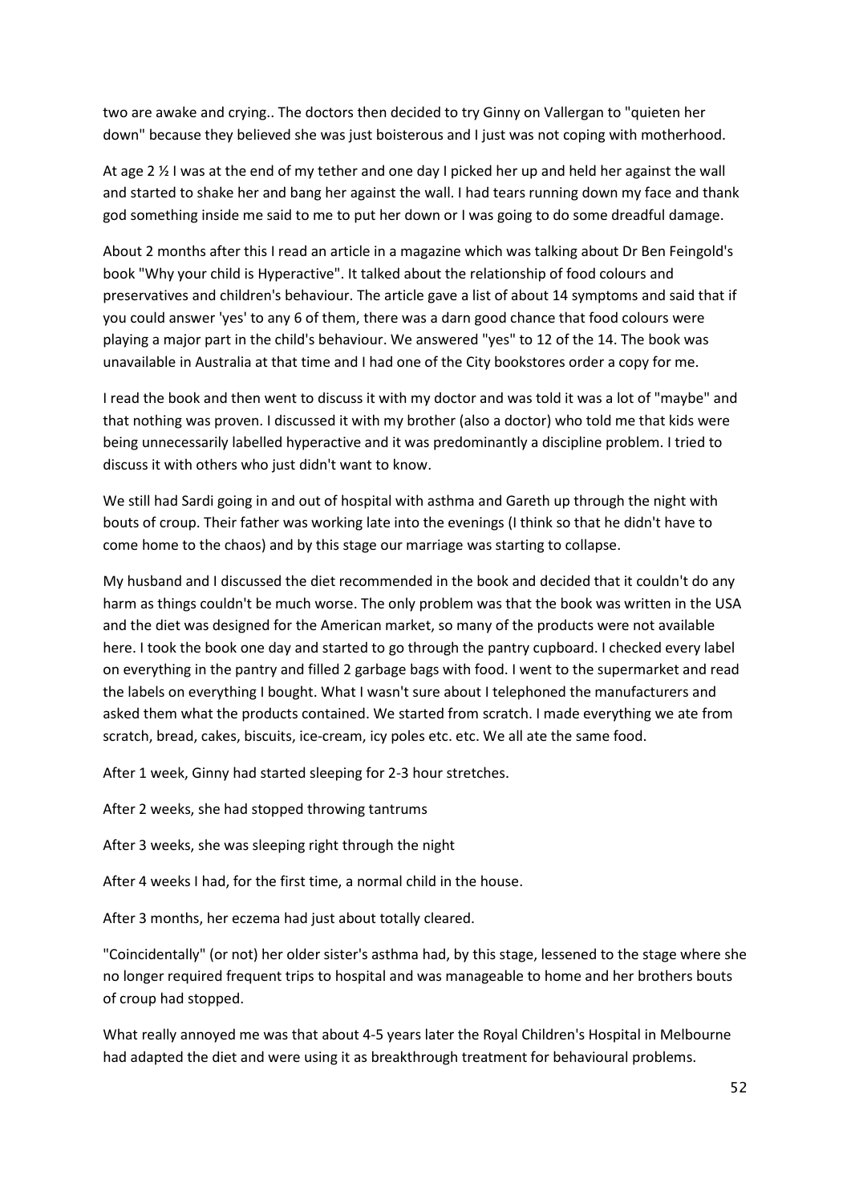two are awake and crying.. The doctors then decided to try Ginny on Vallergan to "quieten her down" because they believed she was just boisterous and I just was not coping with motherhood.

At age 2 ½ I was at the end of my tether and one day I picked her up and held her against the wall and started to shake her and bang her against the wall. I had tears running down my face and thank god something inside me said to me to put her down or I was going to do some dreadful damage.

About 2 months after this I read an article in a magazine which was talking about Dr Ben Feingold's book "Why your child is Hyperactive". It talked about the relationship of food colours and preservatives and children's behaviour. The article gave a list of about 14 symptoms and said that if you could answer 'yes' to any 6 of them, there was a darn good chance that food colours were playing a major part in the child's behaviour. We answered "yes" to 12 of the 14. The book was unavailable in Australia at that time and I had one of the City bookstores order a copy for me.

I read the book and then went to discuss it with my doctor and was told it was a lot of "maybe" and that nothing was proven. I discussed it with my brother (also a doctor) who told me that kids were being unnecessarily labelled hyperactive and it was predominantly a discipline problem. I tried to discuss it with others who just didn't want to know.

We still had Sardi going in and out of hospital with asthma and Gareth up through the night with bouts of croup. Their father was working late into the evenings (I think so that he didn't have to come home to the chaos) and by this stage our marriage was starting to collapse.

My husband and I discussed the diet recommended in the book and decided that it couldn't do any harm as things couldn't be much worse. The only problem was that the book was written in the USA and the diet was designed for the American market, so many of the products were not available here. I took the book one day and started to go through the pantry cupboard. I checked every label on everything in the pantry and filled 2 garbage bags with food. I went to the supermarket and read the labels on everything I bought. What I wasn't sure about I telephoned the manufacturers and asked them what the products contained. We started from scratch. I made everything we ate from scratch, bread, cakes, biscuits, ice-cream, icy poles etc. etc. We all ate the same food.

After 1 week, Ginny had started sleeping for 2-3 hour stretches.

After 2 weeks, she had stopped throwing tantrums

After 3 weeks, she was sleeping right through the night

After 4 weeks I had, for the first time, a normal child in the house.

After 3 months, her eczema had just about totally cleared.

"Coincidentally" (or not) her older sister's asthma had, by this stage, lessened to the stage where she no longer required frequent trips to hospital and was manageable to home and her brothers bouts of croup had stopped.

What really annoyed me was that about 4-5 years later the Royal Children's Hospital in Melbourne had adapted the diet and were using it as breakthrough treatment for behavioural problems.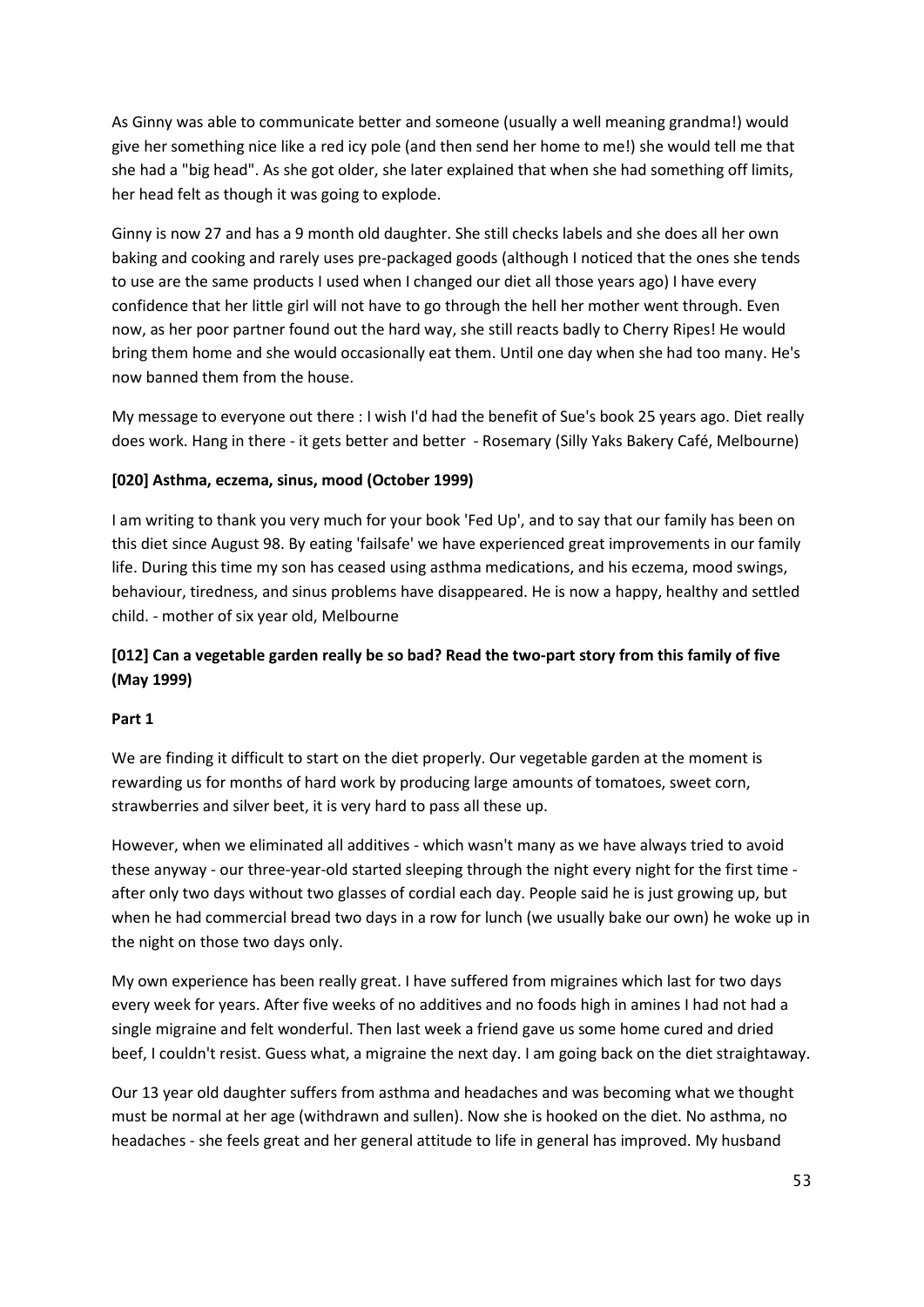As Ginny was able to communicate better and someone (usually a well meaning grandma!) would give her something nice like a red icy pole (and then send her home to me!) she would tell me that she had a "big head". As she got older, she later explained that when she had something off limits, her head felt as though it was going to explode.

Ginny is now 27 and has a 9 month old daughter. She still checks labels and she does all her own baking and cooking and rarely uses pre-packaged goods (although I noticed that the ones she tends to use are the same products I used when I changed our diet all those years ago) I have every confidence that her little girl will not have to go through the hell her mother went through. Even now, as her poor partner found out the hard way, she still reacts badly to Cherry Ripes! He would bring them home and she would occasionally eat them. Until one day when she had too many. He's now banned them from the house.

My message to everyone out there : I wish I'd had the benefit of Sue's book 25 years ago. Diet really does work. Hang in there - it gets better and better - Rosemary (Silly Yaks Bakery Café, Melbourne)

**[020] Asthma, eczema, sinus, mood (October 1999)**

I am writing to thank you very much for your book 'Fed Up', and to say that our family has been on this diet since August 98. By eating 'failsafe' we have experienced great improvements in our family life. During this time my son has ceased using asthma medications, and his eczema, mood swings, behaviour, tiredness, and sinus problems have disappeared. He is now a happy, healthy and settled child. - mother of six year old, Melbourne

**[012] Can a vegetable garden really be so bad? Read the two-part story from this family of five (May 1999)**

**Part 1**

We are finding it difficult to start on the diet properly. Our vegetable garden at the moment is rewarding us for months of hard work by producing large amounts of tomatoes, sweet corn, strawberries and silver beet, it is very hard to pass all these up.

However, when we eliminated all additives - which wasn't many as we have always tried to avoid these anyway - our three-year-old started sleeping through the night every night for the first time - after only two days without two glasses of cordial each day. People said he is just growing up, but when he had commercial bread two days in a row for lunch (we usually bake our own) he woke up in the night on those two days only.

My own experience has been really great. I have suffered from migraines which last for two days every week for years. After five weeks of no additives and no foods high in amines I had not had a single migraine and felt wonderful. Then last week a friend gave us some home cured and dried beef, I couldn't resist. Guess what, a migraine the next day. I am going back on the diet straightaway.

Our 13 year old daughter suffers from asthma and headaches and was becoming what we thought must be normal at her age (withdrawn and sullen). Now she is hooked on the diet. No asthma, no headaches - she feels great and her general attitude to life in general has improved. My husband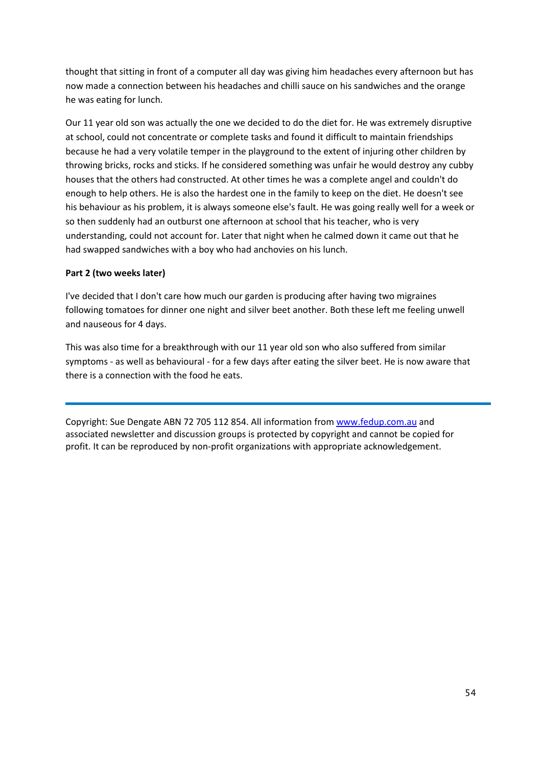thought that sitting in front of a computer all day was giving him headaches every afternoon but has now made a connection between his headaches and chilli sauce on his sandwiches and the orange he was eating for lunch.

Our 11 year old son was actually the one we decided to do the diet for. He was extremely disruptive at school, could not concentrate or complete tasks and found it difficult to maintain friendships because he had a very volatile temper in the playground to the extent of injuring other children by throwing bricks, rocks and sticks. If he considered something was unfair he would destroy any cubby houses that the others had constructed. At other times he was a complete angel and couldn't do enough to help others. He is also the hardest one in the family to keep on the diet. He doesn't see his behaviour as his problem, it is always someone else's fault. He was going really well for a week or so then suddenly had an outburst one afternoon at school that his teacher, who is very understanding, could not account for. Later that night when he calmed down it came out that he had swapped sandwiches with a boy who had anchovies on his lunch.

**Part 2 (two weeks later)**

I've decided that I don't care how much our garden is producing after having two migraines following tomatoes for dinner one night and silver beet another. Both these left me feeling unwell and nauseous for 4 days.

This was also time for a breakthrough with our 11 year old son who also suffered from similar symptoms - as well as behavioural - for a few days after eating the silver beet. He is now aware that there is a connection with the food he eats.

---

Copyright: Sue Dengate ABN 72 705 112 854. All information from [www.fedup.com.au](http://www.fedup.com.au) and associated newsletter and discussion groups is protected by copyright and cannot be copied for profit. It can be reproduced by non-profit organizations with appropriate acknowledgement.